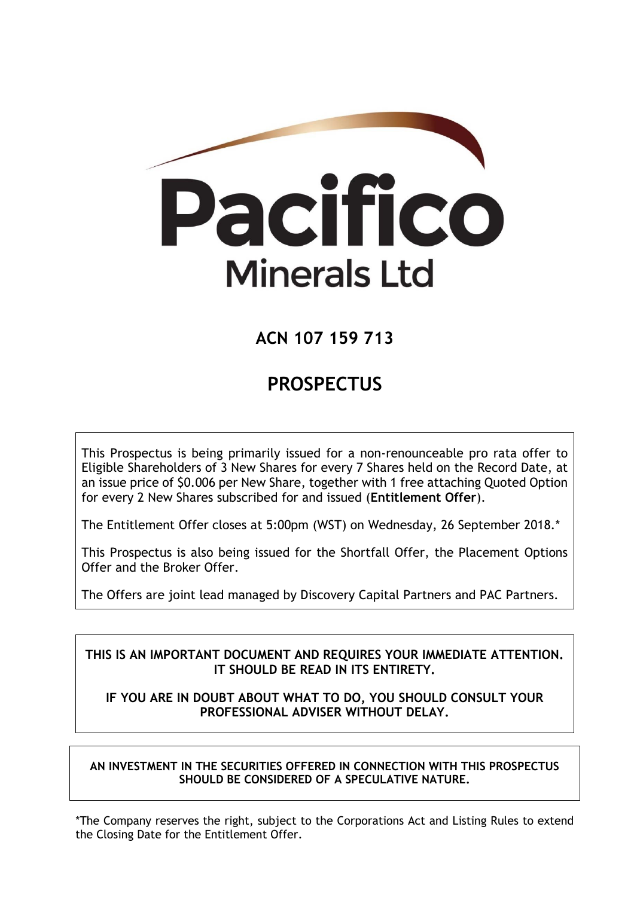# Pacifico Minerals Ltd

**ACN 107 159 713**

# PROSPECTUS

This Prospectus is being primarily issued for a non-renounceable pro rata offer to Eligible Shareholders of 3 New Shares for every 7 Shares held on the Record Date, at an issue price of $0.006 per New Share, together with 1 free attaching Quoted Option for every 2 New Shares subscribed for and issued (**Entitlement Offer**).

The Entitlement Offer closes at 5:00pm (WST) on Wednesday, 26 September 2018.*

This Prospectus is also being issued for the Shortfall Offer, the Placement Options Offer and the Broker Offer.

The Offers are joint lead managed by Discovery Capital Partners and PAC Partners.

**THIS IS AN IMPORTANT DOCUMENT AND REQUIRES YOUR IMMEDIATE ATTENTION. IT SHOULD BE READ IN ITS ENTIRETY.**

**IF YOU ARE IN DOUBT ABOUT WHAT TO DO, YOU SHOULD CONSULT YOUR PROFESSIONAL ADVISER WITHOUT DELAY.**

**AN INVESTMENT IN THE SECURITIES OFFERED IN CONNECTION WITH THIS PROSPECTUS SHOULD BE CONSIDERED OF A SPECULATIVE NATURE.**

*The Company reserves the right, subject to the Corporations Act and Listing Rules to extend the Closing Date for the Entitlement Offer.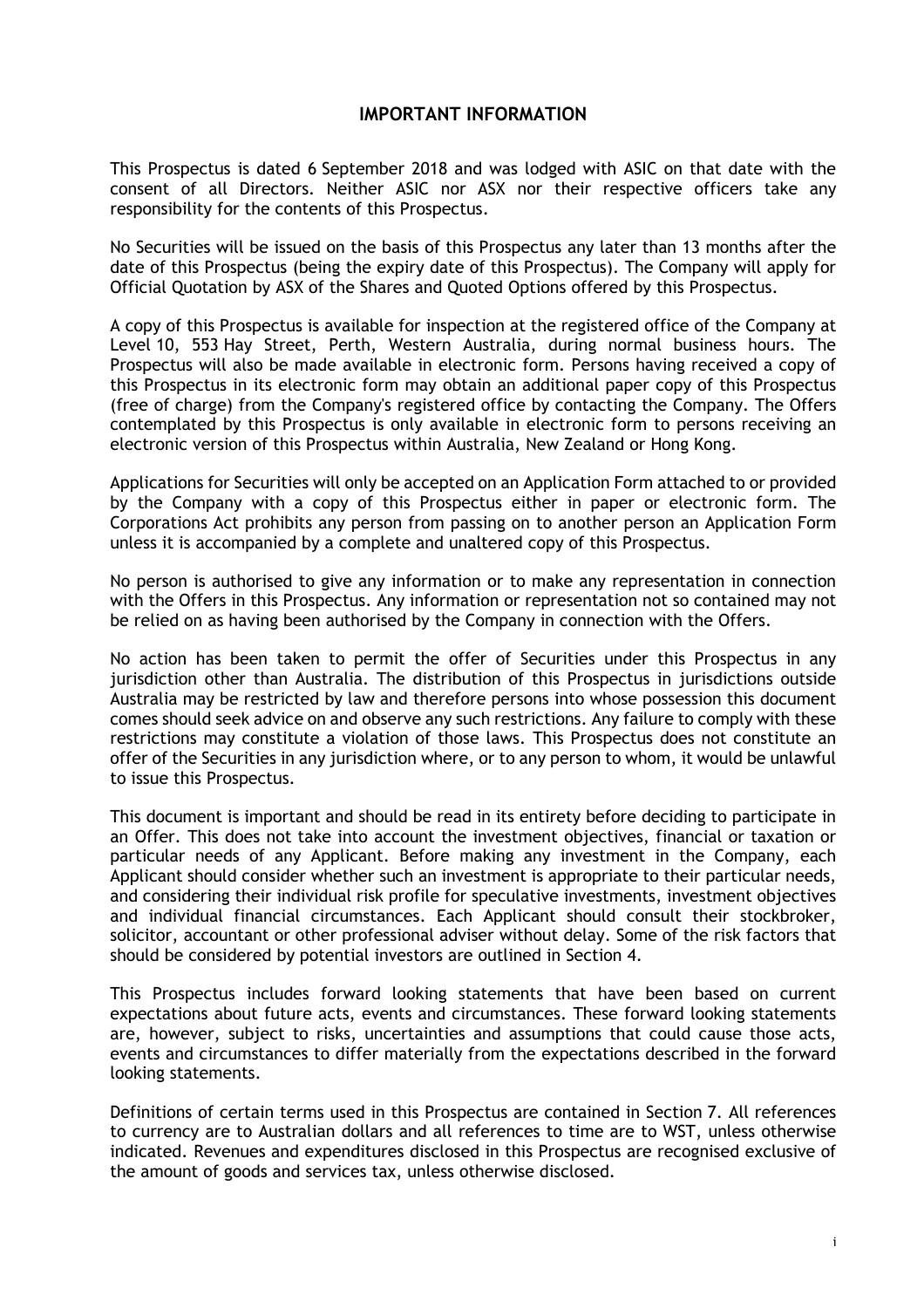## IMPORTANT INFORMATION

This Prospectus is dated 6 September 2018 and was lodged with ASIC on that date with the consent of all Directors. Neither ASIC nor ASX nor their respective officers take any responsibility for the contents of this Prospectus.

No Securities will be issued on the basis of this Prospectus any later than 13 months after the date of this Prospectus (being the expiry date of this Prospectus). The Company will apply for Official Quotation by ASX of the Shares and Quoted Options offered by this Prospectus.

A copy of this Prospectus is available for inspection at the registered office of the Company at Level 10, 553 Hay Street, Perth, Western Australia, during normal business hours. The Prospectus will also be made available in electronic form. Persons having received a copy of this Prospectus in its electronic form may obtain an additional paper copy of this Prospectus (free of charge) from the Company's registered office by contacting the Company. The Offers contemplated by this Prospectus is only available in electronic form to persons receiving an electronic version of this Prospectus within Australia, New Zealand or Hong Kong.

Applications for Securities will only be accepted on an Application Form attached to or provided by the Company with a copy of this Prospectus either in paper or electronic form. The Corporations Act prohibits any person from passing on to another person an Application Form unless it is accompanied by a complete and unaltered copy of this Prospectus.

No person is authorised to give any information or to make any representation in connection with the Offers in this Prospectus. Any information or representation not so contained may not be relied on as having been authorised by the Company in connection with the Offers.

No action has been taken to permit the offer of Securities under this Prospectus in any jurisdiction other than Australia. The distribution of this Prospectus in jurisdictions outside Australia may be restricted by law and therefore persons into whose possession this document comes should seek advice on and observe any such restrictions. Any failure to comply with these restrictions may constitute a violation of those laws. This Prospectus does not constitute an offer of the Securities in any jurisdiction where, or to any person to whom, it would be unlawful to issue this Prospectus.

This document is important and should be read in its entirety before deciding to participate in an Offer. This does not take into account the investment objectives, financial or taxation or particular needs of any Applicant. Before making any investment in the Company, each Applicant should consider whether such an investment is appropriate to their particular needs, and considering their individual risk profile for speculative investments, investment objectives and individual financial circumstances. Each Applicant should consult their stockbroker, solicitor, accountant or other professional adviser without delay. Some of the risk factors that should be considered by potential investors are outlined in Section 4.

This Prospectus includes forward looking statements that have been based on current expectations about future acts, events and circumstances. These forward looking statements are, however, subject to risks, uncertainties and assumptions that could cause those acts, events and circumstances to differ materially from the expectations described in the forward looking statements.

Definitions of certain terms used in this Prospectus are contained in Section 7. All references to currency are to Australian dollars and all references to time are to WST, unless otherwise indicated. Revenues and expenditures disclosed in this Prospectus are recognised exclusive of the amount of goods and services tax, unless otherwise disclosed.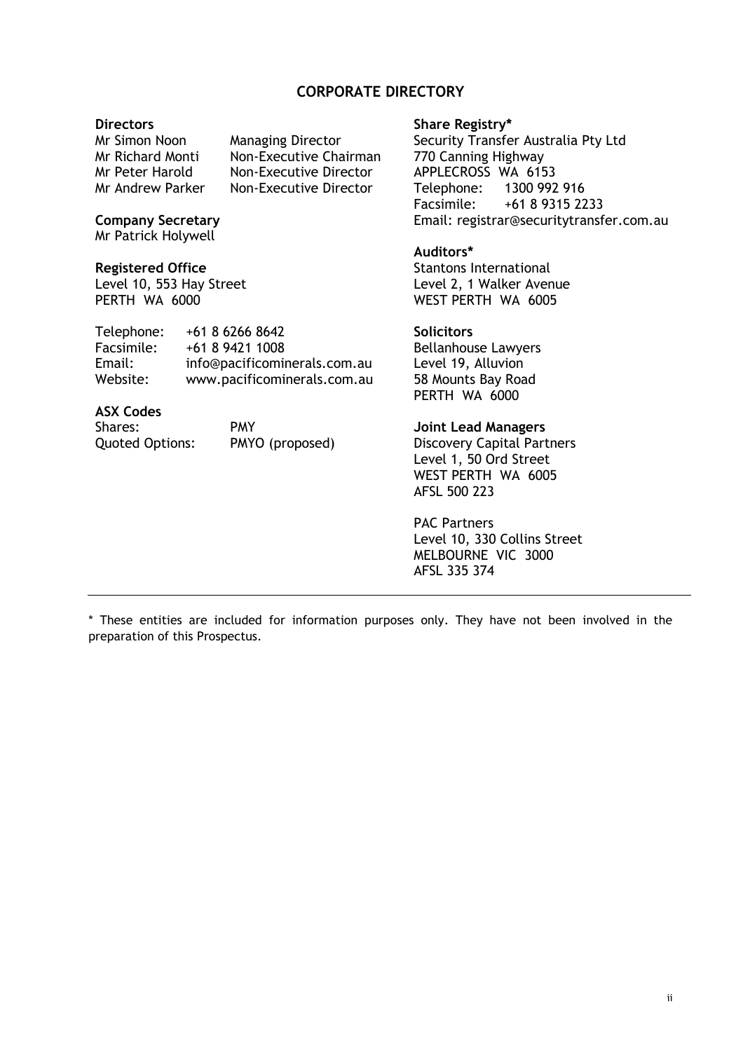# CORPORATE DIRECTORY

**Directors**

| | |
|---|---|
| Mr Simon Noon | Managing Director |
| Mr Richard Monti | Non-Executive Chairman |
| Mr Peter Harold | Non-Executive Director |
| Mr Andrew Parker | Non-Executive Director |

**Company Secretary**
Mr Patrick Holywell

**Registered Office**
Level 10, 553 Hay Street
PERTH WA 6000

| | |
|---|---|
| Telephone: | +61 8 6266 8642 |
| Facsimile: | +61 8 9421 1008 |
| Email: | info@pacificominerals.com.au |
| Website: | www.pacificominerals.com.au |

**ASX Codes**

| | |
|---|---|
| Shares: | PMY |
| Quoted Options: | PMYO (proposed) |

**Share Registry***
Security Transfer Australia Pty Ltd
770 Canning Highway
APPLECROSS WA 6153
Telephone: 1300 992 916
Facsimile: +61 8 9315 2233
Email: registrar@securitytransfer.com.au

**Auditors***
Stantons International
Level 2, 1 Walker Avenue
WEST PERTH WA 6005

**Solicitors**
Bellanhouse Lawyers
Level 19, Alluvion
58 Mounts Bay Road
PERTH WA 6000

**Joint Lead Managers**
Discovery Capital Partners
Level 1, 50 Ord Street
WEST PERTH WA 6005
AFSL 500 223

PAC Partners
Level 10, 330 Collins Street
MELBOURNE VIC 3000
AFSL 335 374

---

* These entities are included for information purposes only. They have not been involved in the preparation of this Prospectus.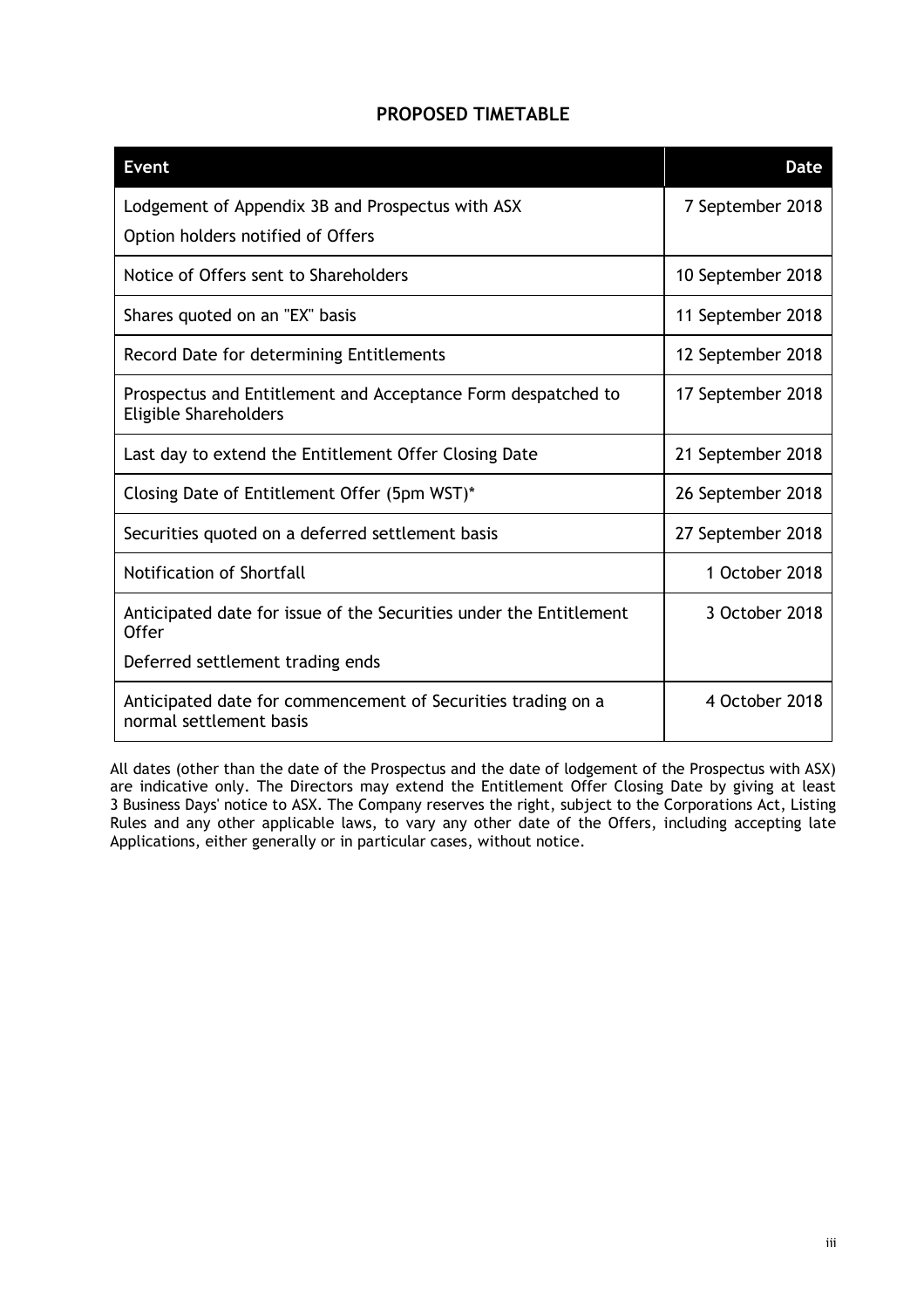## PROPOSED TIMETABLE

| Event | Date |
| --- | --- |
| Lodgement of Appendix 3B and Prospectus with ASX<br>Option holders notified of Offers | 7 September 2018 |
| Notice of Offers sent to Shareholders | 10 September 2018 |
| Shares quoted on an "EX" basis | 11 September 2018 |
| Record Date for determining Entitlements | 12 September 2018 |
| Prospectus and Entitlement and Acceptance Form despatched to Eligible Shareholders | 17 September 2018 |
| Last day to extend the Entitlement Offer Closing Date | 21 September 2018 |
| Closing Date of Entitlement Offer (5pm WST)* | 26 September 2018 |
| Securities quoted on a deferred settlement basis | 27 September 2018 |
| Notification of Shortfall | 1 October 2018 |
| Anticipated date for issue of the Securities under the Entitlement Offer<br>Deferred settlement trading ends | 3 October 2018 |
| Anticipated date for commencement of Securities trading on a normal settlement basis | 4 October 2018 |

All dates (other than the date of the Prospectus and the date of lodgement of the Prospectus with ASX) are indicative only. The Directors may extend the Entitlement Offer Closing Date by giving at least 3 Business Days' notice to ASX. The Company reserves the right, subject to the Corporations Act, Listing Rules and any other applicable laws, to vary any other date of the Offers, including accepting late Applications, either generally or in particular cases, without notice.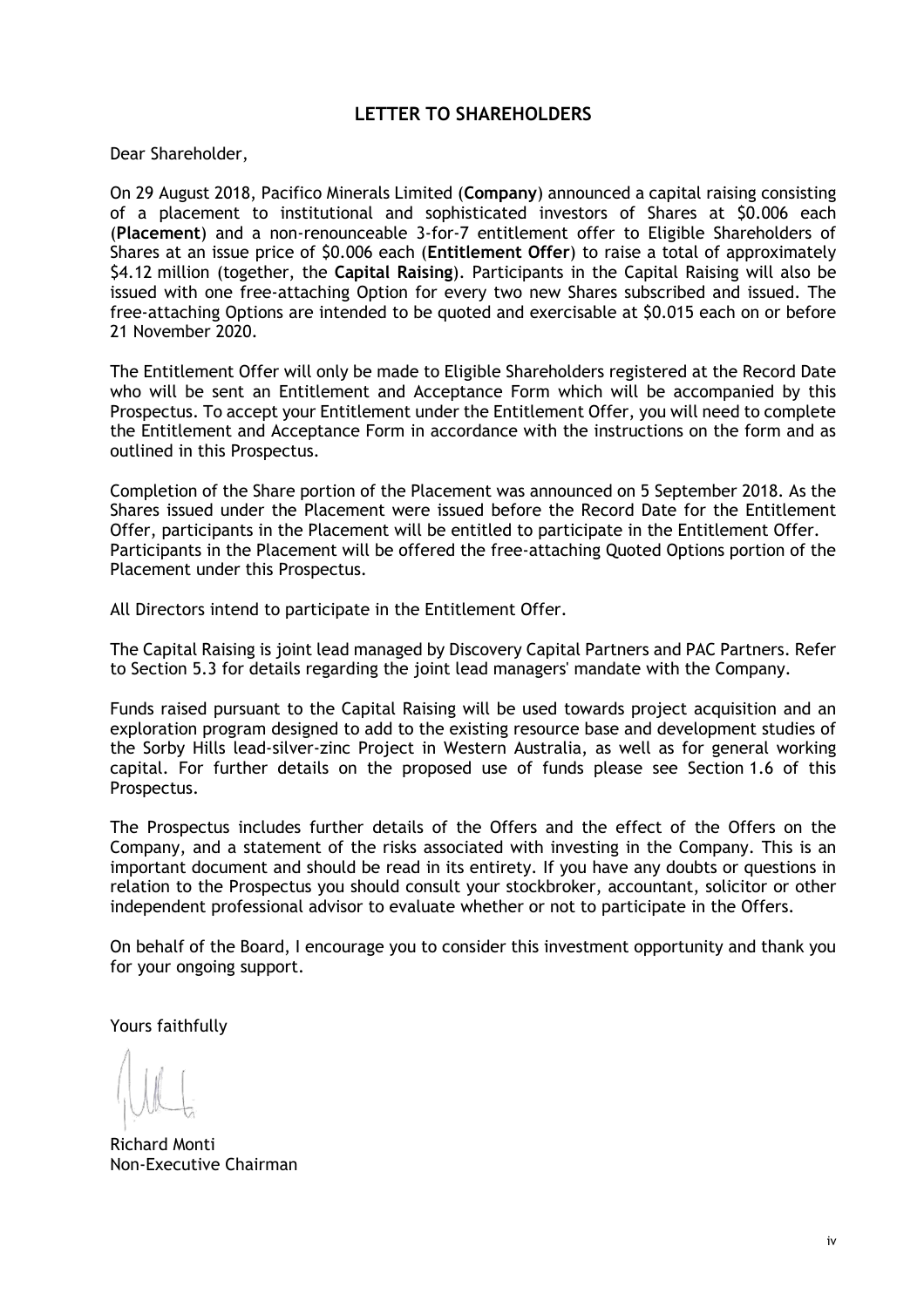## LETTER TO SHAREHOLDERS

Dear Shareholder,

On 29 August 2018, Pacifico Minerals Limited (**Company**) announced a capital raising consisting of a placement to institutional and sophisticated investors of Shares at $0.006 each (**Placement**) and a non-renounceable 3-for-7 entitlement offer to Eligible Shareholders of Shares at an issue price of $0.006 each (**Entitlement Offer**) to raise a total of approximately $4.12 million (together, the **Capital Raising**). Participants in the Capital Raising will also be issued with one free-attaching Option for every two new Shares subscribed and issued. The free-attaching Options are intended to be quoted and exercisable at $0.015 each on or before 21 November 2020.

The Entitlement Offer will only be made to Eligible Shareholders registered at the Record Date who will be sent an Entitlement and Acceptance Form which will be accompanied by this Prospectus. To accept your Entitlement under the Entitlement Offer, you will need to complete the Entitlement and Acceptance Form in accordance with the instructions on the form and as outlined in this Prospectus.

Completion of the Share portion of the Placement was announced on 5 September 2018. As the Shares issued under the Placement were issued before the Record Date for the Entitlement Offer, participants in the Placement will be entitled to participate in the Entitlement Offer. Participants in the Placement will be offered the free-attaching Quoted Options portion of the Placement under this Prospectus.

All Directors intend to participate in the Entitlement Offer.

The Capital Raising is joint lead managed by Discovery Capital Partners and PAC Partners. Refer to Section 5.3 for details regarding the joint lead managers' mandate with the Company.

Funds raised pursuant to the Capital Raising will be used towards project acquisition and an exploration program designed to add to the existing resource base and development studies of the Sorby Hills lead-silver-zinc Project in Western Australia, as well as for general working capital. For further details on the proposed use of funds please see Section 1.6 of this Prospectus.

The Prospectus includes further details of the Offers and the effect of the Offers on the Company, and a statement of the risks associated with investing in the Company. This is an important document and should be read in its entirety. If you have any doubts or questions in relation to the Prospectus you should consult your stockbroker, accountant, solicitor or other independent professional advisor to evaluate whether or not to participate in the Offers.

On behalf of the Board, I encourage you to consider this investment opportunity and thank you for your ongoing support.

Yours faithfully

Richard Monti
Non-Executive Chairman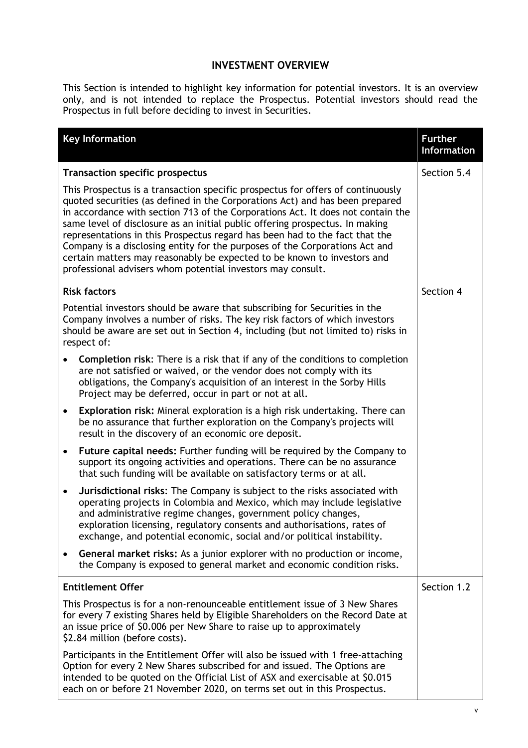# INVESTMENT OVERVIEW

This Section is intended to highlight key information for potential investors. It is an overview only, and is not intended to replace the Prospectus. Potential investors should read the Prospectus in full before deciding to invest in Securities.

| Key Information | Further Information |
|---|---|
| **Transaction specific prospectus**<br><br>This Prospectus is a transaction specific prospectus for offers of continuously quoted securities (as defined in the Corporations Act) and has been prepared in accordance with section 713 of the Corporations Act. It does not contain the same level of disclosure as an initial public offering prospectus. In making representations in this Prospectus regard has been had to the fact that the Company is a disclosing entity for the purposes of the Corporations Act and certain matters may reasonably be expected to be known to investors and professional advisers whom potential investors may consult. | Section 5.4 |
| **Risk factors**<br><br>Potential investors should be aware that subscribing for Securities in the Company involves a number of risks. The key risk factors of which investors should be aware are set out in Section 4, including (but not limited to) risks in respect of:<br><br>• **Completion risk**: There is a risk that if any of the conditions to completion are not satisfied or waived, or the vendor does not comply with its obligations, the Company's acquisition of an interest in the Sorby Hills Project may be deferred, occur in part or not at all.<br><br>• **Exploration risk:** Mineral exploration is a high risk undertaking. There can be no assurance that further exploration on the Company's projects will result in the discovery of an economic ore deposit.<br><br>• **Future capital needs:** Further funding will be required by the Company to support its ongoing activities and operations. There can be no assurance that such funding will be available on satisfactory terms or at all.<br><br>• **Jurisdictional risks**: The Company is subject to the risks associated with operating projects in Colombia and Mexico, which may include legislative and administrative regime changes, government policy changes, exploration licensing, regulatory consents and authorisations, rates of exchange, and potential economic, social and/or political instability.<br><br>• **General market risks:** As a junior explorer with no production or income, the Company is exposed to general market and economic condition risks. | Section 4 |
| **Entitlement Offer**<br><br>This Prospectus is for a non-renounceable entitlement issue of 3 New Shares for every 7 existing Shares held by Eligible Shareholders on the Record Date at an issue price of $0.006 per New Share to raise up to approximately $2.84 million (before costs).<br><br>Participants in the Entitlement Offer will also be issued with 1 free-attaching Option for every 2 New Shares subscribed for and issued. The Options are intended to be quoted on the Official List of ASX and exercisable at $0.015 each on or before 21 November 2020, on terms set out in this Prospectus. | Section 1.2 |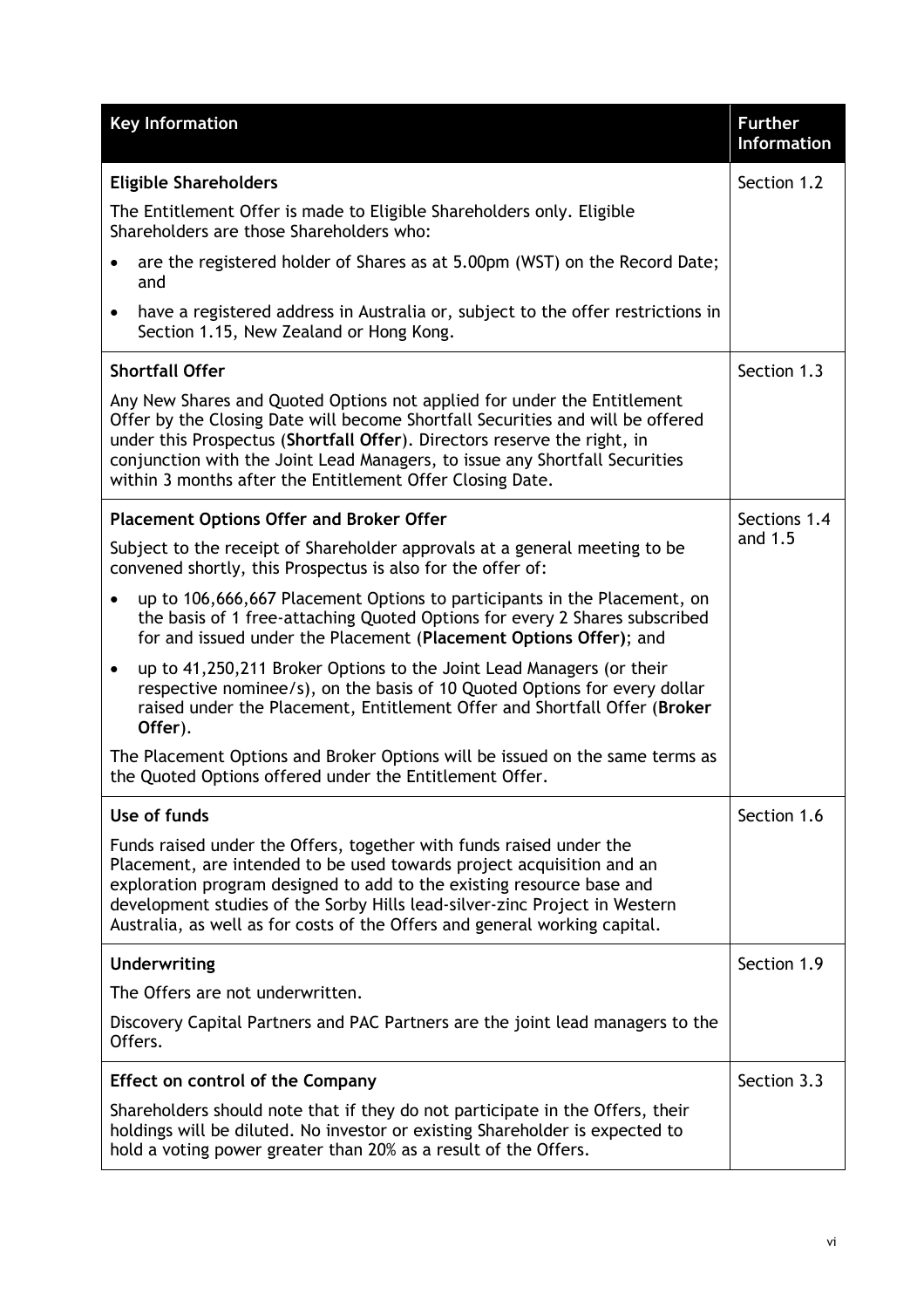| Key Information | Further Information |
|---|---|
| **Eligible Shareholders**<br><br>The Entitlement Offer is made to Eligible Shareholders only. Eligible Shareholders are those Shareholders who:<br><br>• are the registered holder of Shares as at 5.00pm (WST) on the Record Date; and<br><br>• have a registered address in Australia or, subject to the offer restrictions in Section 1.15, New Zealand or Hong Kong. | Section 1.2 |
| **Shortfall Offer**<br><br>Any New Shares and Quoted Options not applied for under the Entitlement Offer by the Closing Date will become Shortfall Securities and will be offered under this Prospectus (**Shortfall Offer**). Directors reserve the right, in conjunction with the Joint Lead Managers, to issue any Shortfall Securities within 3 months after the Entitlement Offer Closing Date. | Section 1.3 |
| **Placement Options Offer and Broker Offer**<br><br>Subject to the receipt of Shareholder approvals at a general meeting to be convened shortly, this Prospectus is also for the offer of:<br><br>• up to 106,666,667 Placement Options to participants in the Placement, on the basis of 1 free-attaching Quoted Options for every 2 Shares subscribed for and issued under the Placement (**Placement Options Offer)**; and<br><br>• up to 41,250,211 Broker Options to the Joint Lead Managers (or their respective nominee/s), on the basis of 10 Quoted Options for every dollar raised under the Placement, Entitlement Offer and Shortfall Offer (**Broker Offer**).<br><br>The Placement Options and Broker Options will be issued on the same terms as the Quoted Options offered under the Entitlement Offer. | Sections 1.4 and 1.5 |
| **Use of funds**<br><br>Funds raised under the Offers, together with funds raised under the Placement, are intended to be used towards project acquisition and an exploration program designed to add to the existing resource base and development studies of the Sorby Hills lead-silver-zinc Project in Western Australia, as well as for costs of the Offers and general working capital. | Section 1.6 |
| **Underwriting**<br><br>The Offers are not underwritten.<br><br>Discovery Capital Partners and PAC Partners are the joint lead managers to the Offers. | Section 1.9 |
| **Effect on control of the Company**<br><br>Shareholders should note that if they do not participate in the Offers, their holdings will be diluted. No investor or existing Shareholder is expected to hold a voting power greater than 20% as a result of the Offers. | Section 3.3 |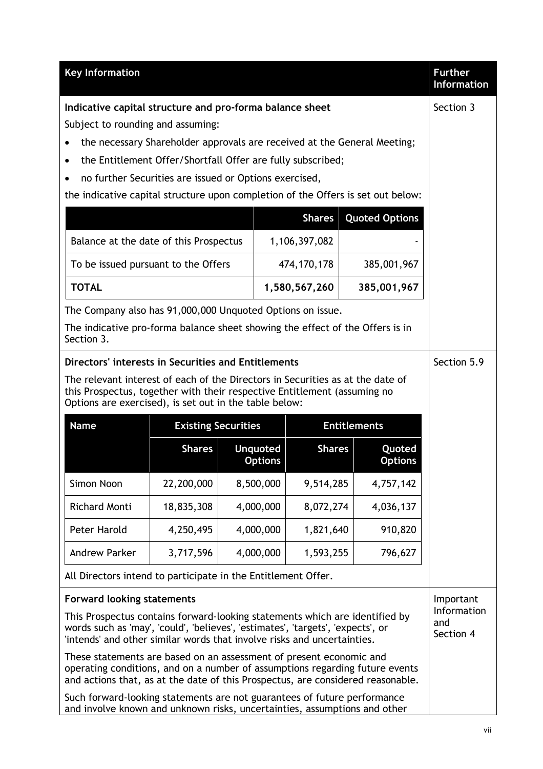| Key Information | Further Information |
|---|---|
| **Indicative capital structure and pro-forma balance sheet** | Section 3 |

Subject to rounding and assuming:

- the necessary Shareholder approvals are received at the General Meeting;
- the Entitlement Offer/Shortfall Offer are fully subscribed;
- no further Securities are issued or Options exercised,

the indicative capital structure upon completion of the Offers is set out below:

| | Shares | Quoted Options |
|---|---|---|
| Balance at the date of this Prospectus | 1,106,397,082 | - |
| To be issued pursuant to the Offers | 474,170,178 | 385,001,967 |
| **TOTAL** | **1,580,567,260** | **385,001,967** |

The Company also has 91,000,000 Unquoted Options on issue.

The indicative pro-forma balance sheet showing the effect of the Offers is in Section 3.

**Directors' interests in Securities and Entitlements** (Further Information: Section 5.9)

The relevant interest of each of the Directors in Securities as at the date of this Prospectus, together with their respective Entitlement (assuming no Options are exercised), is set out in the table below:

| Name | Existing Securities | | Entitlements | |
|---|---|---|---|---|
| | Shares | Unquoted Options | Shares | Quoted Options |
| Simon Noon | 22,200,000 | 8,500,000 | 9,514,285 | 4,757,142 |
| Richard Monti | 18,835,308 | 4,000,000 | 8,072,274 | 4,036,137 |
| Peter Harold | 4,250,495 | 4,000,000 | 1,821,640 | 910,820 |
| Andrew Parker | 3,717,596 | 4,000,000 | 1,593,255 | 796,627 |

All Directors intend to participate in the Entitlement Offer.

**Forward looking statements** (Further Information: Important Information and Section 4)

This Prospectus contains forward-looking statements which are identified by words such as 'may', 'could', 'believes', 'estimates', 'targets', 'expects', or 'intends' and other similar words that involve risks and uncertainties.

These statements are based on an assessment of present economic and operating conditions, and on a number of assumptions regarding future events and actions that, as at the date of this Prospectus, are considered reasonable.

Such forward-looking statements are not guarantees of future performance and involve known and unknown risks, uncertainties, assumptions and other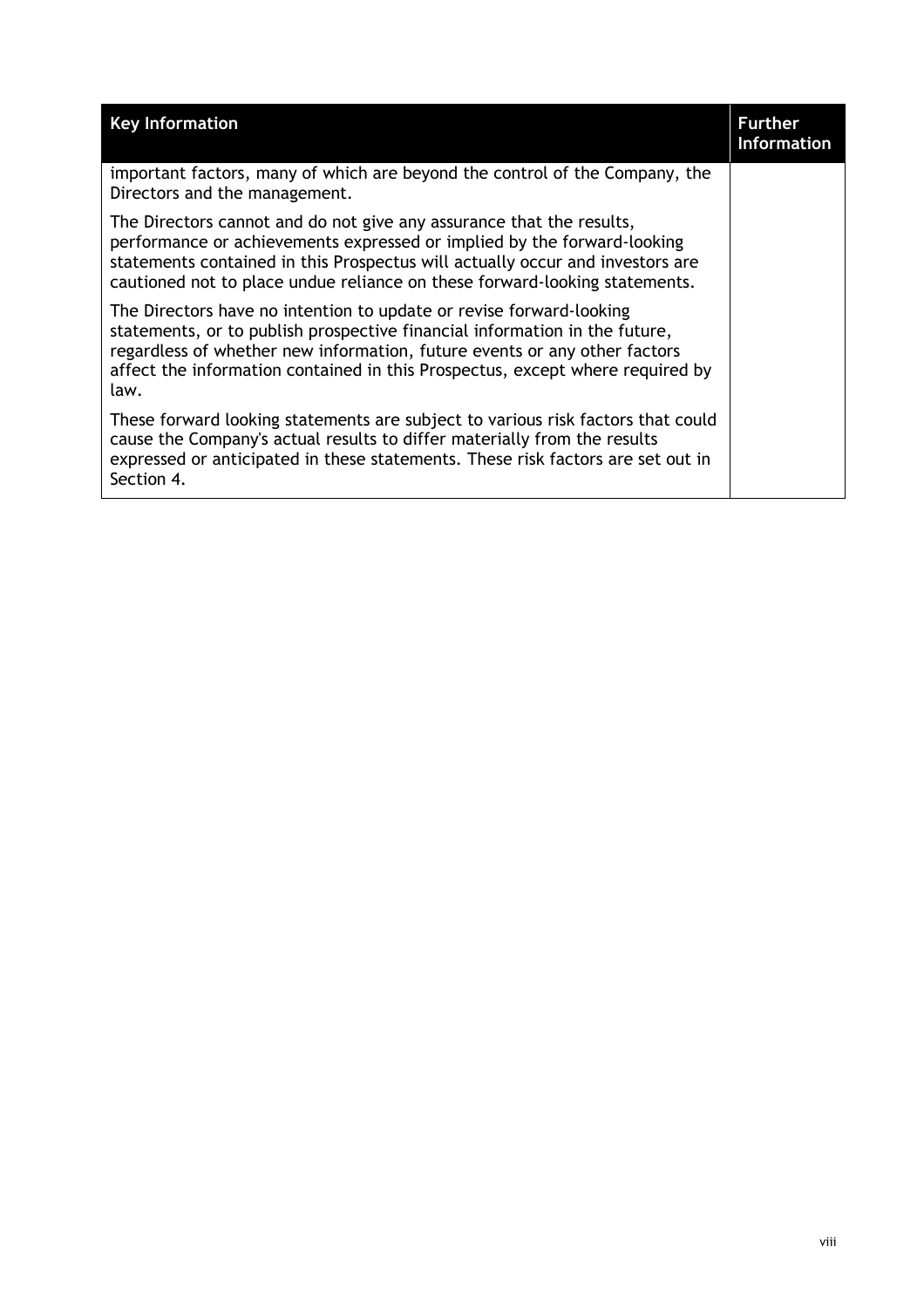| Key Information | Further Information |
| --- | --- |
| important factors, many of which are beyond the control of the Company, the Directors and the management.<br><br>The Directors cannot and do not give any assurance that the results, performance or achievements expressed or implied by the forward-looking statements contained in this Prospectus will actually occur and investors are cautioned not to place undue reliance on these forward-looking statements.<br><br>The Directors have no intention to update or revise forward-looking statements, or to publish prospective financial information in the future, regardless of whether new information, future events or any other factors affect the information contained in this Prospectus, except where required by law.<br><br>These forward looking statements are subject to various risk factors that could cause the Company's actual results to differ materially from the results expressed or anticipated in these statements. These risk factors are set out in Section 4. | |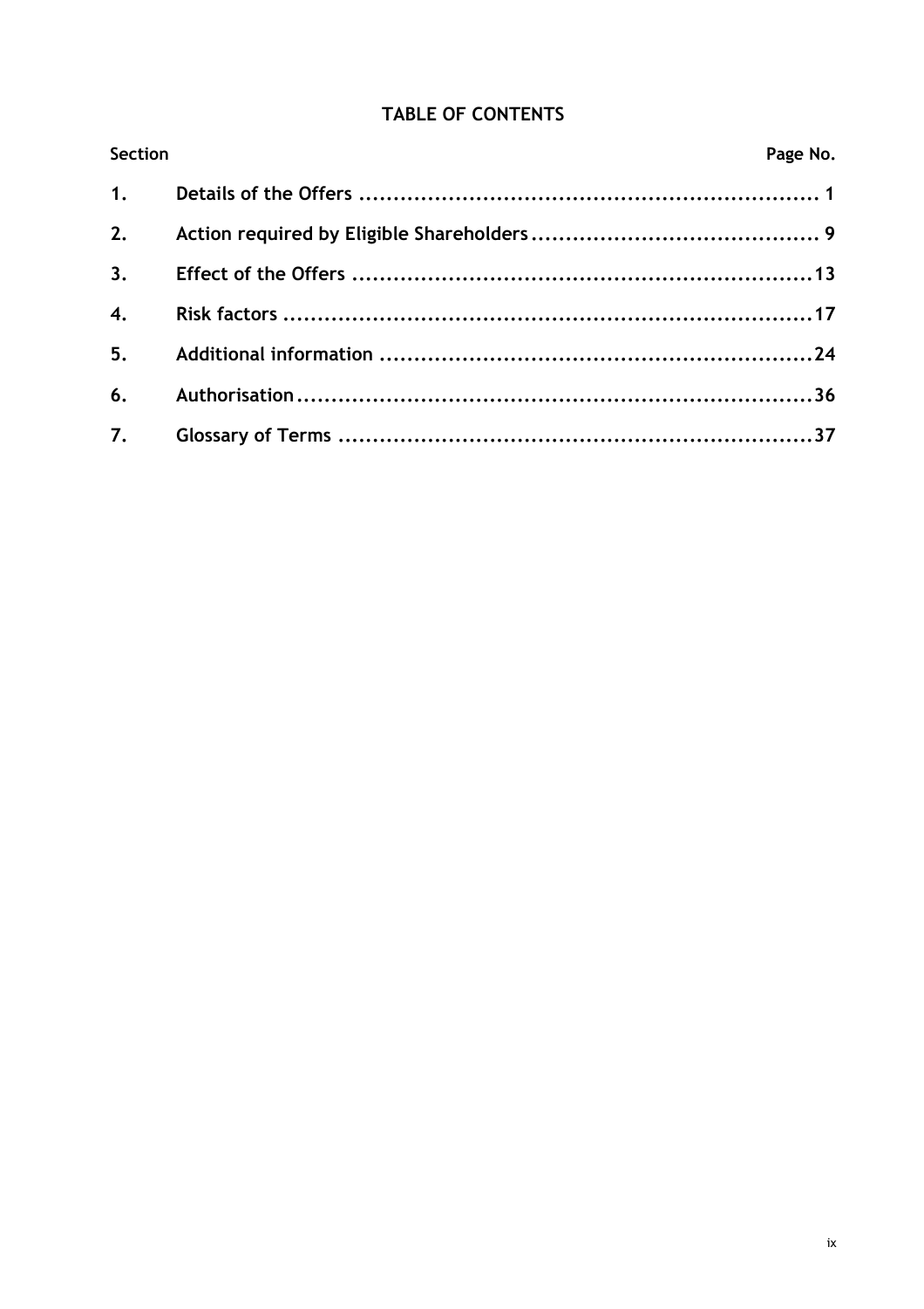## TABLE OF CONTENTS

| Section | | Page No. |
|---|---|---|
| 1. | Details of the Offers | 1 |
| 2. | Action required by Eligible Shareholders | 9 |
| 3. | Effect of the Offers | 13 |
| 4. | Risk factors | 17 |
| 5. | Additional information | 24 |
| 6. | Authorisation | 36 |
| 7. | Glossary of Terms | 37 |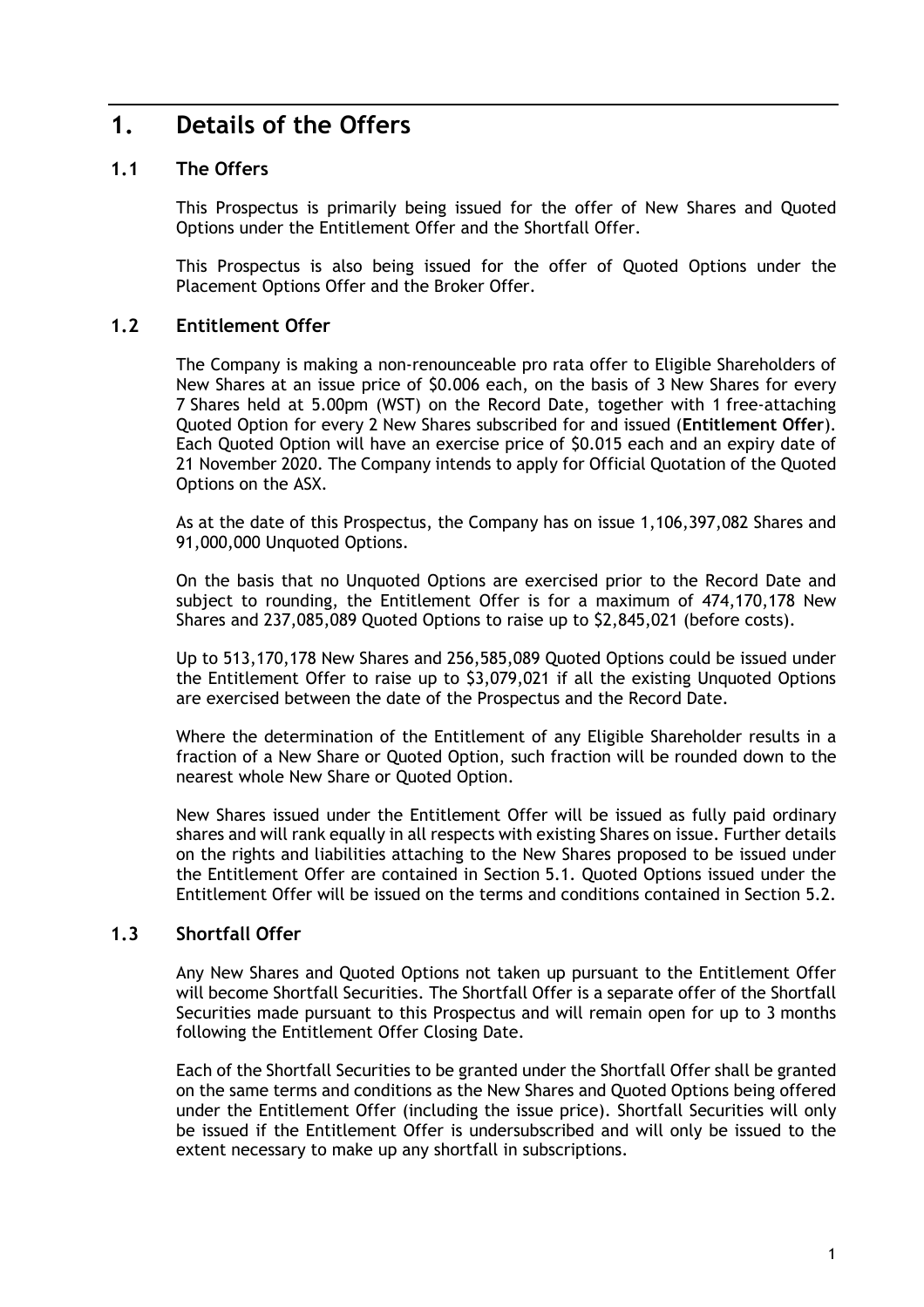# 1. Details of the Offers

## 1.1 The Offers

This Prospectus is primarily being issued for the offer of New Shares and Quoted Options under the Entitlement Offer and the Shortfall Offer.

This Prospectus is also being issued for the offer of Quoted Options under the Placement Options Offer and the Broker Offer.

## 1.2 Entitlement Offer

The Company is making a non-renounceable pro rata offer to Eligible Shareholders of New Shares at an issue price of $0.006 each, on the basis of 3 New Shares for every 7 Shares held at 5.00pm (WST) on the Record Date, together with 1 free-attaching Quoted Option for every 2 New Shares subscribed for and issued (**Entitlement Offer**). Each Quoted Option will have an exercise price of $0.015 each and an expiry date of 21 November 2020. The Company intends to apply for Official Quotation of the Quoted Options on the ASX.

As at the date of this Prospectus, the Company has on issue 1,106,397,082 Shares and 91,000,000 Unquoted Options.

On the basis that no Unquoted Options are exercised prior to the Record Date and subject to rounding, the Entitlement Offer is for a maximum of 474,170,178 New Shares and 237,085,089 Quoted Options to raise up to $2,845,021 (before costs).

Up to 513,170,178 New Shares and 256,585,089 Quoted Options could be issued under the Entitlement Offer to raise up to $3,079,021 if all the existing Unquoted Options are exercised between the date of the Prospectus and the Record Date.

Where the determination of the Entitlement of any Eligible Shareholder results in a fraction of a New Share or Quoted Option, such fraction will be rounded down to the nearest whole New Share or Quoted Option.

New Shares issued under the Entitlement Offer will be issued as fully paid ordinary shares and will rank equally in all respects with existing Shares on issue. Further details on the rights and liabilities attaching to the New Shares proposed to be issued under the Entitlement Offer are contained in Section 5.1. Quoted Options issued under the Entitlement Offer will be issued on the terms and conditions contained in Section 5.2.

## 1.3 Shortfall Offer

Any New Shares and Quoted Options not taken up pursuant to the Entitlement Offer will become Shortfall Securities. The Shortfall Offer is a separate offer of the Shortfall Securities made pursuant to this Prospectus and will remain open for up to 3 months following the Entitlement Offer Closing Date.

Each of the Shortfall Securities to be granted under the Shortfall Offer shall be granted on the same terms and conditions as the New Shares and Quoted Options being offered under the Entitlement Offer (including the issue price). Shortfall Securities will only be issued if the Entitlement Offer is undersubscribed and will only be issued to the extent necessary to make up any shortfall in subscriptions.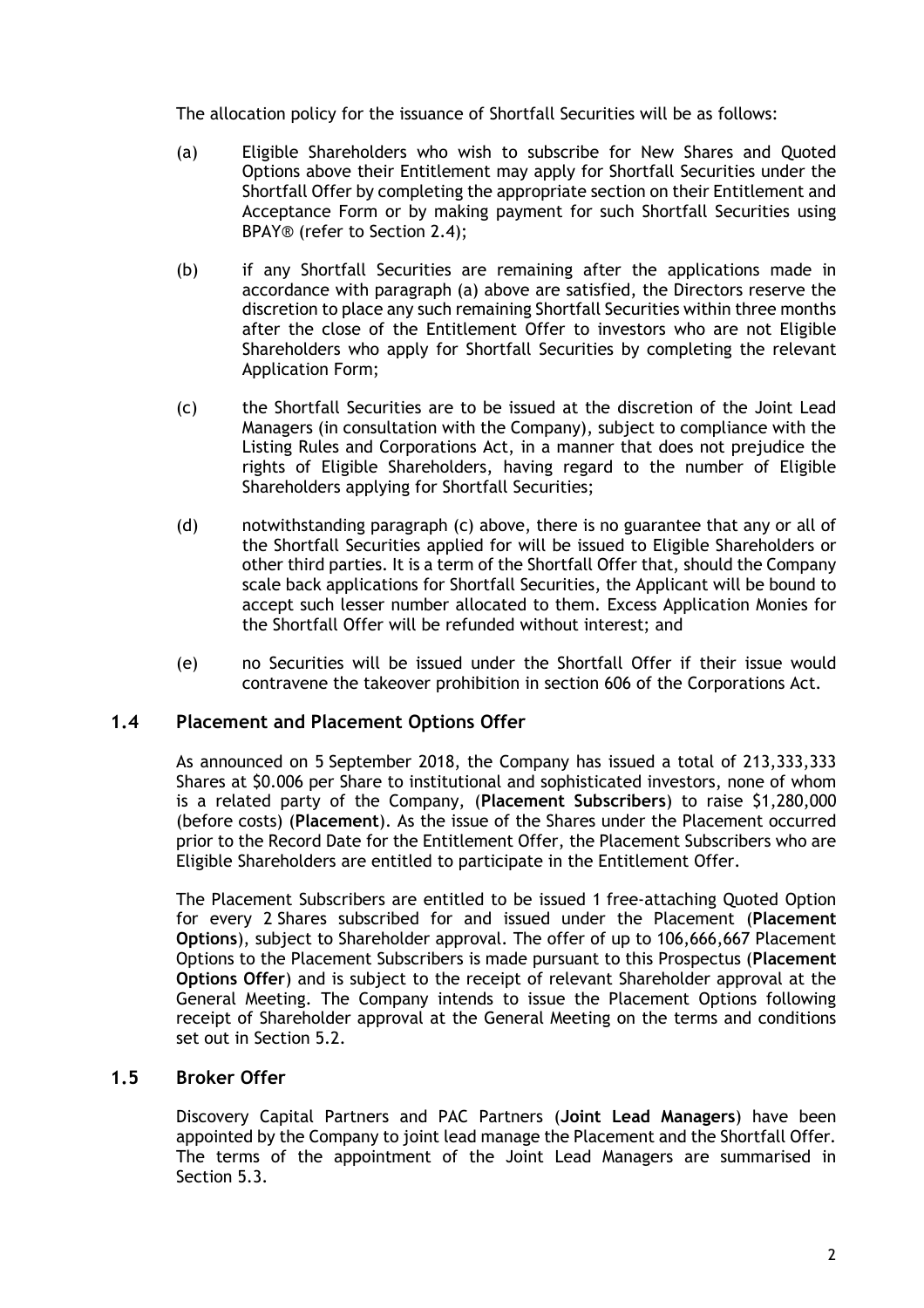The allocation policy for the issuance of Shortfall Securities will be as follows:

(a) Eligible Shareholders who wish to subscribe for New Shares and Quoted Options above their Entitlement may apply for Shortfall Securities under the Shortfall Offer by completing the appropriate section on their Entitlement and Acceptance Form or by making payment for such Shortfall Securities using BPAY® (refer to Section 2.4);

(b) if any Shortfall Securities are remaining after the applications made in accordance with paragraph (a) above are satisfied, the Directors reserve the discretion to place any such remaining Shortfall Securities within three months after the close of the Entitlement Offer to investors who are not Eligible Shareholders who apply for Shortfall Securities by completing the relevant Application Form;

(c) the Shortfall Securities are to be issued at the discretion of the Joint Lead Managers (in consultation with the Company), subject to compliance with the Listing Rules and Corporations Act, in a manner that does not prejudice the rights of Eligible Shareholders, having regard to the number of Eligible Shareholders applying for Shortfall Securities;

(d) notwithstanding paragraph (c) above, there is no guarantee that any or all of the Shortfall Securities applied for will be issued to Eligible Shareholders or other third parties. It is a term of the Shortfall Offer that, should the Company scale back applications for Shortfall Securities, the Applicant will be bound to accept such lesser number allocated to them. Excess Application Monies for the Shortfall Offer will be refunded without interest; and

(e) no Securities will be issued under the Shortfall Offer if their issue would contravene the takeover prohibition in section 606 of the Corporations Act.

## 1.4 Placement and Placement Options Offer

As announced on 5 September 2018, the Company has issued a total of 213,333,333 Shares at $0.006 per Share to institutional and sophisticated investors, none of whom is a related party of the Company, (**Placement Subscribers**) to raise $1,280,000 (before costs) (**Placement**). As the issue of the Shares under the Placement occurred prior to the Record Date for the Entitlement Offer, the Placement Subscribers who are Eligible Shareholders are entitled to participate in the Entitlement Offer.

The Placement Subscribers are entitled to be issued 1 free-attaching Quoted Option for every 2 Shares subscribed for and issued under the Placement (**Placement Options**), subject to Shareholder approval. The offer of up to 106,666,667 Placement Options to the Placement Subscribers is made pursuant to this Prospectus (**Placement Options Offer**) and is subject to the receipt of relevant Shareholder approval at the General Meeting. The Company intends to issue the Placement Options following receipt of Shareholder approval at the General Meeting on the terms and conditions set out in Section 5.2.

## 1.5 Broker Offer

Discovery Capital Partners and PAC Partners (**Joint Lead Managers**) have been appointed by the Company to joint lead manage the Placement and the Shortfall Offer. The terms of the appointment of the Joint Lead Managers are summarised in Section 5.3.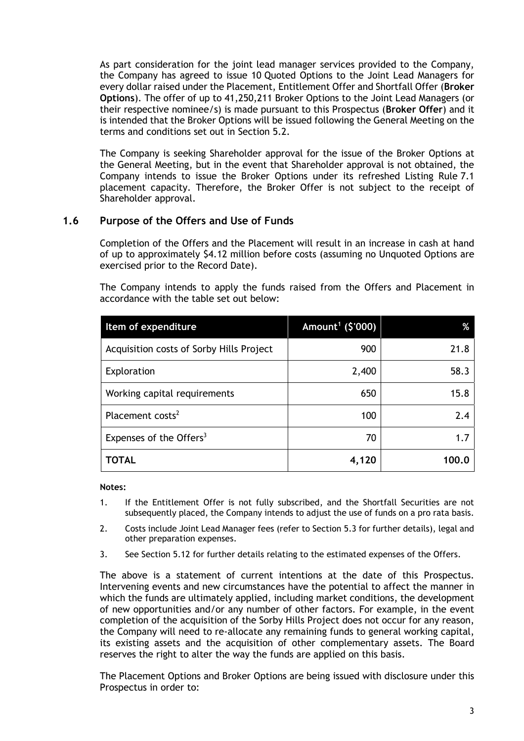As part consideration for the joint lead manager services provided to the Company, the Company has agreed to issue 10 Quoted Options to the Joint Lead Managers for every dollar raised under the Placement, Entitlement Offer and Shortfall Offer (**Broker Options**). The offer of up to 41,250,211 Broker Options to the Joint Lead Managers (or their respective nominee/s) is made pursuant to this Prospectus (**Broker Offer**) and it is intended that the Broker Options will be issued following the General Meeting on the terms and conditions set out in Section 5.2.

The Company is seeking Shareholder approval for the issue of the Broker Options at the General Meeting, but in the event that Shareholder approval is not obtained, the Company intends to issue the Broker Options under its refreshed Listing Rule 7.1 placement capacity. Therefore, the Broker Offer is not subject to the receipt of Shareholder approval.

## 1.6 Purpose of the Offers and Use of Funds

Completion of the Offers and the Placement will result in an increase in cash at hand of up to approximately $4.12 million before costs (assuming no Unquoted Options are exercised prior to the Record Date).

The Company intends to apply the funds raised from the Offers and Placement in accordance with the table set out below:

| Item of expenditure | Amount[1] ($'000) | % |
|---|---|---|
| Acquisition costs of Sorby Hills Project | 900 | 21.8 |
| Exploration | 2,400 | 58.3 |
| Working capital requirements | 650 | 15.8 |
| Placement costs[2] | 100 | 2.4 |
| Expenses of the Offers[3] | 70 | 1.7 |
| **TOTAL** | **4,120** | **100.0** |

**Notes:**

1. If the Entitlement Offer is not fully subscribed, and the Shortfall Securities are not subsequently placed, the Company intends to adjust the use of funds on a pro rata basis.
2. Costs include Joint Lead Manager fees (refer to Section 5.3 for further details), legal and other preparation expenses.
3. See Section 5.12 for further details relating to the estimated expenses of the Offers.

The above is a statement of current intentions at the date of this Prospectus. Intervening events and new circumstances have the potential to affect the manner in which the funds are ultimately applied, including market conditions, the development of new opportunities and/or any number of other factors. For example, in the event completion of the acquisition of the Sorby Hills Project does not occur for any reason, the Company will need to re-allocate any remaining funds to general working capital, its existing assets and the acquisition of other complementary assets. The Board reserves the right to alter the way the funds are applied on this basis.

The Placement Options and Broker Options are being issued with disclosure under this Prospectus in order to: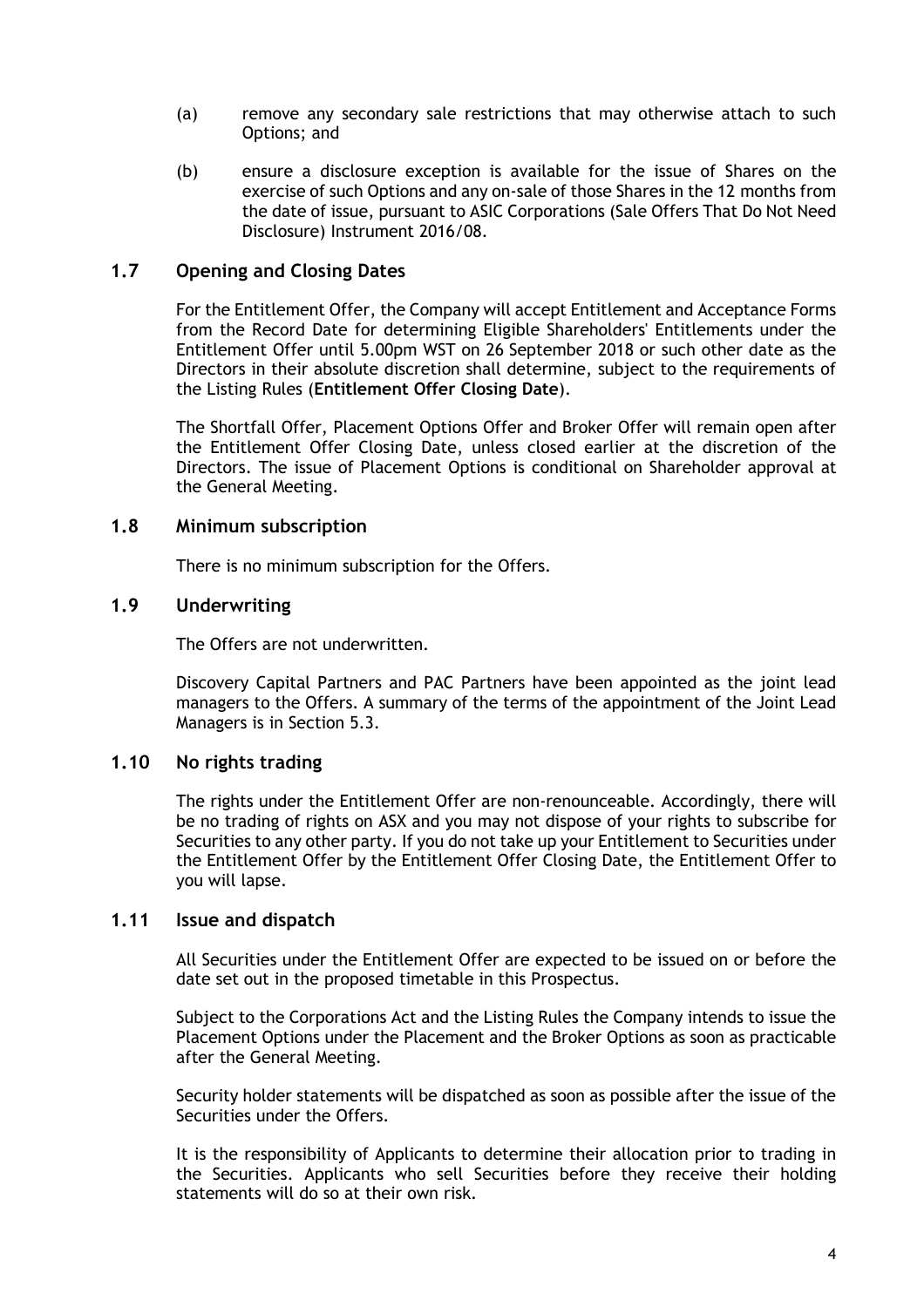(a) remove any secondary sale restrictions that may otherwise attach to such Options; and

(b) ensure a disclosure exception is available for the issue of Shares on the exercise of such Options and any on-sale of those Shares in the 12 months from the date of issue, pursuant to ASIC Corporations (Sale Offers That Do Not Need Disclosure) Instrument 2016/08.

## 1.7 Opening and Closing Dates

For the Entitlement Offer, the Company will accept Entitlement and Acceptance Forms from the Record Date for determining Eligible Shareholders' Entitlements under the Entitlement Offer until 5.00pm WST on 26 September 2018 or such other date as the Directors in their absolute discretion shall determine, subject to the requirements of the Listing Rules (**Entitlement Offer Closing Date**).

The Shortfall Offer, Placement Options Offer and Broker Offer will remain open after the Entitlement Offer Closing Date, unless closed earlier at the discretion of the Directors. The issue of Placement Options is conditional on Shareholder approval at the General Meeting.

## 1.8 Minimum subscription

There is no minimum subscription for the Offers.

## 1.9 Underwriting

The Offers are not underwritten.

Discovery Capital Partners and PAC Partners have been appointed as the joint lead managers to the Offers. A summary of the terms of the appointment of the Joint Lead Managers is in Section 5.3.

## 1.10 No rights trading

The rights under the Entitlement Offer are non-renounceable. Accordingly, there will be no trading of rights on ASX and you may not dispose of your rights to subscribe for Securities to any other party. If you do not take up your Entitlement to Securities under the Entitlement Offer by the Entitlement Offer Closing Date, the Entitlement Offer to you will lapse.

## 1.11 Issue and dispatch

All Securities under the Entitlement Offer are expected to be issued on or before the date set out in the proposed timetable in this Prospectus.

Subject to the Corporations Act and the Listing Rules the Company intends to issue the Placement Options under the Placement and the Broker Options as soon as practicable after the General Meeting.

Security holder statements will be dispatched as soon as possible after the issue of the Securities under the Offers.

It is the responsibility of Applicants to determine their allocation prior to trading in the Securities. Applicants who sell Securities before they receive their holding statements will do so at their own risk.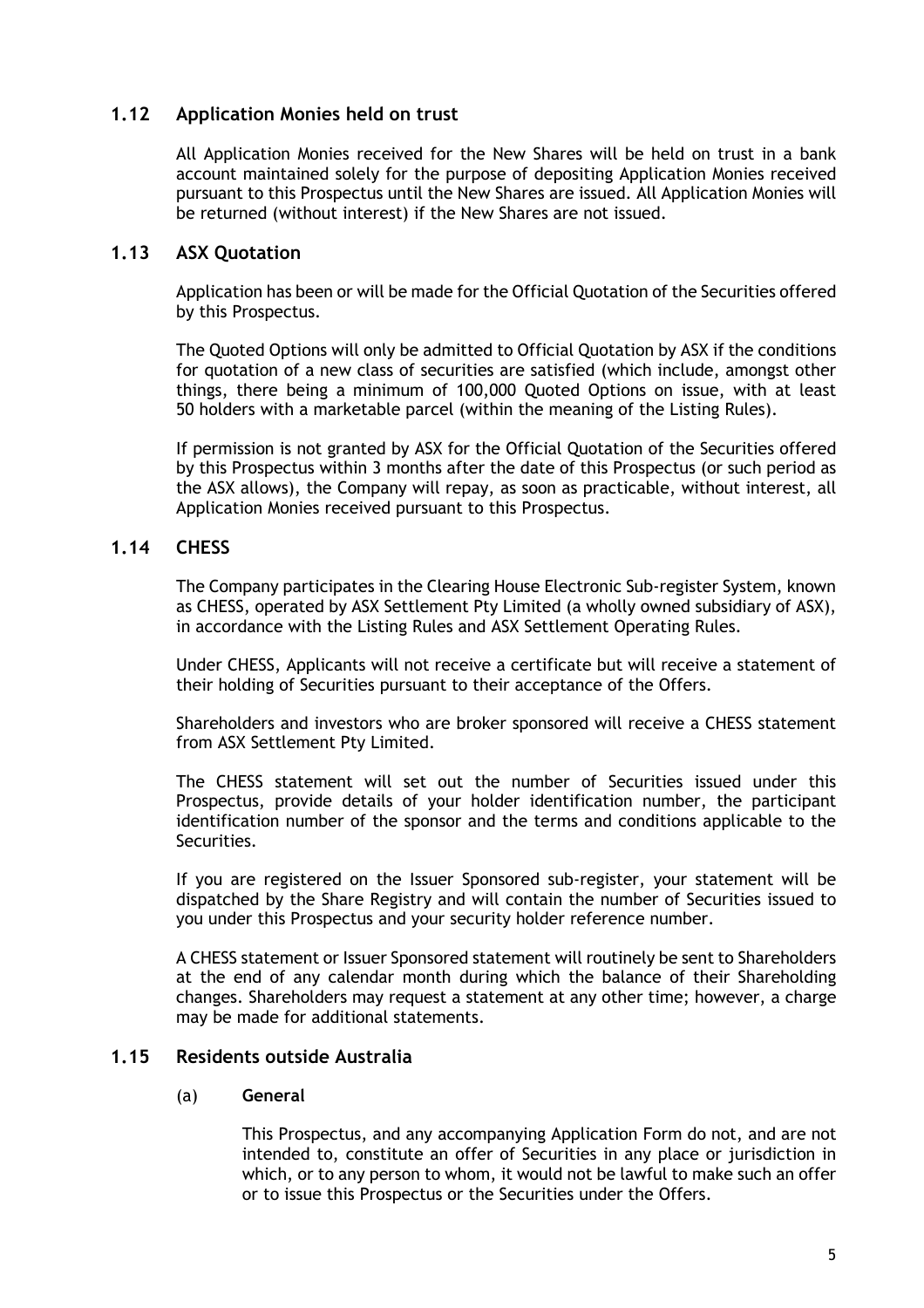## 1.12 Application Monies held on trust

All Application Monies received for the New Shares will be held on trust in a bank account maintained solely for the purpose of depositing Application Monies received pursuant to this Prospectus until the New Shares are issued. All Application Monies will be returned (without interest) if the New Shares are not issued.

## 1.13 ASX Quotation

Application has been or will be made for the Official Quotation of the Securities offered by this Prospectus.

The Quoted Options will only be admitted to Official Quotation by ASX if the conditions for quotation of a new class of securities are satisfied (which include, amongst other things, there being a minimum of 100,000 Quoted Options on issue, with at least 50 holders with a marketable parcel (within the meaning of the Listing Rules).

If permission is not granted by ASX for the Official Quotation of the Securities offered by this Prospectus within 3 months after the date of this Prospectus (or such period as the ASX allows), the Company will repay, as soon as practicable, without interest, all Application Monies received pursuant to this Prospectus.

## 1.14 CHESS

The Company participates in the Clearing House Electronic Sub-register System, known as CHESS, operated by ASX Settlement Pty Limited (a wholly owned subsidiary of ASX), in accordance with the Listing Rules and ASX Settlement Operating Rules.

Under CHESS, Applicants will not receive a certificate but will receive a statement of their holding of Securities pursuant to their acceptance of the Offers.

Shareholders and investors who are broker sponsored will receive a CHESS statement from ASX Settlement Pty Limited.

The CHESS statement will set out the number of Securities issued under this Prospectus, provide details of your holder identification number, the participant identification number of the sponsor and the terms and conditions applicable to the Securities.

If you are registered on the Issuer Sponsored sub-register, your statement will be dispatched by the Share Registry and will contain the number of Securities issued to you under this Prospectus and your security holder reference number.

A CHESS statement or Issuer Sponsored statement will routinely be sent to Shareholders at the end of any calendar month during which the balance of their Shareholding changes. Shareholders may request a statement at any other time; however, a charge may be made for additional statements.

## 1.15 Residents outside Australia

(a) **General**

This Prospectus, and any accompanying Application Form do not, and are not intended to, constitute an offer of Securities in any place or jurisdiction in which, or to any person to whom, it would not be lawful to make such an offer or to issue this Prospectus or the Securities under the Offers.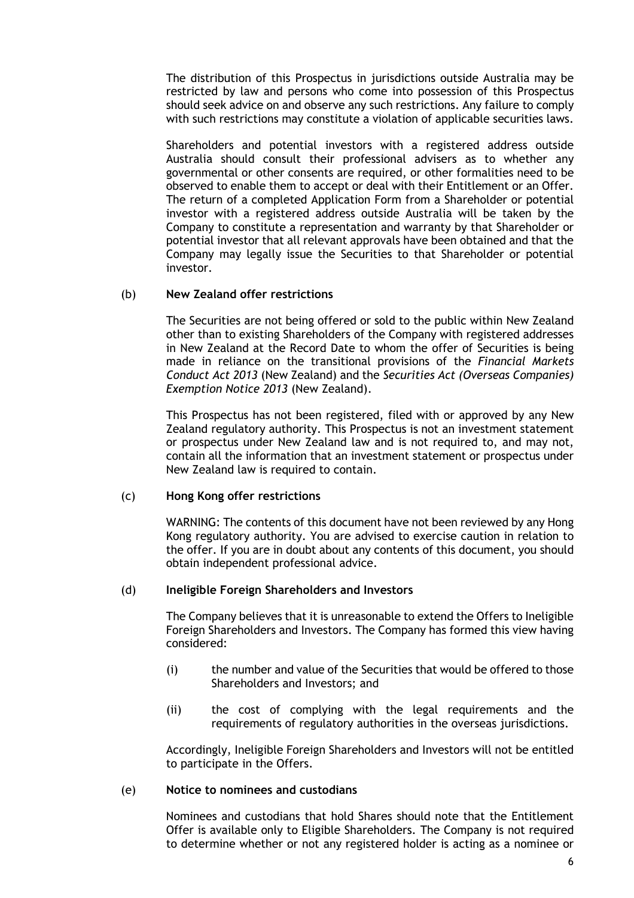The distribution of this Prospectus in jurisdictions outside Australia may be restricted by law and persons who come into possession of this Prospectus should seek advice on and observe any such restrictions. Any failure to comply with such restrictions may constitute a violation of applicable securities laws.

Shareholders and potential investors with a registered address outside Australia should consult their professional advisers as to whether any governmental or other consents are required, or other formalities need to be observed to enable them to accept or deal with their Entitlement or an Offer. The return of a completed Application Form from a Shareholder or potential investor with a registered address outside Australia will be taken by the Company to constitute a representation and warranty by that Shareholder or potential investor that all relevant approvals have been obtained and that the Company may legally issue the Securities to that Shareholder or potential investor.

(b) **New Zealand offer restrictions**

The Securities are not being offered or sold to the public within New Zealand other than to existing Shareholders of the Company with registered addresses in New Zealand at the Record Date to whom the offer of Securities is being made in reliance on the transitional provisions of the *Financial Markets Conduct Act 2013* (New Zealand) and the *Securities Act (Overseas Companies) Exemption Notice 2013* (New Zealand).

This Prospectus has not been registered, filed with or approved by any New Zealand regulatory authority. This Prospectus is not an investment statement or prospectus under New Zealand law and is not required to, and may not, contain all the information that an investment statement or prospectus under New Zealand law is required to contain.

(c) **Hong Kong offer restrictions**

WARNING: The contents of this document have not been reviewed by any Hong Kong regulatory authority. You are advised to exercise caution in relation to the offer. If you are in doubt about any contents of this document, you should obtain independent professional advice.

(d) **Ineligible Foreign Shareholders and Investors**

The Company believes that it is unreasonable to extend the Offers to Ineligible Foreign Shareholders and Investors. The Company has formed this view having considered:

(i) the number and value of the Securities that would be offered to those Shareholders and Investors; and

(ii) the cost of complying with the legal requirements and the requirements of regulatory authorities in the overseas jurisdictions.

Accordingly, Ineligible Foreign Shareholders and Investors will not be entitled to participate in the Offers.

(e) **Notice to nominees and custodians**

Nominees and custodians that hold Shares should note that the Entitlement Offer is available only to Eligible Shareholders. The Company is not required to determine whether or not any registered holder is acting as a nominee or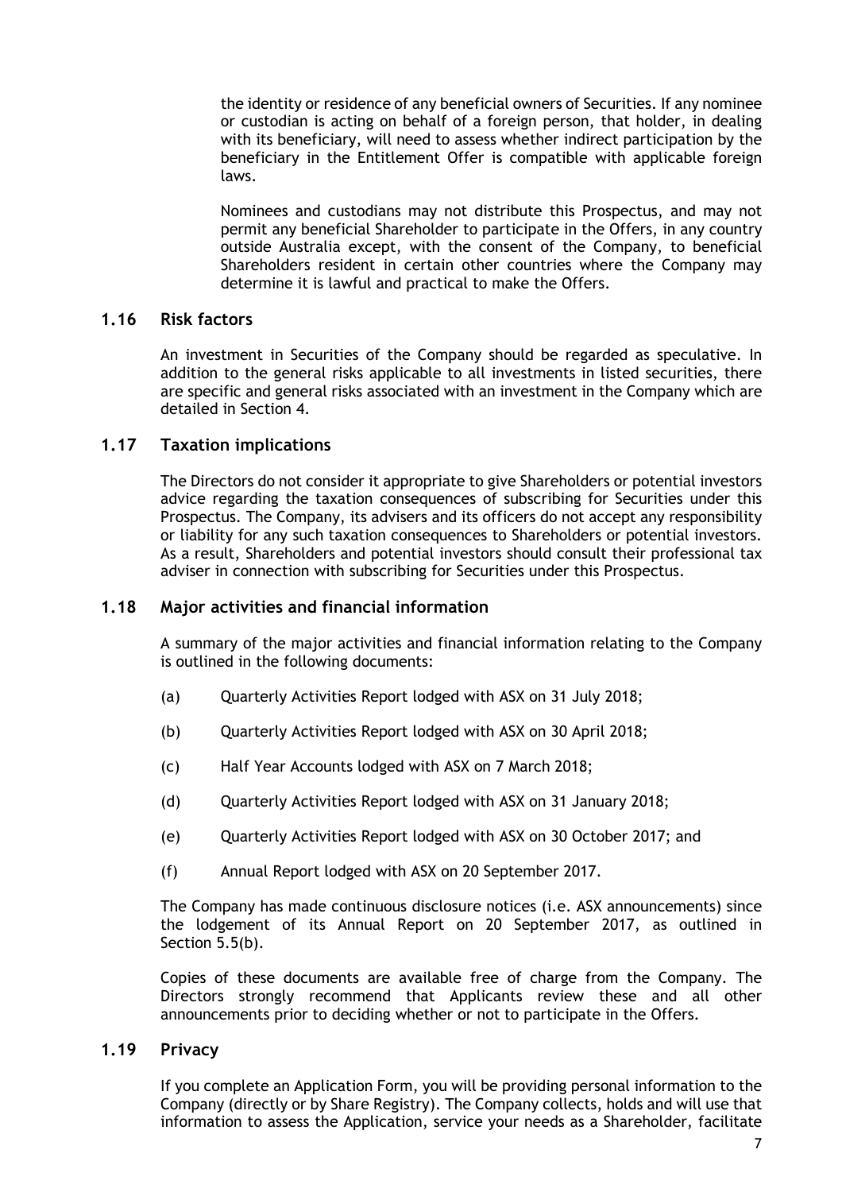the identity or residence of any beneficial owners of Securities. If any nominee or custodian is acting on behalf of a foreign person, that holder, in dealing with its beneficiary, will need to assess whether indirect participation by the beneficiary in the Entitlement Offer is compatible with applicable foreign laws.

Nominees and custodians may not distribute this Prospectus, and may not permit any beneficial Shareholder to participate in the Offers, in any country outside Australia except, with the consent of the Company, to beneficial Shareholders resident in certain other countries where the Company may determine it is lawful and practical to make the Offers.

## 1.16 Risk factors

An investment in Securities of the Company should be regarded as speculative. In addition to the general risks applicable to all investments in listed securities, there are specific and general risks associated with an investment in the Company which are detailed in Section 4.

## 1.17 Taxation implications

The Directors do not consider it appropriate to give Shareholders or potential investors advice regarding the taxation consequences of subscribing for Securities under this Prospectus. The Company, its advisers and its officers do not accept any responsibility or liability for any such taxation consequences to Shareholders or potential investors. As a result, Shareholders and potential investors should consult their professional tax adviser in connection with subscribing for Securities under this Prospectus.

## 1.18 Major activities and financial information

A summary of the major activities and financial information relating to the Company is outlined in the following documents:

(a) Quarterly Activities Report lodged with ASX on 31 July 2018;

(b) Quarterly Activities Report lodged with ASX on 30 April 2018;

(c) Half Year Accounts lodged with ASX on 7 March 2018;

(d) Quarterly Activities Report lodged with ASX on 31 January 2018;

(e) Quarterly Activities Report lodged with ASX on 30 October 2017; and

(f) Annual Report lodged with ASX on 20 September 2017.

The Company has made continuous disclosure notices (i.e. ASX announcements) since the lodgement of its Annual Report on 20 September 2017, as outlined in Section 5.5(b).

Copies of these documents are available free of charge from the Company. The Directors strongly recommend that Applicants review these and all other announcements prior to deciding whether or not to participate in the Offers.

## 1.19 Privacy

If you complete an Application Form, you will be providing personal information to the Company (directly or by Share Registry). The Company collects, holds and will use that information to assess the Application, service your needs as a Shareholder, facilitate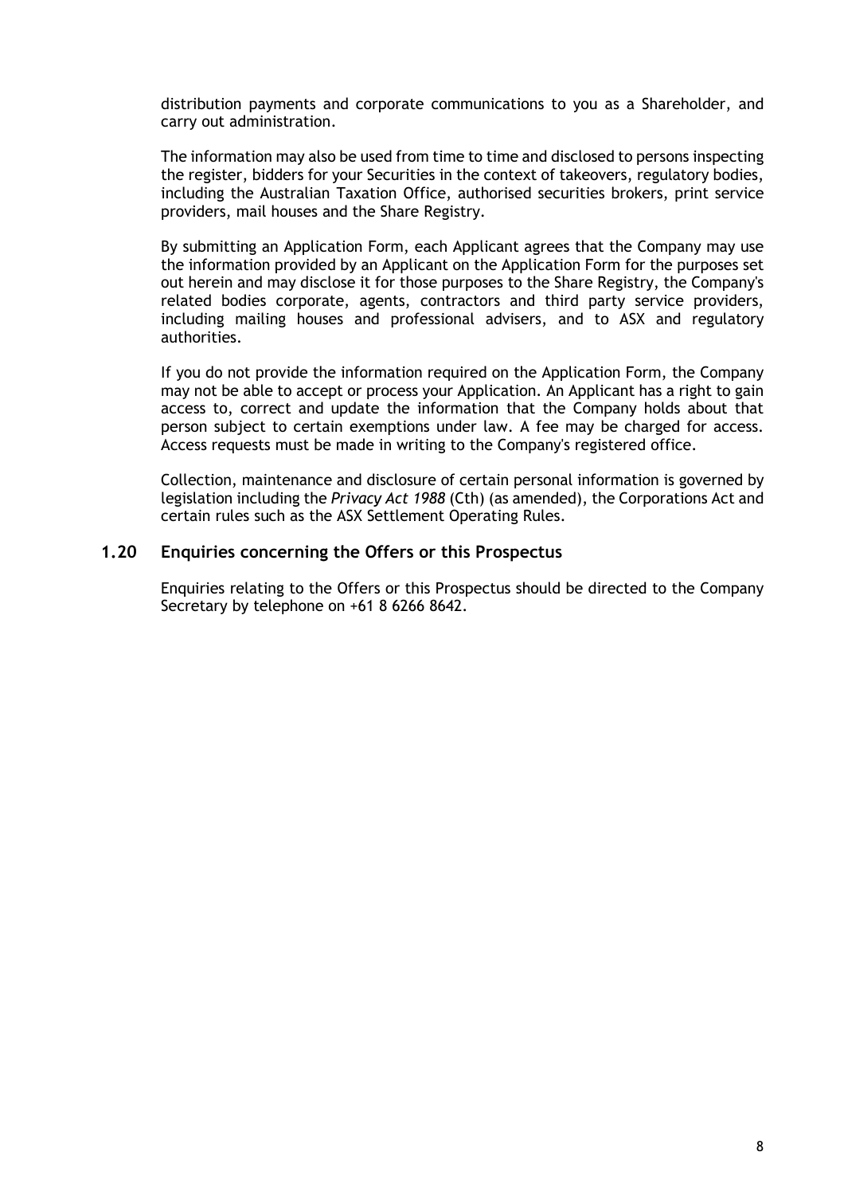distribution payments and corporate communications to you as a Shareholder, and carry out administration.

The information may also be used from time to time and disclosed to persons inspecting the register, bidders for your Securities in the context of takeovers, regulatory bodies, including the Australian Taxation Office, authorised securities brokers, print service providers, mail houses and the Share Registry.

By submitting an Application Form, each Applicant agrees that the Company may use the information provided by an Applicant on the Application Form for the purposes set out herein and may disclose it for those purposes to the Share Registry, the Company's related bodies corporate, agents, contractors and third party service providers, including mailing houses and professional advisers, and to ASX and regulatory authorities.

If you do not provide the information required on the Application Form, the Company may not be able to accept or process your Application. An Applicant has a right to gain access to, correct and update the information that the Company holds about that person subject to certain exemptions under law. A fee may be charged for access. Access requests must be made in writing to the Company's registered office.

Collection, maintenance and disclosure of certain personal information is governed by legislation including the *Privacy Act 1988* (Cth) (as amended), the Corporations Act and certain rules such as the ASX Settlement Operating Rules.

### 1.20 Enquiries concerning the Offers or this Prospectus

Enquiries relating to the Offers or this Prospectus should be directed to the Company Secretary by telephone on +61 8 6266 8642.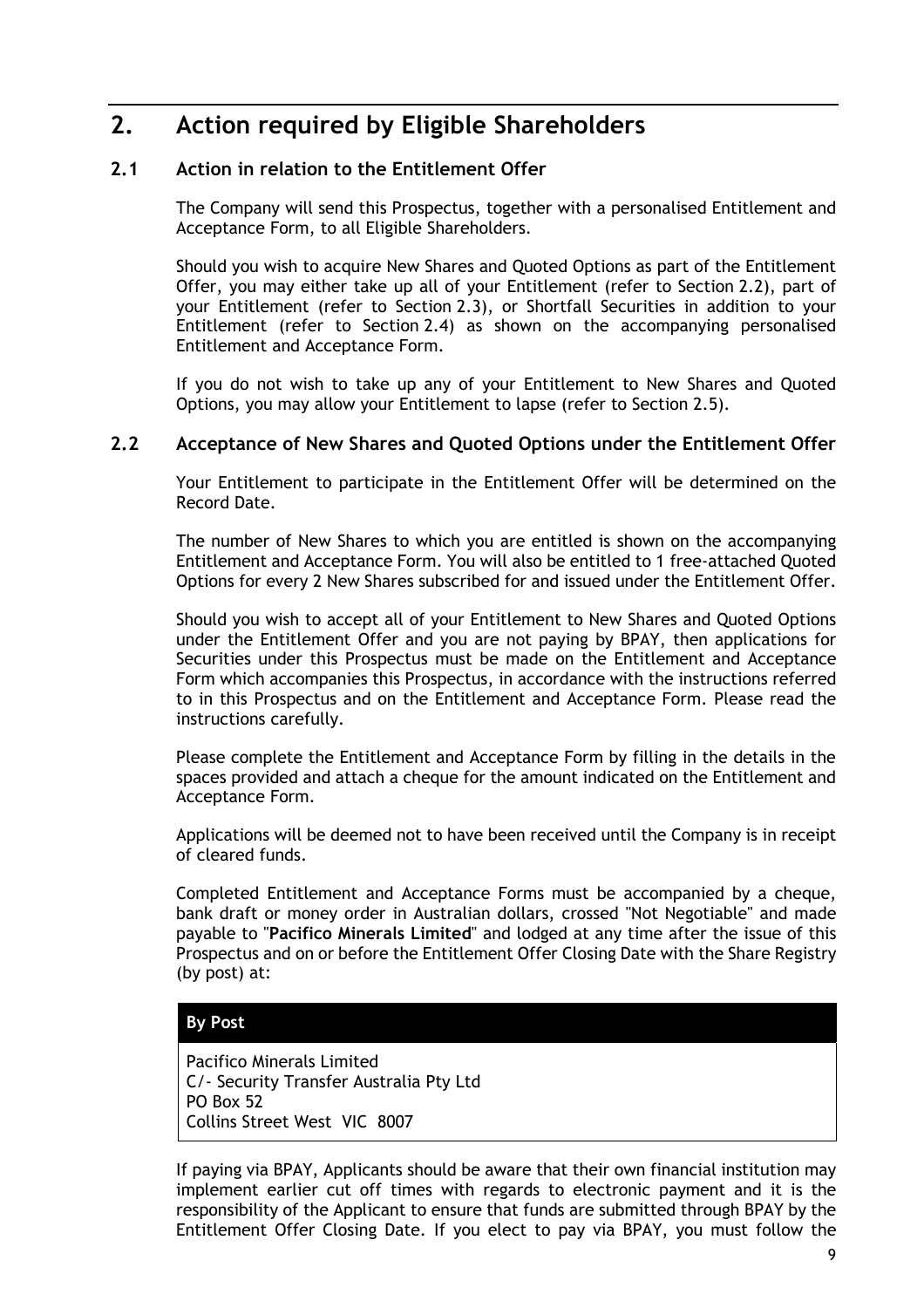# 2. Action required by Eligible Shareholders

## 2.1 Action in relation to the Entitlement Offer

The Company will send this Prospectus, together with a personalised Entitlement and Acceptance Form, to all Eligible Shareholders.

Should you wish to acquire New Shares and Quoted Options as part of the Entitlement Offer, you may either take up all of your Entitlement (refer to Section 2.2), part of your Entitlement (refer to Section 2.3), or Shortfall Securities in addition to your Entitlement (refer to Section 2.4) as shown on the accompanying personalised Entitlement and Acceptance Form.

If you do not wish to take up any of your Entitlement to New Shares and Quoted Options, you may allow your Entitlement to lapse (refer to Section 2.5).

## 2.2 Acceptance of New Shares and Quoted Options under the Entitlement Offer

Your Entitlement to participate in the Entitlement Offer will be determined on the Record Date.

The number of New Shares to which you are entitled is shown on the accompanying Entitlement and Acceptance Form. You will also be entitled to 1 free-attached Quoted Options for every 2 New Shares subscribed for and issued under the Entitlement Offer.

Should you wish to accept all of your Entitlement to New Shares and Quoted Options under the Entitlement Offer and you are not paying by BPAY, then applications for Securities under this Prospectus must be made on the Entitlement and Acceptance Form which accompanies this Prospectus, in accordance with the instructions referred to in this Prospectus and on the Entitlement and Acceptance Form. Please read the instructions carefully.

Please complete the Entitlement and Acceptance Form by filling in the details in the spaces provided and attach a cheque for the amount indicated on the Entitlement and Acceptance Form.

Applications will be deemed not to have been received until the Company is in receipt of cleared funds.

Completed Entitlement and Acceptance Forms must be accompanied by a cheque, bank draft or money order in Australian dollars, crossed "Not Negotiable" and made payable to "**Pacifico Minerals Limited**" and lodged at any time after the issue of this Prospectus and on or before the Entitlement Offer Closing Date with the Share Registry (by post) at:

| **By Post** |
| --- |
| Pacifico Minerals Limited<br>C/- Security Transfer Australia Pty Ltd<br>PO Box 52<br>Collins Street West VIC 8007 |

If paying via BPAY, Applicants should be aware that their own financial institution may implement earlier cut off times with regards to electronic payment and it is the responsibility of the Applicant to ensure that funds are submitted through BPAY by the Entitlement Offer Closing Date. If you elect to pay via BPAY, you must follow the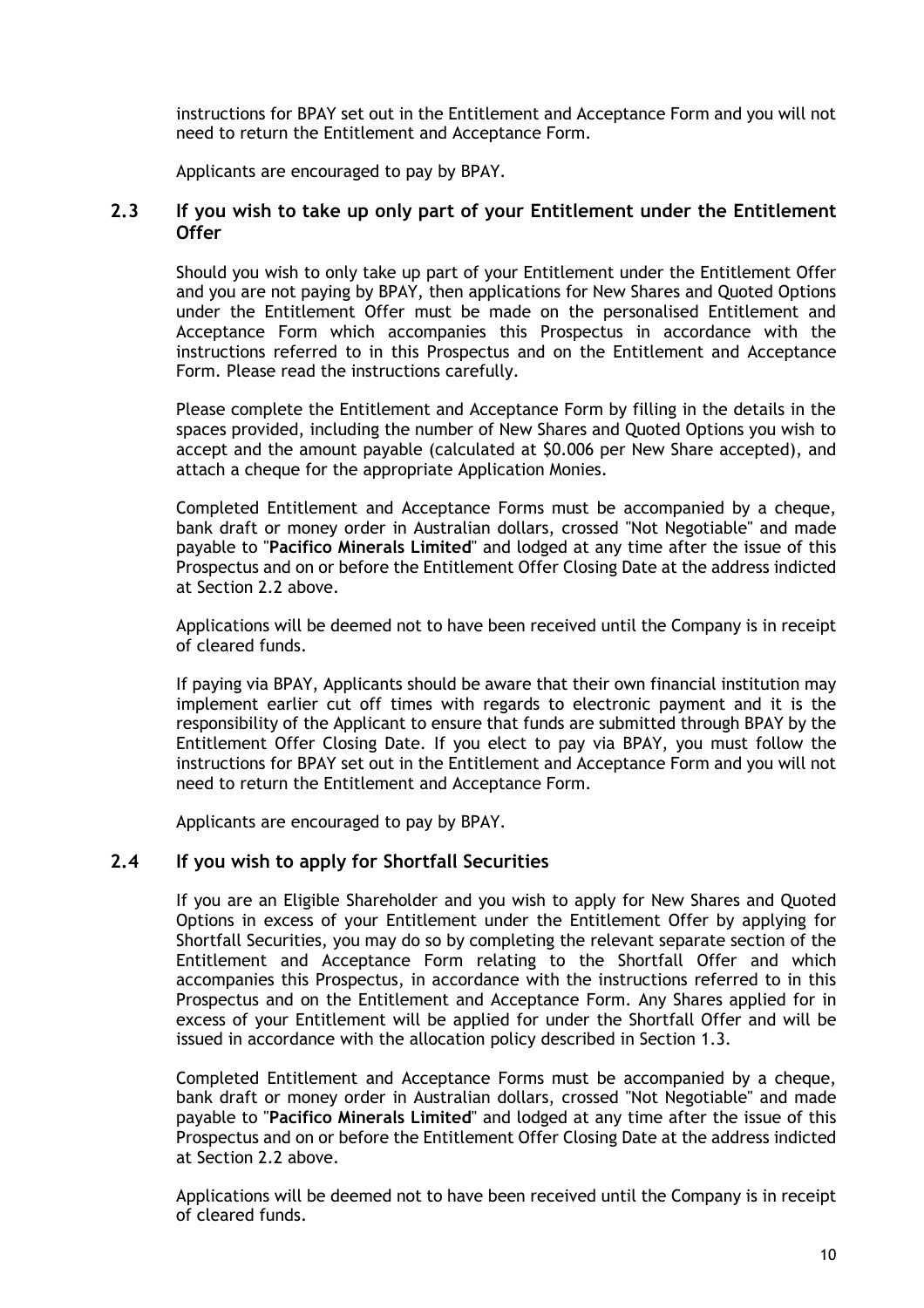instructions for BPAY set out in the Entitlement and Acceptance Form and you will not need to return the Entitlement and Acceptance Form.

Applicants are encouraged to pay by BPAY.

## 2.3 If you wish to take up only part of your Entitlement under the Entitlement Offer

Should you wish to only take up part of your Entitlement under the Entitlement Offer and you are not paying by BPAY, then applications for New Shares and Quoted Options under the Entitlement Offer must be made on the personalised Entitlement and Acceptance Form which accompanies this Prospectus in accordance with the instructions referred to in this Prospectus and on the Entitlement and Acceptance Form. Please read the instructions carefully.

Please complete the Entitlement and Acceptance Form by filling in the details in the spaces provided, including the number of New Shares and Quoted Options you wish to accept and the amount payable (calculated at $0.006 per New Share accepted), and attach a cheque for the appropriate Application Monies.

Completed Entitlement and Acceptance Forms must be accompanied by a cheque, bank draft or money order in Australian dollars, crossed "Not Negotiable" and made payable to "**Pacifico Minerals Limited**" and lodged at any time after the issue of this Prospectus and on or before the Entitlement Offer Closing Date at the address indicted at Section 2.2 above.

Applications will be deemed not to have been received until the Company is in receipt of cleared funds.

If paying via BPAY, Applicants should be aware that their own financial institution may implement earlier cut off times with regards to electronic payment and it is the responsibility of the Applicant to ensure that funds are submitted through BPAY by the Entitlement Offer Closing Date. If you elect to pay via BPAY, you must follow the instructions for BPAY set out in the Entitlement and Acceptance Form and you will not need to return the Entitlement and Acceptance Form.

Applicants are encouraged to pay by BPAY.

## 2.4 If you wish to apply for Shortfall Securities

If you are an Eligible Shareholder and you wish to apply for New Shares and Quoted Options in excess of your Entitlement under the Entitlement Offer by applying for Shortfall Securities, you may do so by completing the relevant separate section of the Entitlement and Acceptance Form relating to the Shortfall Offer and which accompanies this Prospectus, in accordance with the instructions referred to in this Prospectus and on the Entitlement and Acceptance Form. Any Shares applied for in excess of your Entitlement will be applied for under the Shortfall Offer and will be issued in accordance with the allocation policy described in Section 1.3.

Completed Entitlement and Acceptance Forms must be accompanied by a cheque, bank draft or money order in Australian dollars, crossed "Not Negotiable" and made payable to "**Pacifico Minerals Limited**" and lodged at any time after the issue of this Prospectus and on or before the Entitlement Offer Closing Date at the address indicted at Section 2.2 above.

Applications will be deemed not to have been received until the Company is in receipt of cleared funds.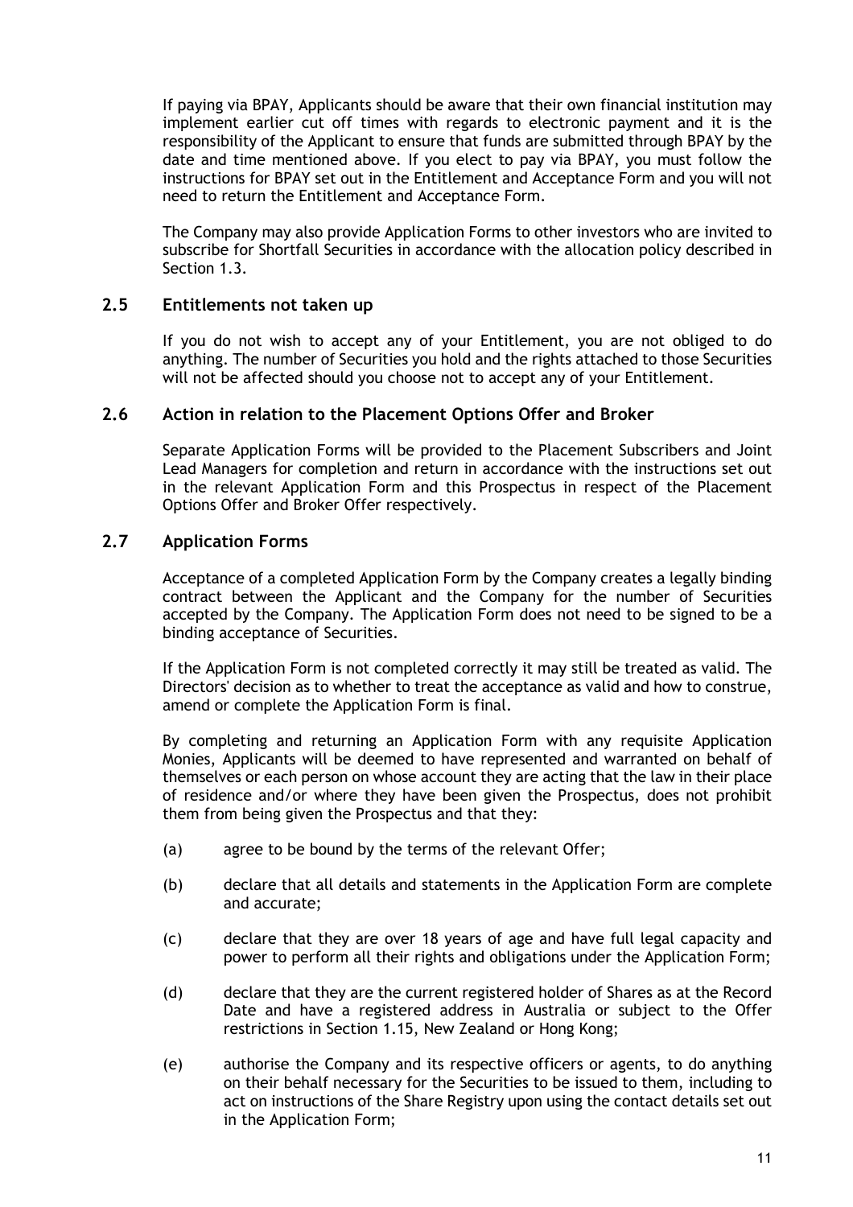If paying via BPAY, Applicants should be aware that their own financial institution may implement earlier cut off times with regards to electronic payment and it is the responsibility of the Applicant to ensure that funds are submitted through BPAY by the date and time mentioned above. If you elect to pay via BPAY, you must follow the instructions for BPAY set out in the Entitlement and Acceptance Form and you will not need to return the Entitlement and Acceptance Form.

The Company may also provide Application Forms to other investors who are invited to subscribe for Shortfall Securities in accordance with the allocation policy described in Section 1.3.

## 2.5 Entitlements not taken up

If you do not wish to accept any of your Entitlement, you are not obliged to do anything. The number of Securities you hold and the rights attached to those Securities will not be affected should you choose not to accept any of your Entitlement.

## 2.6 Action in relation to the Placement Options Offer and Broker

Separate Application Forms will be provided to the Placement Subscribers and Joint Lead Managers for completion and return in accordance with the instructions set out in the relevant Application Form and this Prospectus in respect of the Placement Options Offer and Broker Offer respectively.

## 2.7 Application Forms

Acceptance of a completed Application Form by the Company creates a legally binding contract between the Applicant and the Company for the number of Securities accepted by the Company. The Application Form does not need to be signed to be a binding acceptance of Securities.

If the Application Form is not completed correctly it may still be treated as valid. The Directors' decision as to whether to treat the acceptance as valid and how to construe, amend or complete the Application Form is final.

By completing and returning an Application Form with any requisite Application Monies, Applicants will be deemed to have represented and warranted on behalf of themselves or each person on whose account they are acting that the law in their place of residence and/or where they have been given the Prospectus, does not prohibit them from being given the Prospectus and that they:

(a) agree to be bound by the terms of the relevant Offer;

(b) declare that all details and statements in the Application Form are complete and accurate;

(c) declare that they are over 18 years of age and have full legal capacity and power to perform all their rights and obligations under the Application Form;

(d) declare that they are the current registered holder of Shares as at the Record Date and have a registered address in Australia or subject to the Offer restrictions in Section 1.15, New Zealand or Hong Kong;

(e) authorise the Company and its respective officers or agents, to do anything on their behalf necessary for the Securities to be issued to them, including to act on instructions of the Share Registry upon using the contact details set out in the Application Form;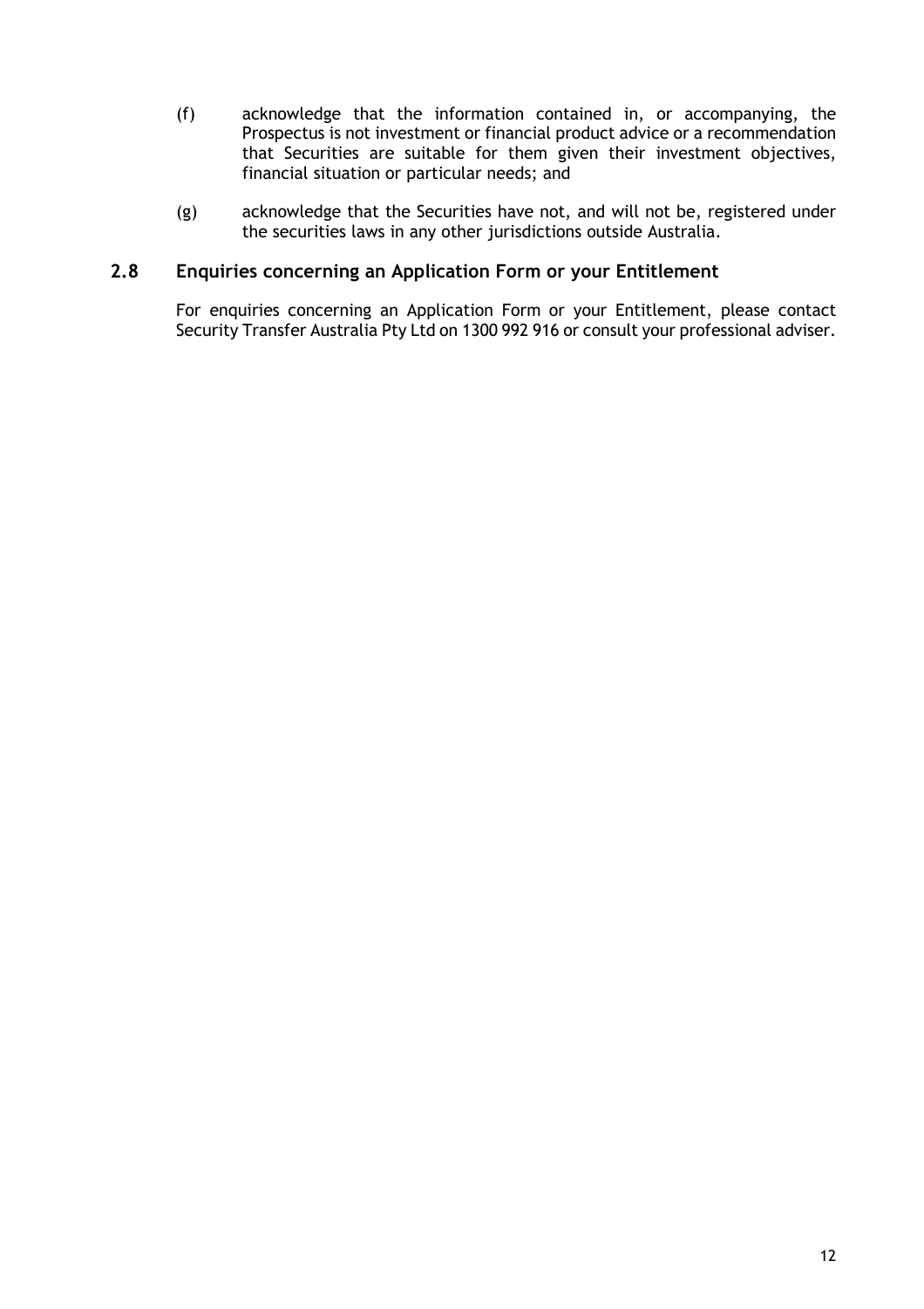(f) acknowledge that the information contained in, or accompanying, the Prospectus is not investment or financial product advice or a recommendation that Securities are suitable for them given their investment objectives, financial situation or particular needs; and

(g) acknowledge that the Securities have not, and will not be, registered under the securities laws in any other jurisdictions outside Australia.

## 2.8 Enquiries concerning an Application Form or your Entitlement

For enquiries concerning an Application Form or your Entitlement, please contact Security Transfer Australia Pty Ltd on 1300 992 916 or consult your professional adviser.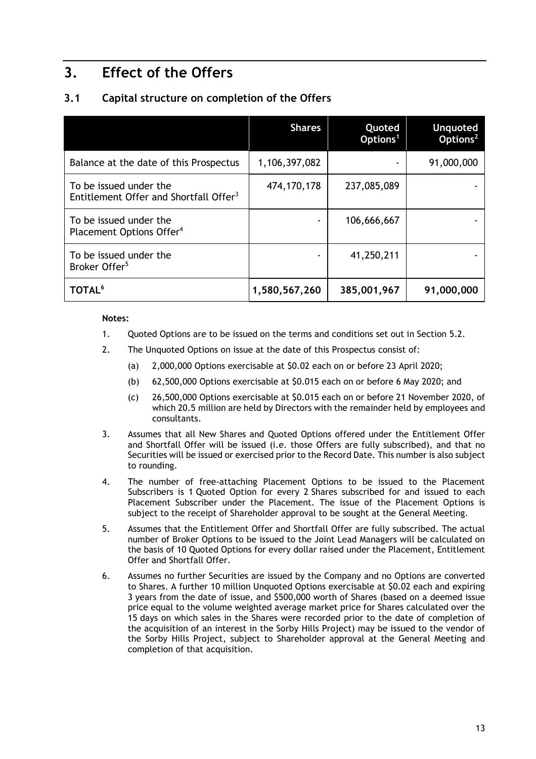# 3. Effect of the Offers

## 3.1 Capital structure on completion of the Offers

| | Shares | Quoted Options[1] | Unquoted Options[2] |
|---|---|---|---|
| Balance at the date of this Prospectus | 1,106,397,082 | - | 91,000,000 |
| To be issued under the Entitlement Offer and Shortfall Offer[3] | 474,170,178 | 237,085,089 | - |
| To be issued under the Placement Options Offer[4] | - | 106,666,667 | - |
| To be issued under the Broker Offer[5] | - | 41,250,211 | - |
| **TOTAL[6]** | **1,580,567,260** | **385,001,967** | **91,000,000** |

**Notes:**

1. Quoted Options are to be issued on the terms and conditions set out in Section 5.2.
2. The Unquoted Options on issue at the date of this Prospectus consist of:
   (a) 2,000,000 Options exercisable at $0.02 each on or before 23 April 2020;
   (b) 62,500,000 Options exercisable at $0.015 each on or before 6 May 2020; and
   (c) 26,500,000 Options exercisable at $0.015 each on or before 21 November 2020, of which 20.5 million are held by Directors with the remainder held by employees and consultants.
3. Assumes that all New Shares and Quoted Options offered under the Entitlement Offer and Shortfall Offer will be issued (i.e. those Offers are fully subscribed), and that no Securities will be issued or exercised prior to the Record Date. This number is also subject to rounding.
4. The number of free-attaching Placement Options to be issued to the Placement Subscribers is 1 Quoted Option for every 2 Shares subscribed for and issued to each Placement Subscriber under the Placement. The issue of the Placement Options is subject to the receipt of Shareholder approval to be sought at the General Meeting.
5. Assumes that the Entitlement Offer and Shortfall Offer are fully subscribed. The actual number of Broker Options to be issued to the Joint Lead Managers will be calculated on the basis of 10 Quoted Options for every dollar raised under the Placement, Entitlement Offer and Shortfall Offer.
6. Assumes no further Securities are issued by the Company and no Options are converted to Shares. A further 10 million Unquoted Options exercisable at $0.02 each and expiring 3 years from the date of issue, and $500,000 worth of Shares (based on a deemed issue price equal to the volume weighted average market price for Shares calculated over the 15 days on which sales in the Shares were recorded prior to the date of completion of the acquisition of an interest in the Sorby Hills Project) may be issued to the vendor of the Sorby Hills Project, subject to Shareholder approval at the General Meeting and completion of that acquisition.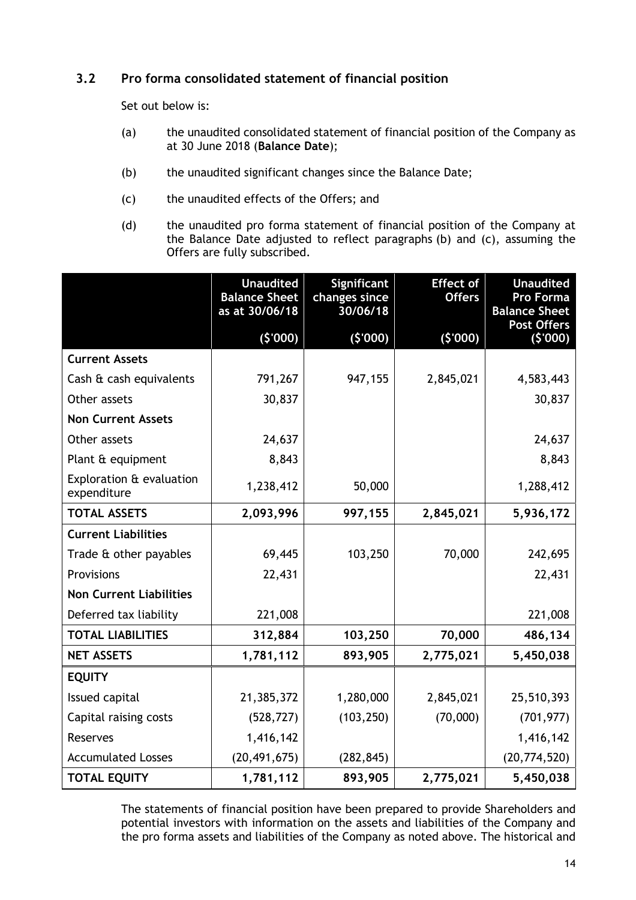### 3.2 Pro forma consolidated statement of financial position

Set out below is:

(a) the unaudited consolidated statement of financial position of the Company as at 30 June 2018 (**Balance Date**);

(b) the unaudited significant changes since the Balance Date;

(c) the unaudited effects of the Offers; and

(d) the unaudited pro forma statement of financial position of the Company at the Balance Date adjusted to reflect paragraphs (b) and (c), assuming the Offers are fully subscribed.

| | Unaudited Balance Sheet as at 30/06/18 ($'000) | Significant changes since 30/06/18 ($'000) | Effect of Offers ($'000) | Unaudited Pro Forma Balance Sheet Post Offers ($'000) |
|---|---|---|---|---|
| **Current Assets** | | | | |
| Cash & cash equivalents | 791,267 | 947,155 | 2,845,021 | 4,583,443 |
| Other assets | 30,837 | | | 30,837 |
| **Non Current Assets** | | | | |
| Other assets | 24,637 | | | 24,637 |
| Plant & equipment | 8,843 | | | 8,843 |
| Exploration & evaluation expenditure | 1,238,412 | 50,000 | | 1,288,412 |
| **TOTAL ASSETS** | **2,093,996** | **997,155** | **2,845,021** | **5,936,172** |
| **Current Liabilities** | | | | |
| Trade & other payables | 69,445 | 103,250 | 70,000 | 242,695 |
| Provisions | 22,431 | | | 22,431 |
| **Non Current Liabilities** | | | | |
| Deferred tax liability | 221,008 | | | 221,008 |
| **TOTAL LIABILITIES** | **312,884** | **103,250** | **70,000** | **486,134** |
| **NET ASSETS** | **1,781,112** | **893,905** | **2,775,021** | **5,450,038** |
| **EQUITY** | | | | |
| Issued capital | 21,385,372 | 1,280,000 | 2,845,021 | 25,510,393 |
| Capital raising costs | (528,727) | (103,250) | (70,000) | (701,977) |
| Reserves | 1,416,142 | | | 1,416,142 |
| Accumulated Losses | (20,491,675) | (282,845) | | (20,774,520) |
| **TOTAL EQUITY** | **1,781,112** | **893,905** | **2,775,021** | **5,450,038** |

The statements of financial position have been prepared to provide Shareholders and potential investors with information on the assets and liabilities of the Company and the pro forma assets and liabilities of the Company as noted above. The historical and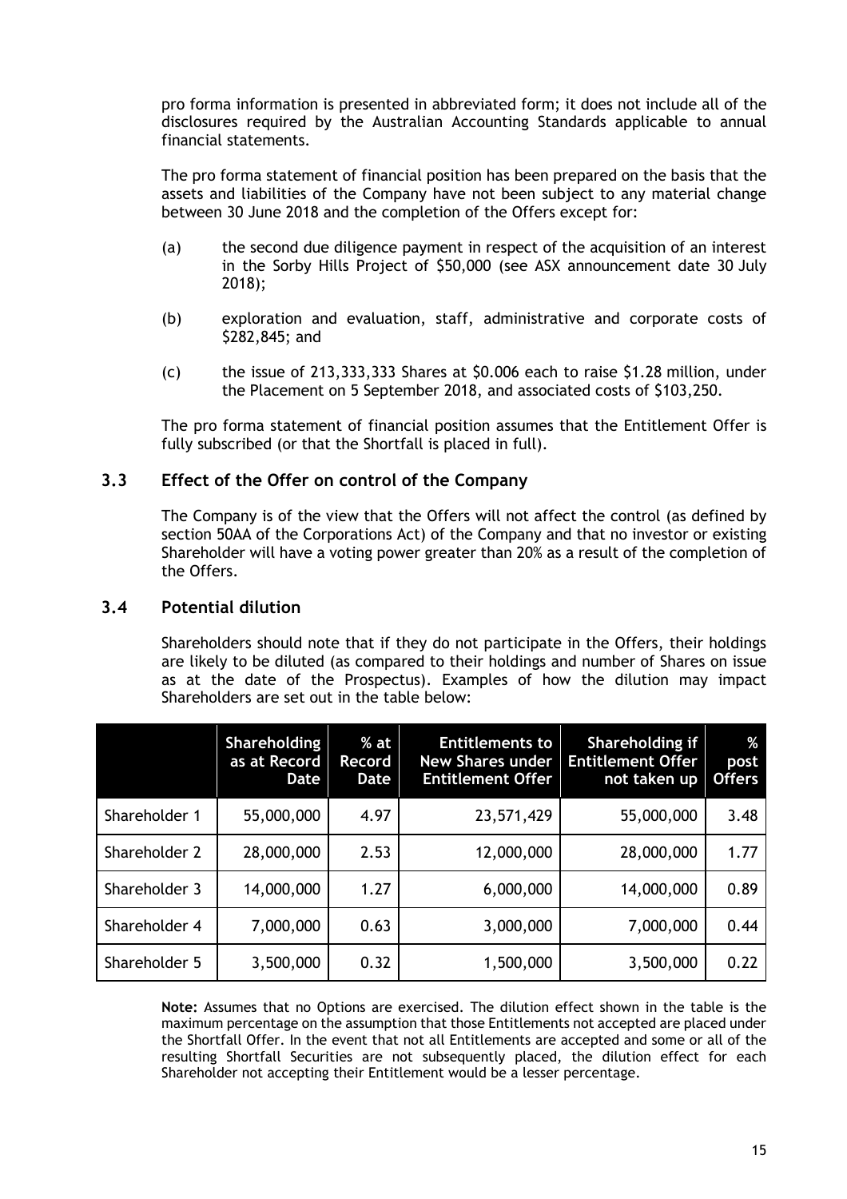pro forma information is presented in abbreviated form; it does not include all of the disclosures required by the Australian Accounting Standards applicable to annual financial statements.

The pro forma statement of financial position has been prepared on the basis that the assets and liabilities of the Company have not been subject to any material change between 30 June 2018 and the completion of the Offers except for:

(a) the second due diligence payment in respect of the acquisition of an interest in the Sorby Hills Project of $50,000 (see ASX announcement date 30 July 2018);

(b) exploration and evaluation, staff, administrative and corporate costs of $282,845; and

(c) the issue of 213,333,333 Shares at $0.006 each to raise $1.28 million, under the Placement on 5 September 2018, and associated costs of $103,250.

The pro forma statement of financial position assumes that the Entitlement Offer is fully subscribed (or that the Shortfall is placed in full).

## 3.3 Effect of the Offer on control of the Company

The Company is of the view that the Offers will not affect the control (as defined by section 50AA of the Corporations Act) of the Company and that no investor or existing Shareholder will have a voting power greater than 20% as a result of the completion of the Offers.

## 3.4 Potential dilution

Shareholders should note that if they do not participate in the Offers, their holdings are likely to be diluted (as compared to their holdings and number of Shares on issue as at the date of the Prospectus). Examples of how the dilution may impact Shareholders are set out in the table below:

| | Shareholding as at Record Date | % at Record Date | Entitlements to New Shares under Entitlement Offer | Shareholding if Entitlement Offer not taken up | % post Offers |
|---|---|---|---|---|---|
| Shareholder 1 | 55,000,000 | 4.97 | 23,571,429 | 55,000,000 | 3.48 |
| Shareholder 2 | 28,000,000 | 2.53 | 12,000,000 | 28,000,000 | 1.77 |
| Shareholder 3 | 14,000,000 | 1.27 | 6,000,000 | 14,000,000 | 0.89 |
| Shareholder 4 | 7,000,000 | 0.63 | 3,000,000 | 7,000,000 | 0.44 |
| Shareholder 5 | 3,500,000 | 0.32 | 1,500,000 | 3,500,000 | 0.22 |

**Note:** Assumes that no Options are exercised. The dilution effect shown in the table is the maximum percentage on the assumption that those Entitlements not accepted are placed under the Shortfall Offer. In the event that not all Entitlements are accepted and some or all of the resulting Shortfall Securities are not subsequently placed, the dilution effect for each Shareholder not accepting their Entitlement would be a lesser percentage.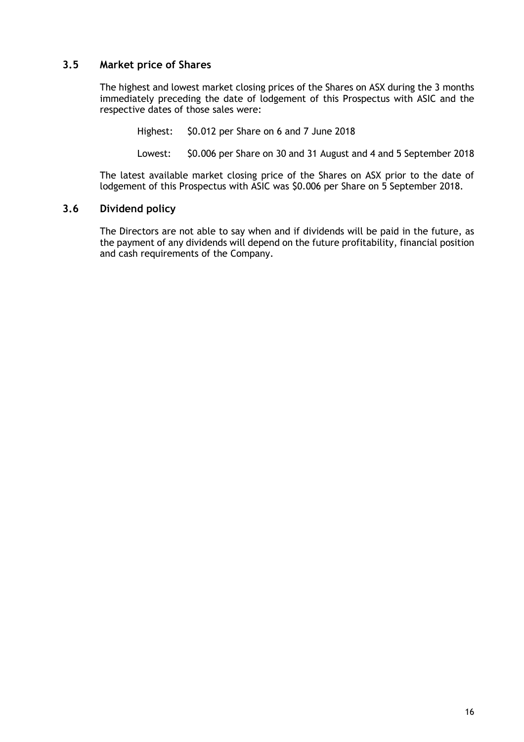## 3.5 Market price of Shares

The highest and lowest market closing prices of the Shares on ASX during the 3 months immediately preceding the date of lodgement of this Prospectus with ASIC and the respective dates of those sales were:

Highest: $0.012 per Share on 6 and 7 June 2018

Lowest: $0.006 per Share on 30 and 31 August and 4 and 5 September 2018

The latest available market closing price of the Shares on ASX prior to the date of lodgement of this Prospectus with ASIC was $0.006 per Share on 5 September 2018.

## 3.6 Dividend policy

The Directors are not able to say when and if dividends will be paid in the future, as the payment of any dividends will depend on the future profitability, financial position and cash requirements of the Company.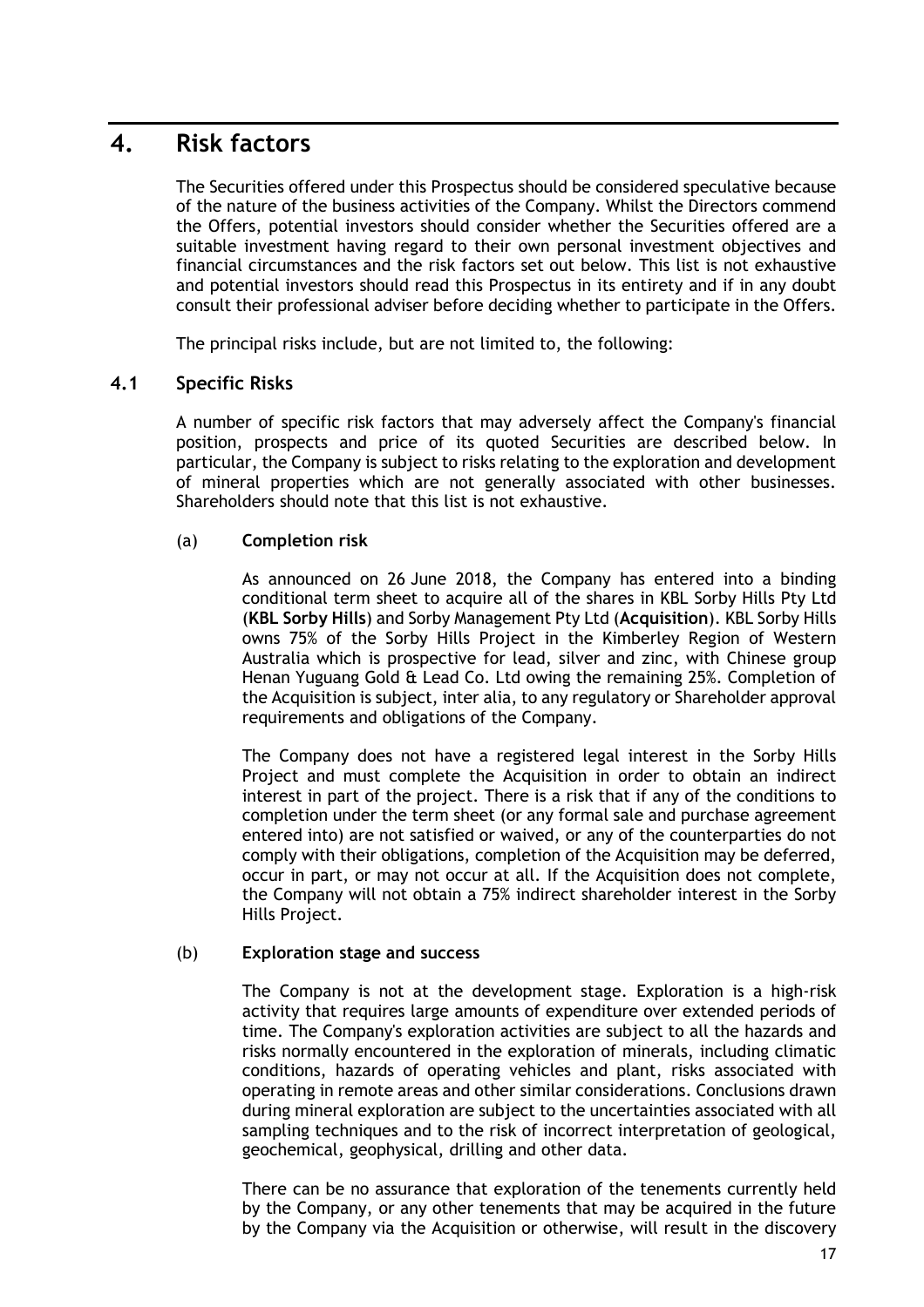# 4. Risk factors

The Securities offered under this Prospectus should be considered speculative because of the nature of the business activities of the Company. Whilst the Directors commend the Offers, potential investors should consider whether the Securities offered are a suitable investment having regard to their own personal investment objectives and financial circumstances and the risk factors set out below. This list is not exhaustive and potential investors should read this Prospectus in its entirety and if in any doubt consult their professional adviser before deciding whether to participate in the Offers.

The principal risks include, but are not limited to, the following:

## 4.1 Specific Risks

A number of specific risk factors that may adversely affect the Company's financial position, prospects and price of its quoted Securities are described below. In particular, the Company is subject to risks relating to the exploration and development of mineral properties which are not generally associated with other businesses. Shareholders should note that this list is not exhaustive.

### (a) Completion risk

As announced on 26 June 2018, the Company has entered into a binding conditional term sheet to acquire all of the shares in KBL Sorby Hills Pty Ltd (**KBL Sorby Hills**) and Sorby Management Pty Ltd (**Acquisition**). KBL Sorby Hills owns 75% of the Sorby Hills Project in the Kimberley Region of Western Australia which is prospective for lead, silver and zinc, with Chinese group Henan Yuguang Gold & Lead Co. Ltd owing the remaining 25%. Completion of the Acquisition is subject, inter alia, to any regulatory or Shareholder approval requirements and obligations of the Company.

The Company does not have a registered legal interest in the Sorby Hills Project and must complete the Acquisition in order to obtain an indirect interest in part of the project. There is a risk that if any of the conditions to completion under the term sheet (or any formal sale and purchase agreement entered into) are not satisfied or waived, or any of the counterparties do not comply with their obligations, completion of the Acquisition may be deferred, occur in part, or may not occur at all. If the Acquisition does not complete, the Company will not obtain a 75% indirect shareholder interest in the Sorby Hills Project.

### (b) Exploration stage and success

The Company is not at the development stage. Exploration is a high-risk activity that requires large amounts of expenditure over extended periods of time. The Company's exploration activities are subject to all the hazards and risks normally encountered in the exploration of minerals, including climatic conditions, hazards of operating vehicles and plant, risks associated with operating in remote areas and other similar considerations. Conclusions drawn during mineral exploration are subject to the uncertainties associated with all sampling techniques and to the risk of incorrect interpretation of geological, geochemical, geophysical, drilling and other data.

There can be no assurance that exploration of the tenements currently held by the Company, or any other tenements that may be acquired in the future by the Company via the Acquisition or otherwise, will result in the discovery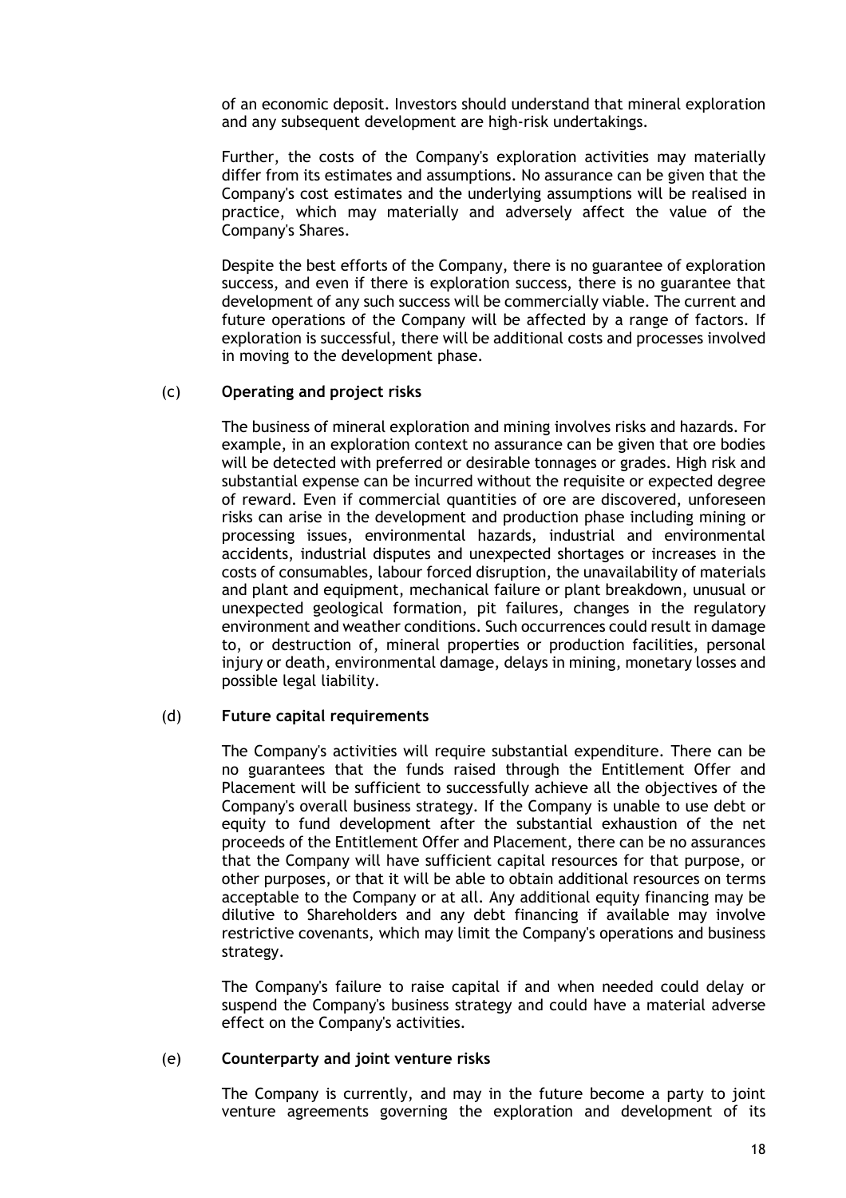of an economic deposit. Investors should understand that mineral exploration and any subsequent development are high-risk undertakings.

Further, the costs of the Company's exploration activities may materially differ from its estimates and assumptions. No assurance can be given that the Company's cost estimates and the underlying assumptions will be realised in practice, which may materially and adversely affect the value of the Company's Shares.

Despite the best efforts of the Company, there is no guarantee of exploration success, and even if there is exploration success, there is no guarantee that development of any such success will be commercially viable. The current and future operations of the Company will be affected by a range of factors. If exploration is successful, there will be additional costs and processes involved in moving to the development phase.

(c) **Operating and project risks**

The business of mineral exploration and mining involves risks and hazards. For example, in an exploration context no assurance can be given that ore bodies will be detected with preferred or desirable tonnages or grades. High risk and substantial expense can be incurred without the requisite or expected degree of reward. Even if commercial quantities of ore are discovered, unforeseen risks can arise in the development and production phase including mining or processing issues, environmental hazards, industrial and environmental accidents, industrial disputes and unexpected shortages or increases in the costs of consumables, labour forced disruption, the unavailability of materials and plant and equipment, mechanical failure or plant breakdown, unusual or unexpected geological formation, pit failures, changes in the regulatory environment and weather conditions. Such occurrences could result in damage to, or destruction of, mineral properties or production facilities, personal injury or death, environmental damage, delays in mining, monetary losses and possible legal liability.

(d) **Future capital requirements**

The Company's activities will require substantial expenditure. There can be no guarantees that the funds raised through the Entitlement Offer and Placement will be sufficient to successfully achieve all the objectives of the Company's overall business strategy. If the Company is unable to use debt or equity to fund development after the substantial exhaustion of the net proceeds of the Entitlement Offer and Placement, there can be no assurances that the Company will have sufficient capital resources for that purpose, or other purposes, or that it will be able to obtain additional resources on terms acceptable to the Company or at all. Any additional equity financing may be dilutive to Shareholders and any debt financing if available may involve restrictive covenants, which may limit the Company's operations and business strategy.

The Company's failure to raise capital if and when needed could delay or suspend the Company's business strategy and could have a material adverse effect on the Company's activities.

(e) **Counterparty and joint venture risks**

The Company is currently, and may in the future become a party to joint venture agreements governing the exploration and development of its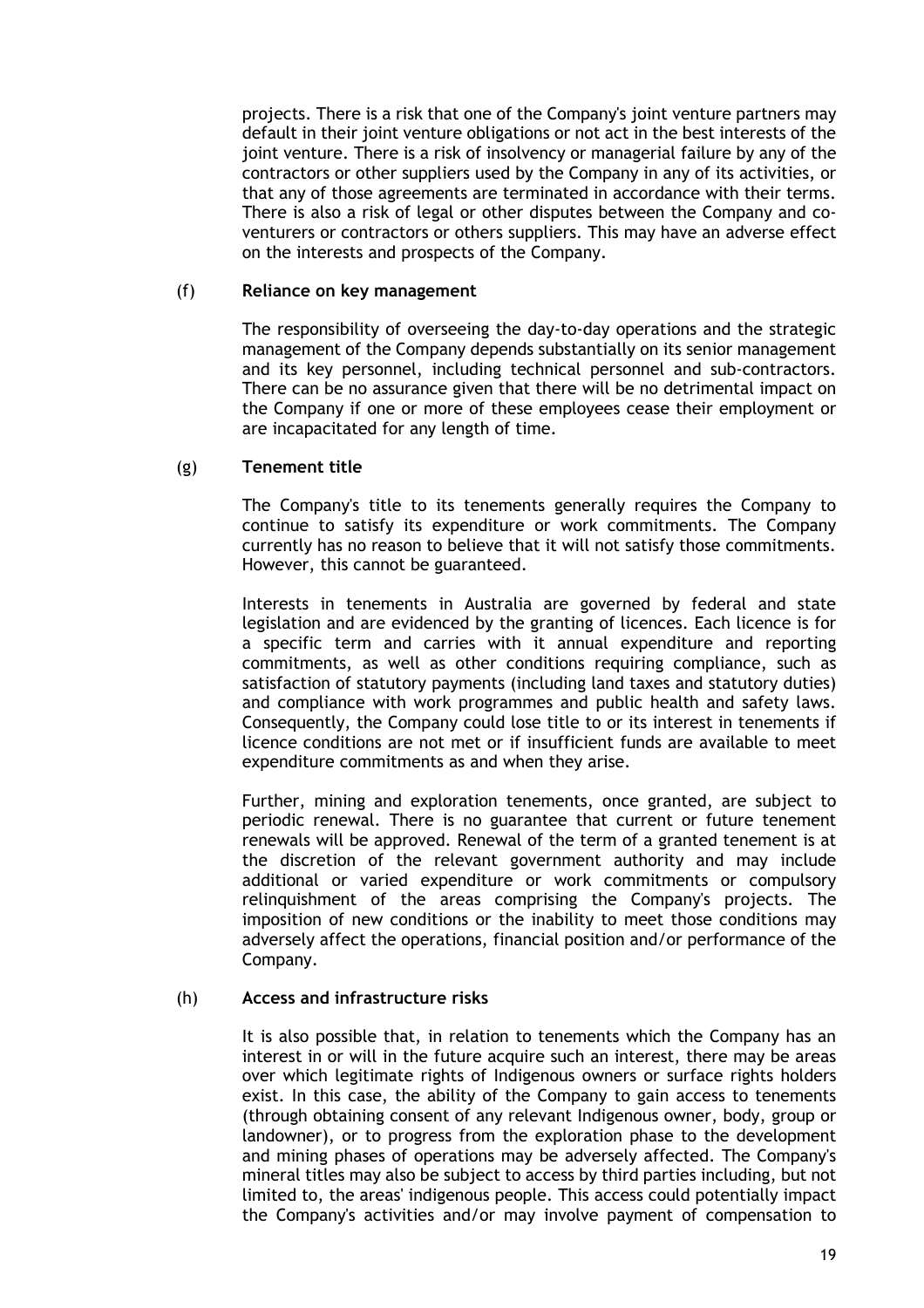projects. There is a risk that one of the Company's joint venture partners may default in their joint venture obligations or not act in the best interests of the joint venture. There is a risk of insolvency or managerial failure by any of the contractors or other suppliers used by the Company in any of its activities, or that any of those agreements are terminated in accordance with their terms. There is also a risk of legal or other disputes between the Company and co-venturers or contractors or others suppliers. This may have an adverse effect on the interests and prospects of the Company.

(f) **Reliance on key management**

The responsibility of overseeing the day-to-day operations and the strategic management of the Company depends substantially on its senior management and its key personnel, including technical personnel and sub-contractors. There can be no assurance given that there will be no detrimental impact on the Company if one or more of these employees cease their employment or are incapacitated for any length of time.

(g) **Tenement title**

The Company's title to its tenements generally requires the Company to continue to satisfy its expenditure or work commitments. The Company currently has no reason to believe that it will not satisfy those commitments. However, this cannot be guaranteed.

Interests in tenements in Australia are governed by federal and state legislation and are evidenced by the granting of licences. Each licence is for a specific term and carries with it annual expenditure and reporting commitments, as well as other conditions requiring compliance, such as satisfaction of statutory payments (including land taxes and statutory duties) and compliance with work programmes and public health and safety laws. Consequently, the Company could lose title to or its interest in tenements if licence conditions are not met or if insufficient funds are available to meet expenditure commitments as and when they arise.

Further, mining and exploration tenements, once granted, are subject to periodic renewal. There is no guarantee that current or future tenement renewals will be approved. Renewal of the term of a granted tenement is at the discretion of the relevant government authority and may include additional or varied expenditure or work commitments or compulsory relinquishment of the areas comprising the Company's projects. The imposition of new conditions or the inability to meet those conditions may adversely affect the operations, financial position and/or performance of the Company.

(h) **Access and infrastructure risks**

It is also possible that, in relation to tenements which the Company has an interest in or will in the future acquire such an interest, there may be areas over which legitimate rights of Indigenous owners or surface rights holders exist. In this case, the ability of the Company to gain access to tenements (through obtaining consent of any relevant Indigenous owner, body, group or landowner), or to progress from the exploration phase to the development and mining phases of operations may be adversely affected. The Company's mineral titles may also be subject to access by third parties including, but not limited to, the areas' indigenous people. This access could potentially impact the Company's activities and/or may involve payment of compensation to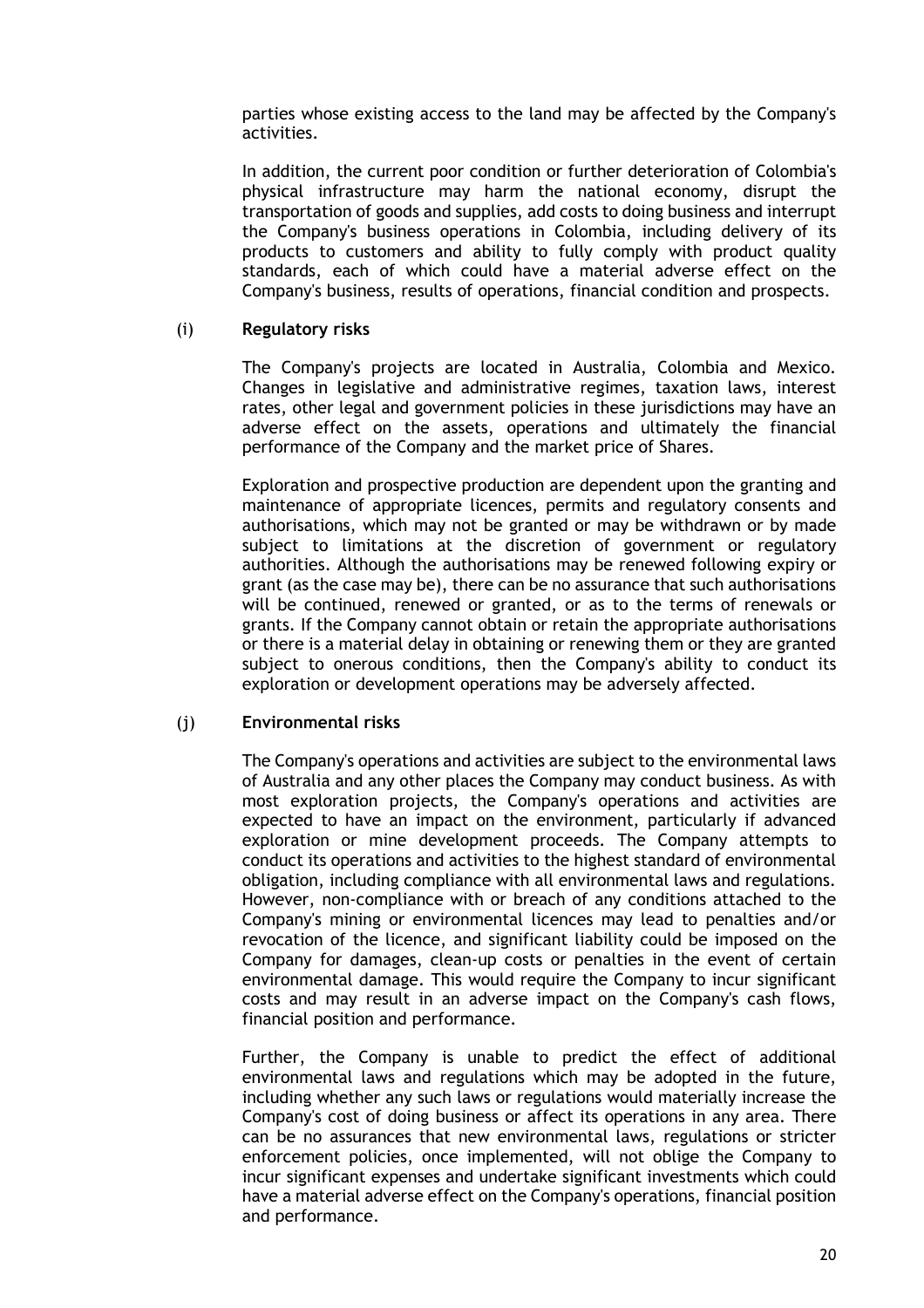parties whose existing access to the land may be affected by the Company's activities.

In addition, the current poor condition or further deterioration of Colombia's physical infrastructure may harm the national economy, disrupt the transportation of goods and supplies, add costs to doing business and interrupt the Company's business operations in Colombia, including delivery of its products to customers and ability to fully comply with product quality standards, each of which could have a material adverse effect on the Company's business, results of operations, financial condition and prospects.

(i) **Regulatory risks**

The Company's projects are located in Australia, Colombia and Mexico. Changes in legislative and administrative regimes, taxation laws, interest rates, other legal and government policies in these jurisdictions may have an adverse effect on the assets, operations and ultimately the financial performance of the Company and the market price of Shares.

Exploration and prospective production are dependent upon the granting and maintenance of appropriate licences, permits and regulatory consents and authorisations, which may not be granted or may be withdrawn or by made subject to limitations at the discretion of government or regulatory authorities. Although the authorisations may be renewed following expiry or grant (as the case may be), there can be no assurance that such authorisations will be continued, renewed or granted, or as to the terms of renewals or grants. If the Company cannot obtain or retain the appropriate authorisations or there is a material delay in obtaining or renewing them or they are granted subject to onerous conditions, then the Company's ability to conduct its exploration or development operations may be adversely affected.

(j) **Environmental risks**

The Company's operations and activities are subject to the environmental laws of Australia and any other places the Company may conduct business. As with most exploration projects, the Company's operations and activities are expected to have an impact on the environment, particularly if advanced exploration or mine development proceeds. The Company attempts to conduct its operations and activities to the highest standard of environmental obligation, including compliance with all environmental laws and regulations. However, non-compliance with or breach of any conditions attached to the Company's mining or environmental licences may lead to penalties and/or revocation of the licence, and significant liability could be imposed on the Company for damages, clean-up costs or penalties in the event of certain environmental damage. This would require the Company to incur significant costs and may result in an adverse impact on the Company's cash flows, financial position and performance.

Further, the Company is unable to predict the effect of additional environmental laws and regulations which may be adopted in the future, including whether any such laws or regulations would materially increase the Company's cost of doing business or affect its operations in any area. There can be no assurances that new environmental laws, regulations or stricter enforcement policies, once implemented, will not oblige the Company to incur significant expenses and undertake significant investments which could have a material adverse effect on the Company's operations, financial position and performance.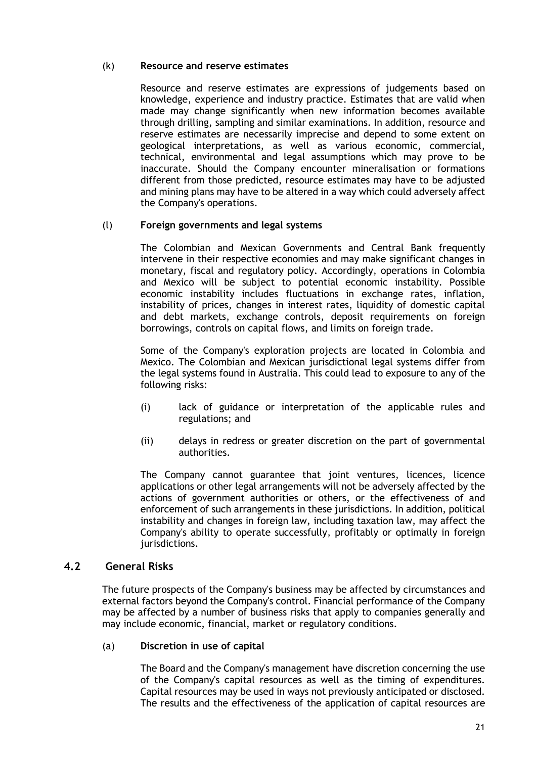(k) **Resource and reserve estimates**

Resource and reserve estimates are expressions of judgements based on knowledge, experience and industry practice. Estimates that are valid when made may change significantly when new information becomes available through drilling, sampling and similar examinations. In addition, resource and reserve estimates are necessarily imprecise and depend to some extent on geological interpretations, as well as various economic, commercial, technical, environmental and legal assumptions which may prove to be inaccurate. Should the Company encounter mineralisation or formations different from those predicted, resource estimates may have to be adjusted and mining plans may have to be altered in a way which could adversely affect the Company's operations.

(l) **Foreign governments and legal systems**

The Colombian and Mexican Governments and Central Bank frequently intervene in their respective economies and may make significant changes in monetary, fiscal and regulatory policy. Accordingly, operations in Colombia and Mexico will be subject to potential economic instability. Possible economic instability includes fluctuations in exchange rates, inflation, instability of prices, changes in interest rates, liquidity of domestic capital and debt markets, exchange controls, deposit requirements on foreign borrowings, controls on capital flows, and limits on foreign trade.

Some of the Company's exploration projects are located in Colombia and Mexico. The Colombian and Mexican jurisdictional legal systems differ from the legal systems found in Australia. This could lead to exposure to any of the following risks:

(i) lack of guidance or interpretation of the applicable rules and regulations; and

(ii) delays in redress or greater discretion on the part of governmental authorities.

The Company cannot guarantee that joint ventures, licences, licence applications or other legal arrangements will not be adversely affected by the actions of government authorities or others, or the effectiveness of and enforcement of such arrangements in these jurisdictions. In addition, political instability and changes in foreign law, including taxation law, may affect the Company's ability to operate successfully, profitably or optimally in foreign jurisdictions.

## 4.2 General Risks

The future prospects of the Company's business may be affected by circumstances and external factors beyond the Company's control. Financial performance of the Company may be affected by a number of business risks that apply to companies generally and may include economic, financial, market or regulatory conditions.

(a) **Discretion in use of capital**

The Board and the Company's management have discretion concerning the use of the Company's capital resources as well as the timing of expenditures. Capital resources may be used in ways not previously anticipated or disclosed. The results and the effectiveness of the application of capital resources are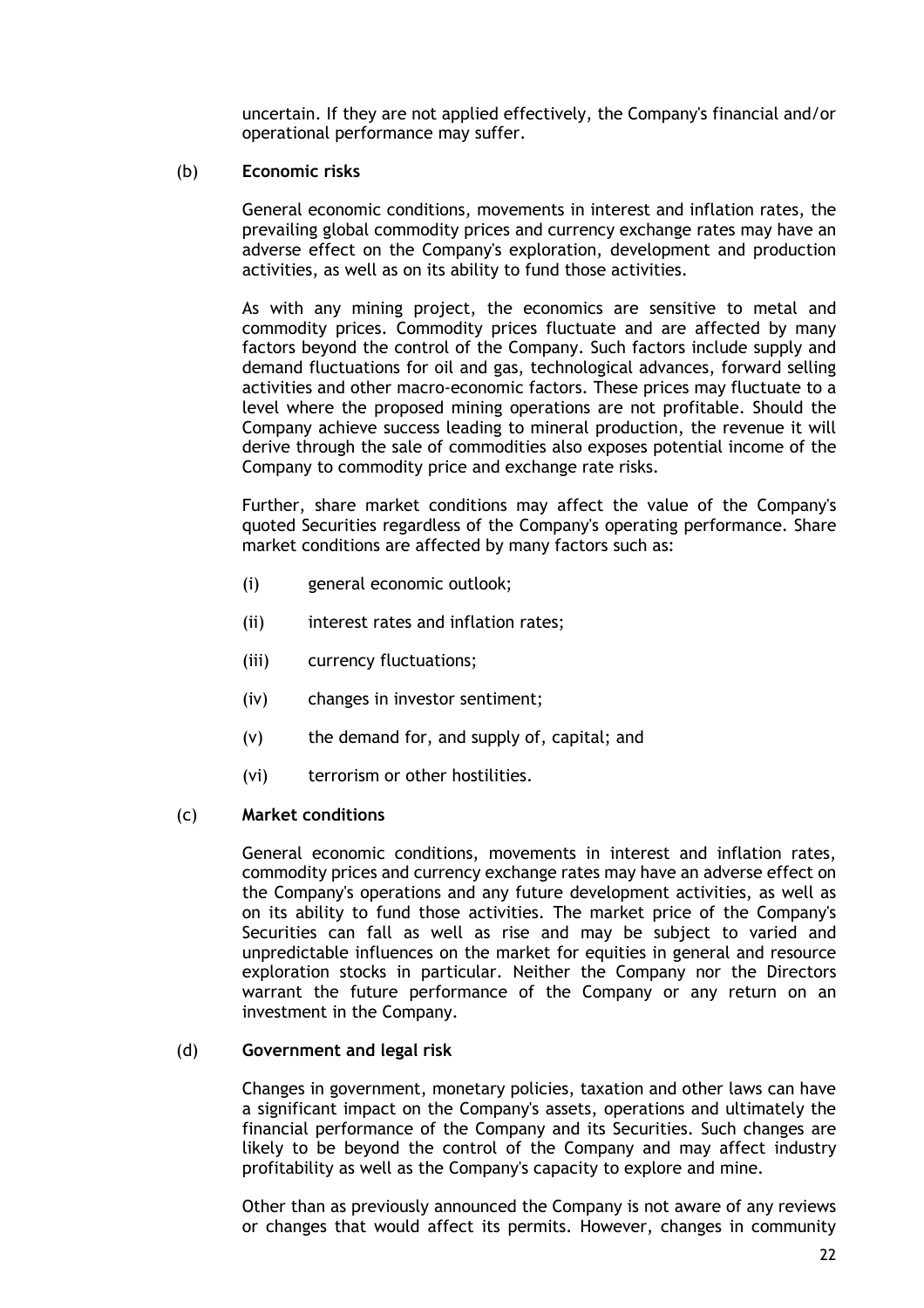uncertain. If they are not applied effectively, the Company's financial and/or operational performance may suffer.

(b) **Economic risks**

General economic conditions, movements in interest and inflation rates, the prevailing global commodity prices and currency exchange rates may have an adverse effect on the Company's exploration, development and production activities, as well as on its ability to fund those activities.

As with any mining project, the economics are sensitive to metal and commodity prices. Commodity prices fluctuate and are affected by many factors beyond the control of the Company. Such factors include supply and demand fluctuations for oil and gas, technological advances, forward selling activities and other macro-economic factors. These prices may fluctuate to a level where the proposed mining operations are not profitable. Should the Company achieve success leading to mineral production, the revenue it will derive through the sale of commodities also exposes potential income of the Company to commodity price and exchange rate risks.

Further, share market conditions may affect the value of the Company's quoted Securities regardless of the Company's operating performance. Share market conditions are affected by many factors such as:

(i) general economic outlook;

(ii) interest rates and inflation rates;

(iii) currency fluctuations;

(iv) changes in investor sentiment;

(v) the demand for, and supply of, capital; and

(vi) terrorism or other hostilities.

(c) **Market conditions**

General economic conditions, movements in interest and inflation rates, commodity prices and currency exchange rates may have an adverse effect on the Company's operations and any future development activities, as well as on its ability to fund those activities. The market price of the Company's Securities can fall as well as rise and may be subject to varied and unpredictable influences on the market for equities in general and resource exploration stocks in particular. Neither the Company nor the Directors warrant the future performance of the Company or any return on an investment in the Company.

(d) **Government and legal risk**

Changes in government, monetary policies, taxation and other laws can have a significant impact on the Company's assets, operations and ultimately the financial performance of the Company and its Securities. Such changes are likely to be beyond the control of the Company and may affect industry profitability as well as the Company's capacity to explore and mine.

Other than as previously announced the Company is not aware of any reviews or changes that would affect its permits. However, changes in community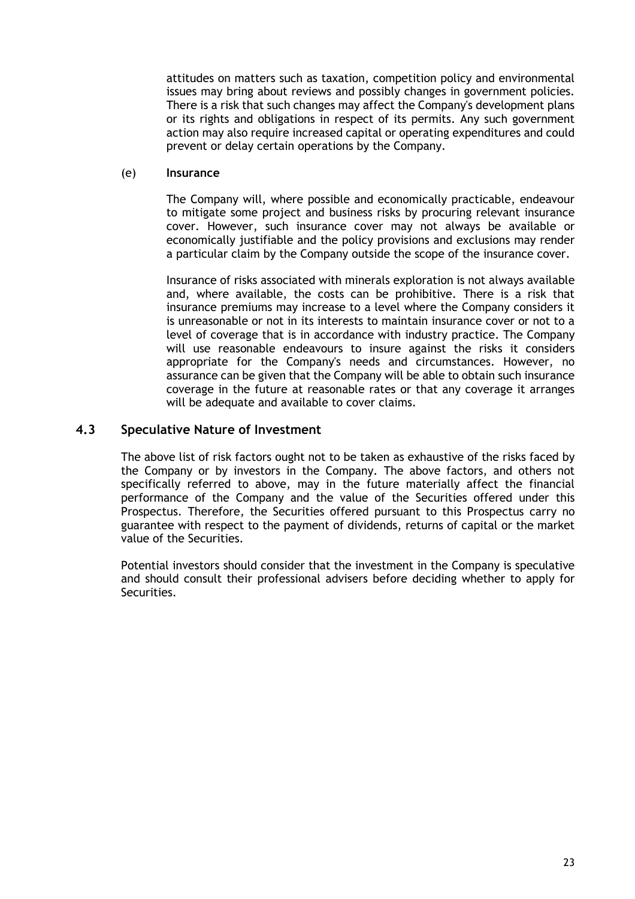attitudes on matters such as taxation, competition policy and environmental issues may bring about reviews and possibly changes in government policies. There is a risk that such changes may affect the Company's development plans or its rights and obligations in respect of its permits. Any such government action may also require increased capital or operating expenditures and could prevent or delay certain operations by the Company.

(e) **Insurance**

The Company will, where possible and economically practicable, endeavour to mitigate some project and business risks by procuring relevant insurance cover. However, such insurance cover may not always be available or economically justifiable and the policy provisions and exclusions may render a particular claim by the Company outside the scope of the insurance cover.

Insurance of risks associated with minerals exploration is not always available and, where available, the costs can be prohibitive. There is a risk that insurance premiums may increase to a level where the Company considers it is unreasonable or not in its interests to maintain insurance cover or not to a level of coverage that is in accordance with industry practice. The Company will use reasonable endeavours to insure against the risks it considers appropriate for the Company's needs and circumstances. However, no assurance can be given that the Company will be able to obtain such insurance coverage in the future at reasonable rates or that any coverage it arranges will be adequate and available to cover claims.

## 4.3 Speculative Nature of Investment

The above list of risk factors ought not to be taken as exhaustive of the risks faced by the Company or by investors in the Company. The above factors, and others not specifically referred to above, may in the future materially affect the financial performance of the Company and the value of the Securities offered under this Prospectus. Therefore, the Securities offered pursuant to this Prospectus carry no guarantee with respect to the payment of dividends, returns of capital or the market value of the Securities.

Potential investors should consider that the investment in the Company is speculative and should consult their professional advisers before deciding whether to apply for Securities.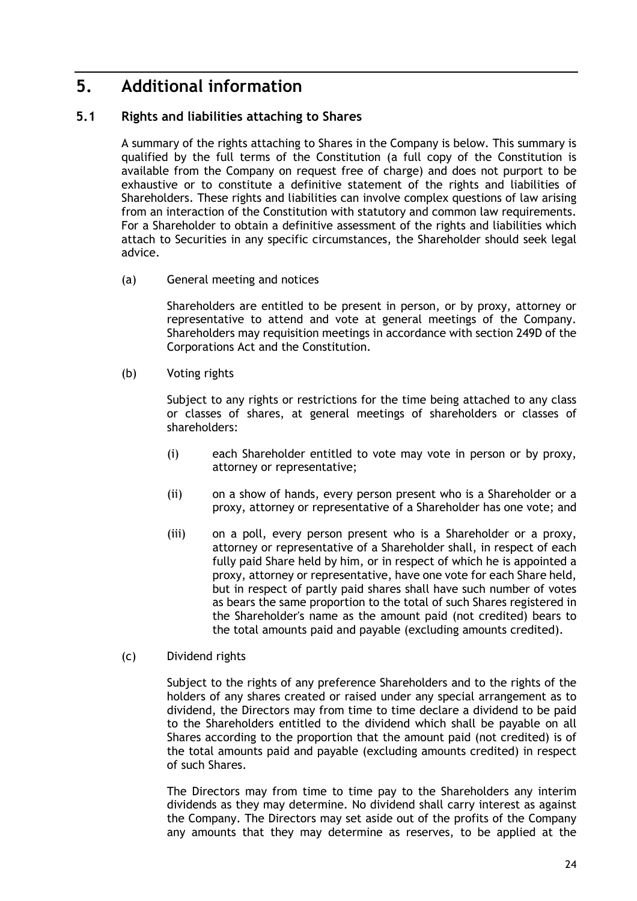# 5. Additional information

## 5.1 Rights and liabilities attaching to Shares

A summary of the rights attaching to Shares in the Company is below. This summary is qualified by the full terms of the Constitution (a full copy of the Constitution is available from the Company on request free of charge) and does not purport to be exhaustive or to constitute a definitive statement of the rights and liabilities of Shareholders. These rights and liabilities can involve complex questions of law arising from an interaction of the Constitution with statutory and common law requirements. For a Shareholder to obtain a definitive assessment of the rights and liabilities which attach to Securities in any specific circumstances, the Shareholder should seek legal advice.

(a) General meeting and notices

Shareholders are entitled to be present in person, or by proxy, attorney or representative to attend and vote at general meetings of the Company. Shareholders may requisition meetings in accordance with section 249D of the Corporations Act and the Constitution.

(b) Voting rights

Subject to any rights or restrictions for the time being attached to any class or classes of shares, at general meetings of shareholders or classes of shareholders:

(i) each Shareholder entitled to vote may vote in person or by proxy, attorney or representative;

(ii) on a show of hands, every person present who is a Shareholder or a proxy, attorney or representative of a Shareholder has one vote; and

(iii) on a poll, every person present who is a Shareholder or a proxy, attorney or representative of a Shareholder shall, in respect of each fully paid Share held by him, or in respect of which he is appointed a proxy, attorney or representative, have one vote for each Share held, but in respect of partly paid shares shall have such number of votes as bears the same proportion to the total of such Shares registered in the Shareholder's name as the amount paid (not credited) bears to the total amounts paid and payable (excluding amounts credited).

(c) Dividend rights

Subject to the rights of any preference Shareholders and to the rights of the holders of any shares created or raised under any special arrangement as to dividend, the Directors may from time to time declare a dividend to be paid to the Shareholders entitled to the dividend which shall be payable on all Shares according to the proportion that the amount paid (not credited) is of the total amounts paid and payable (excluding amounts credited) in respect of such Shares.

The Directors may from time to time pay to the Shareholders any interim dividends as they may determine. No dividend shall carry interest as against the Company. The Directors may set aside out of the profits of the Company any amounts that they may determine as reserves, to be applied at the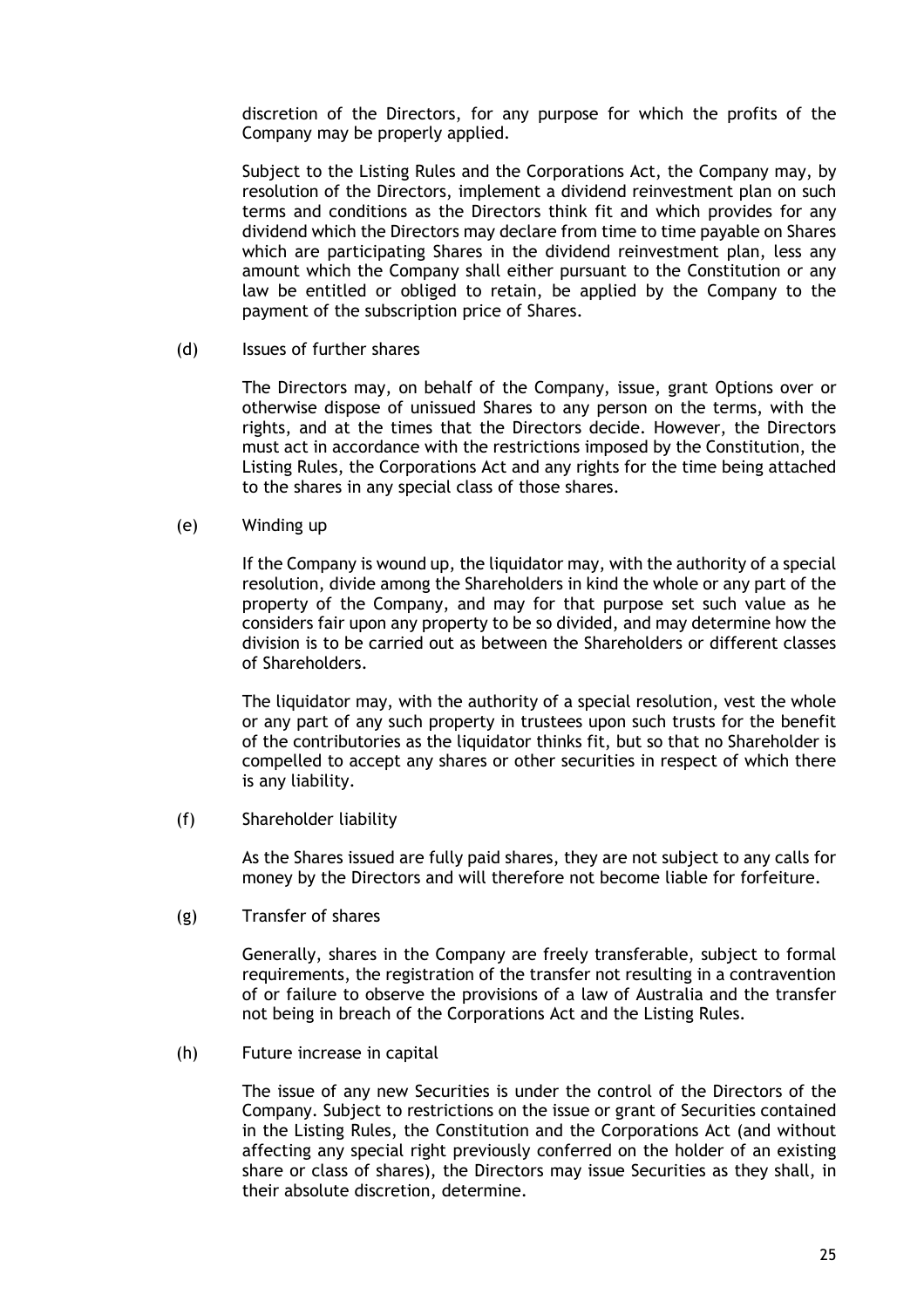discretion of the Directors, for any purpose for which the profits of the Company may be properly applied.

Subject to the Listing Rules and the Corporations Act, the Company may, by resolution of the Directors, implement a dividend reinvestment plan on such terms and conditions as the Directors think fit and which provides for any dividend which the Directors may declare from time to time payable on Shares which are participating Shares in the dividend reinvestment plan, less any amount which the Company shall either pursuant to the Constitution or any law be entitled or obliged to retain, be applied by the Company to the payment of the subscription price of Shares.

(d) Issues of further shares

The Directors may, on behalf of the Company, issue, grant Options over or otherwise dispose of unissued Shares to any person on the terms, with the rights, and at the times that the Directors decide. However, the Directors must act in accordance with the restrictions imposed by the Constitution, the Listing Rules, the Corporations Act and any rights for the time being attached to the shares in any special class of those shares.

(e) Winding up

If the Company is wound up, the liquidator may, with the authority of a special resolution, divide among the Shareholders in kind the whole or any part of the property of the Company, and may for that purpose set such value as he considers fair upon any property to be so divided, and may determine how the division is to be carried out as between the Shareholders or different classes of Shareholders.

The liquidator may, with the authority of a special resolution, vest the whole or any part of any such property in trustees upon such trusts for the benefit of the contributories as the liquidator thinks fit, but so that no Shareholder is compelled to accept any shares or other securities in respect of which there is any liability.

(f) Shareholder liability

As the Shares issued are fully paid shares, they are not subject to any calls for money by the Directors and will therefore not become liable for forfeiture.

(g) Transfer of shares

Generally, shares in the Company are freely transferable, subject to formal requirements, the registration of the transfer not resulting in a contravention of or failure to observe the provisions of a law of Australia and the transfer not being in breach of the Corporations Act and the Listing Rules.

(h) Future increase in capital

The issue of any new Securities is under the control of the Directors of the Company. Subject to restrictions on the issue or grant of Securities contained in the Listing Rules, the Constitution and the Corporations Act (and without affecting any special right previously conferred on the holder of an existing share or class of shares), the Directors may issue Securities as they shall, in their absolute discretion, determine.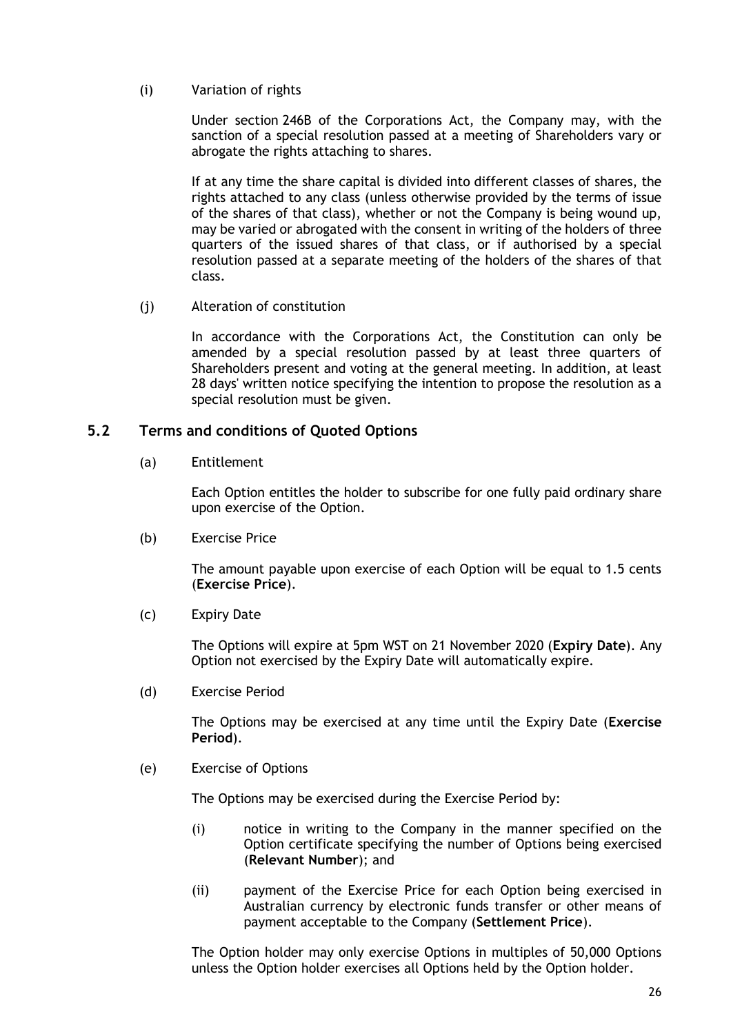(i) Variation of rights

Under section 246B of the Corporations Act, the Company may, with the sanction of a special resolution passed at a meeting of Shareholders vary or abrogate the rights attaching to shares.

If at any time the share capital is divided into different classes of shares, the rights attached to any class (unless otherwise provided by the terms of issue of the shares of that class), whether or not the Company is being wound up, may be varied or abrogated with the consent in writing of the holders of three quarters of the issued shares of that class, or if authorised by a special resolution passed at a separate meeting of the holders of the shares of that class.

(j) Alteration of constitution

In accordance with the Corporations Act, the Constitution can only be amended by a special resolution passed by at least three quarters of Shareholders present and voting at the general meeting. In addition, at least 28 days' written notice specifying the intention to propose the resolution as a special resolution must be given.

## 5.2 Terms and conditions of Quoted Options

(a) Entitlement

Each Option entitles the holder to subscribe for one fully paid ordinary share upon exercise of the Option.

(b) Exercise Price

The amount payable upon exercise of each Option will be equal to 1.5 cents (**Exercise Price**).

(c) Expiry Date

The Options will expire at 5pm WST on 21 November 2020 (**Expiry Date**). Any Option not exercised by the Expiry Date will automatically expire.

(d) Exercise Period

The Options may be exercised at any time until the Expiry Date (**Exercise Period**).

(e) Exercise of Options

The Options may be exercised during the Exercise Period by:

(i) notice in writing to the Company in the manner specified on the Option certificate specifying the number of Options being exercised (**Relevant Number**); and

(ii) payment of the Exercise Price for each Option being exercised in Australian currency by electronic funds transfer or other means of payment acceptable to the Company (**Settlement Price**).

The Option holder may only exercise Options in multiples of 50,000 Options unless the Option holder exercises all Options held by the Option holder.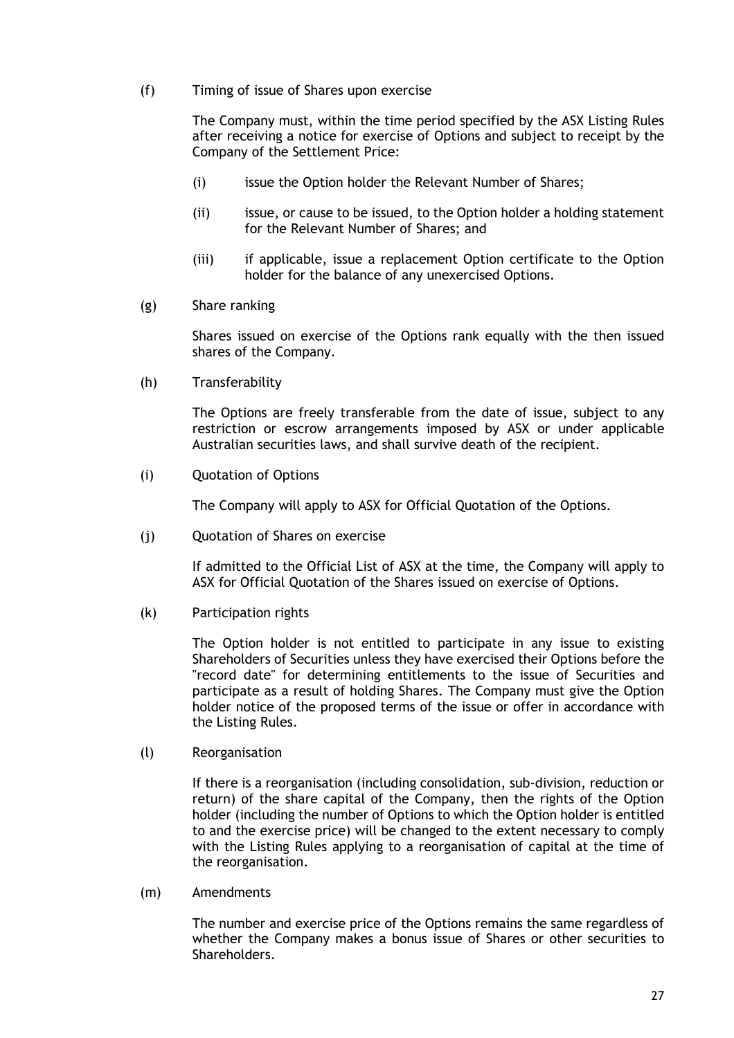(f) Timing of issue of Shares upon exercise

The Company must, within the time period specified by the ASX Listing Rules after receiving a notice for exercise of Options and subject to receipt by the Company of the Settlement Price:

(i) issue the Option holder the Relevant Number of Shares;

(ii) issue, or cause to be issued, to the Option holder a holding statement for the Relevant Number of Shares; and

(iii) if applicable, issue a replacement Option certificate to the Option holder for the balance of any unexercised Options.

(g) Share ranking

Shares issued on exercise of the Options rank equally with the then issued shares of the Company.

(h) Transferability

The Options are freely transferable from the date of issue, subject to any restriction or escrow arrangements imposed by ASX or under applicable Australian securities laws, and shall survive death of the recipient.

(i) Quotation of Options

The Company will apply to ASX for Official Quotation of the Options.

(j) Quotation of Shares on exercise

If admitted to the Official List of ASX at the time, the Company will apply to ASX for Official Quotation of the Shares issued on exercise of Options.

(k) Participation rights

The Option holder is not entitled to participate in any issue to existing Shareholders of Securities unless they have exercised their Options before the "record date" for determining entitlements to the issue of Securities and participate as a result of holding Shares. The Company must give the Option holder notice of the proposed terms of the issue or offer in accordance with the Listing Rules.

(l) Reorganisation

If there is a reorganisation (including consolidation, sub-division, reduction or return) of the share capital of the Company, then the rights of the Option holder (including the number of Options to which the Option holder is entitled to and the exercise price) will be changed to the extent necessary to comply with the Listing Rules applying to a reorganisation of capital at the time of the reorganisation.

(m) Amendments

The number and exercise price of the Options remains the same regardless of whether the Company makes a bonus issue of Shares or other securities to Shareholders.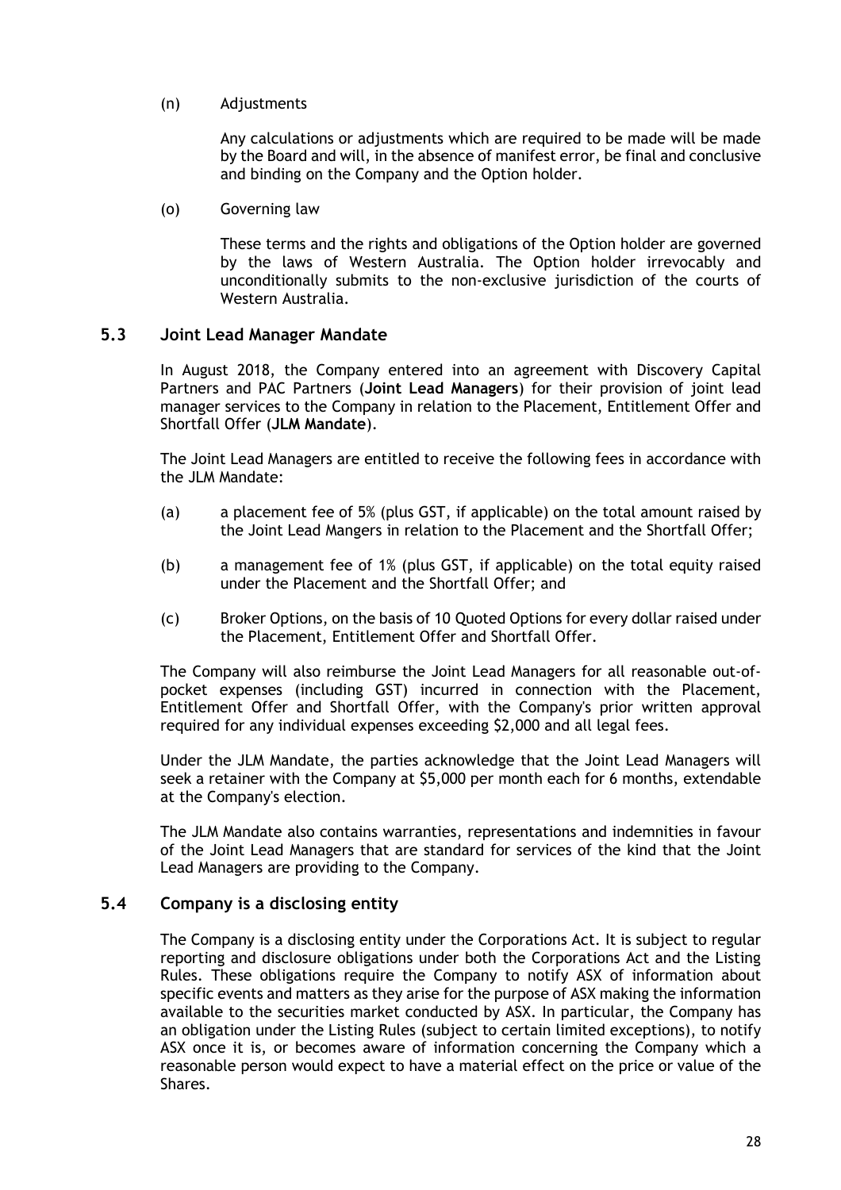(n) Adjustments

Any calculations or adjustments which are required to be made will be made by the Board and will, in the absence of manifest error, be final and conclusive and binding on the Company and the Option holder.

(o) Governing law

These terms and the rights and obligations of the Option holder are governed by the laws of Western Australia. The Option holder irrevocably and unconditionally submits to the non-exclusive jurisdiction of the courts of Western Australia.

## 5.3 Joint Lead Manager Mandate

In August 2018, the Company entered into an agreement with Discovery Capital Partners and PAC Partners (**Joint Lead Managers**) for their provision of joint lead manager services to the Company in relation to the Placement, Entitlement Offer and Shortfall Offer (**JLM Mandate**).

The Joint Lead Managers are entitled to receive the following fees in accordance with the JLM Mandate:

(a) a placement fee of 5% (plus GST, if applicable) on the total amount raised by the Joint Lead Mangers in relation to the Placement and the Shortfall Offer;

(b) a management fee of 1% (plus GST, if applicable) on the total equity raised under the Placement and the Shortfall Offer; and

(c) Broker Options, on the basis of 10 Quoted Options for every dollar raised under the Placement, Entitlement Offer and Shortfall Offer.

The Company will also reimburse the Joint Lead Managers for all reasonable out-of-pocket expenses (including GST) incurred in connection with the Placement, Entitlement Offer and Shortfall Offer, with the Company's prior written approval required for any individual expenses exceeding $2,000 and all legal fees.

Under the JLM Mandate, the parties acknowledge that the Joint Lead Managers will seek a retainer with the Company at $5,000 per month each for 6 months, extendable at the Company's election.

The JLM Mandate also contains warranties, representations and indemnities in favour of the Joint Lead Managers that are standard for services of the kind that the Joint Lead Managers are providing to the Company.

## 5.4 Company is a disclosing entity

The Company is a disclosing entity under the Corporations Act. It is subject to regular reporting and disclosure obligations under both the Corporations Act and the Listing Rules. These obligations require the Company to notify ASX of information about specific events and matters as they arise for the purpose of ASX making the information available to the securities market conducted by ASX. In particular, the Company has an obligation under the Listing Rules (subject to certain limited exceptions), to notify ASX once it is, or becomes aware of information concerning the Company which a reasonable person would expect to have a material effect on the price or value of the Shares.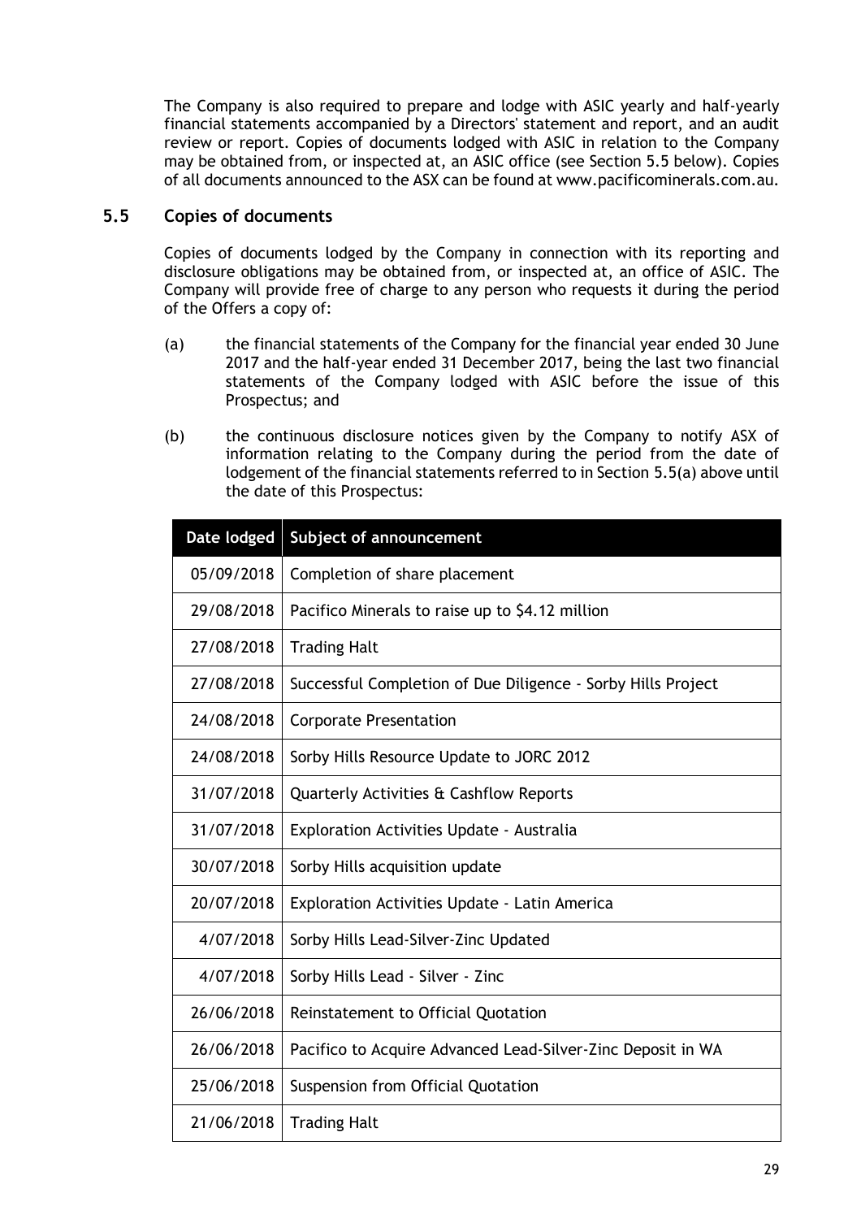The Company is also required to prepare and lodge with ASIC yearly and half-yearly financial statements accompanied by a Directors' statement and report, and an audit review or report. Copies of documents lodged with ASIC in relation to the Company may be obtained from, or inspected at, an ASIC office (see Section 5.5 below). Copies of all documents announced to the ASX can be found at www.pacificominerals.com.au.

### 5.5 Copies of documents

Copies of documents lodged by the Company in connection with its reporting and disclosure obligations may be obtained from, or inspected at, an office of ASIC. The Company will provide free of charge to any person who requests it during the period of the Offers a copy of:

(a) the financial statements of the Company for the financial year ended 30 June 2017 and the half-year ended 31 December 2017, being the last two financial statements of the Company lodged with ASIC before the issue of this Prospectus; and

(b) the continuous disclosure notices given by the Company to notify ASX of information relating to the Company during the period from the date of lodgement of the financial statements referred to in Section 5.5(a) above until the date of this Prospectus:

| Date lodged | Subject of announcement |
|---|---|
| 05/09/2018 | Completion of share placement |
| 29/08/2018 | Pacifico Minerals to raise up to $4.12 million |
| 27/08/2018 | Trading Halt |
| 27/08/2018 | Successful Completion of Due Diligence - Sorby Hills Project |
| 24/08/2018 | Corporate Presentation |
| 24/08/2018 | Sorby Hills Resource Update to JORC 2012 |
| 31/07/2018 | Quarterly Activities & Cashflow Reports |
| 31/07/2018 | Exploration Activities Update - Australia |
| 30/07/2018 | Sorby Hills acquisition update |
| 20/07/2018 | Exploration Activities Update - Latin America |
| 4/07/2018 | Sorby Hills Lead-Silver-Zinc Updated |
| 4/07/2018 | Sorby Hills Lead - Silver - Zinc |
| 26/06/2018 | Reinstatement to Official Quotation |
| 26/06/2018 | Pacifico to Acquire Advanced Lead-Silver-Zinc Deposit in WA |
| 25/06/2018 | Suspension from Official Quotation |
| 21/06/2018 | Trading Halt |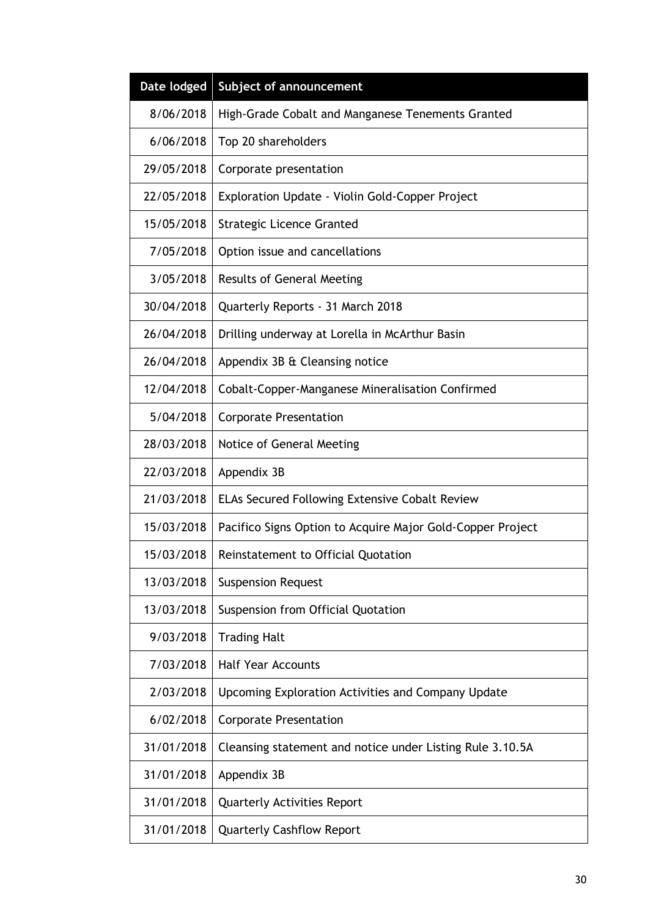| Date lodged | Subject of announcement |
|---|---|
| 8/06/2018 | High-Grade Cobalt and Manganese Tenements Granted |
| 6/06/2018 | Top 20 shareholders |
| 29/05/2018 | Corporate presentation |
| 22/05/2018 | Exploration Update - Violin Gold-Copper Project |
| 15/05/2018 | Strategic Licence Granted |
| 7/05/2018 | Option issue and cancellations |
| 3/05/2018 | Results of General Meeting |
| 30/04/2018 | Quarterly Reports - 31 March 2018 |
| 26/04/2018 | Drilling underway at Lorella in McArthur Basin |
| 26/04/2018 | Appendix 3B & Cleansing notice |
| 12/04/2018 | Cobalt-Copper-Manganese Mineralisation Confirmed |
| 5/04/2018 | Corporate Presentation |
| 28/03/2018 | Notice of General Meeting |
| 22/03/2018 | Appendix 3B |
| 21/03/2018 | ELAs Secured Following Extensive Cobalt Review |
| 15/03/2018 | Pacifico Signs Option to Acquire Major Gold-Copper Project |
| 15/03/2018 | Reinstatement to Official Quotation |
| 13/03/2018 | Suspension Request |
| 13/03/2018 | Suspension from Official Quotation |
| 9/03/2018 | Trading Halt |
| 7/03/2018 | Half Year Accounts |
| 2/03/2018 | Upcoming Exploration Activities and Company Update |
| 6/02/2018 | Corporate Presentation |
| 31/01/2018 | Cleansing statement and notice under Listing Rule 3.10.5A |
| 31/01/2018 | Appendix 3B |
| 31/01/2018 | Quarterly Activities Report |
| 31/01/2018 | Quarterly Cashflow Report |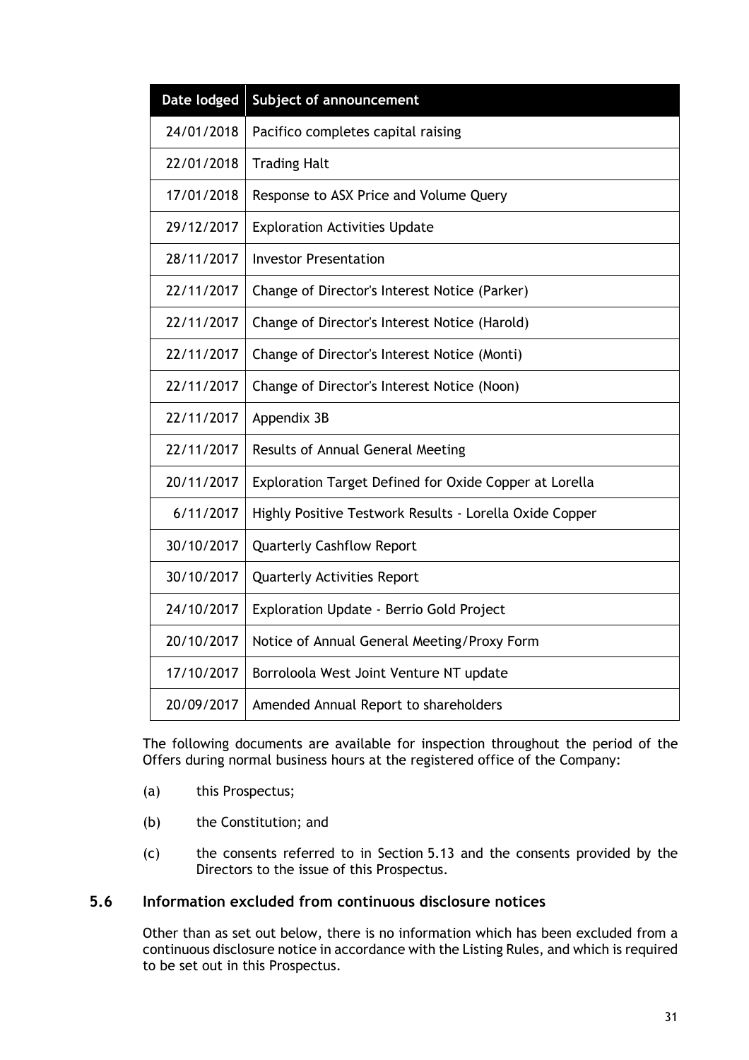| Date lodged | Subject of announcement |
| --- | --- |
| 24/01/2018 | Pacifico completes capital raising |
| 22/01/2018 | Trading Halt |
| 17/01/2018 | Response to ASX Price and Volume Query |
| 29/12/2017 | Exploration Activities Update |
| 28/11/2017 | Investor Presentation |
| 22/11/2017 | Change of Director's Interest Notice (Parker) |
| 22/11/2017 | Change of Director's Interest Notice (Harold) |
| 22/11/2017 | Change of Director's Interest Notice (Monti) |
| 22/11/2017 | Change of Director's Interest Notice (Noon) |
| 22/11/2017 | Appendix 3B |
| 22/11/2017 | Results of Annual General Meeting |
| 20/11/2017 | Exploration Target Defined for Oxide Copper at Lorella |
| 6/11/2017 | Highly Positive Testwork Results - Lorella Oxide Copper |
| 30/10/2017 | Quarterly Cashflow Report |
| 30/10/2017 | Quarterly Activities Report |
| 24/10/2017 | Exploration Update - Berrio Gold Project |
| 20/10/2017 | Notice of Annual General Meeting/Proxy Form |
| 17/10/2017 | Borroloola West Joint Venture NT update |
| 20/09/2017 | Amended Annual Report to shareholders |

The following documents are available for inspection throughout the period of the Offers during normal business hours at the registered office of the Company:

(a) this Prospectus;

(b) the Constitution; and

(c) the consents referred to in Section 5.13 and the consents provided by the Directors to the issue of this Prospectus.

## 5.6 Information excluded from continuous disclosure notices

Other than as set out below, there is no information which has been excluded from a continuous disclosure notice in accordance with the Listing Rules, and which is required to be set out in this Prospectus.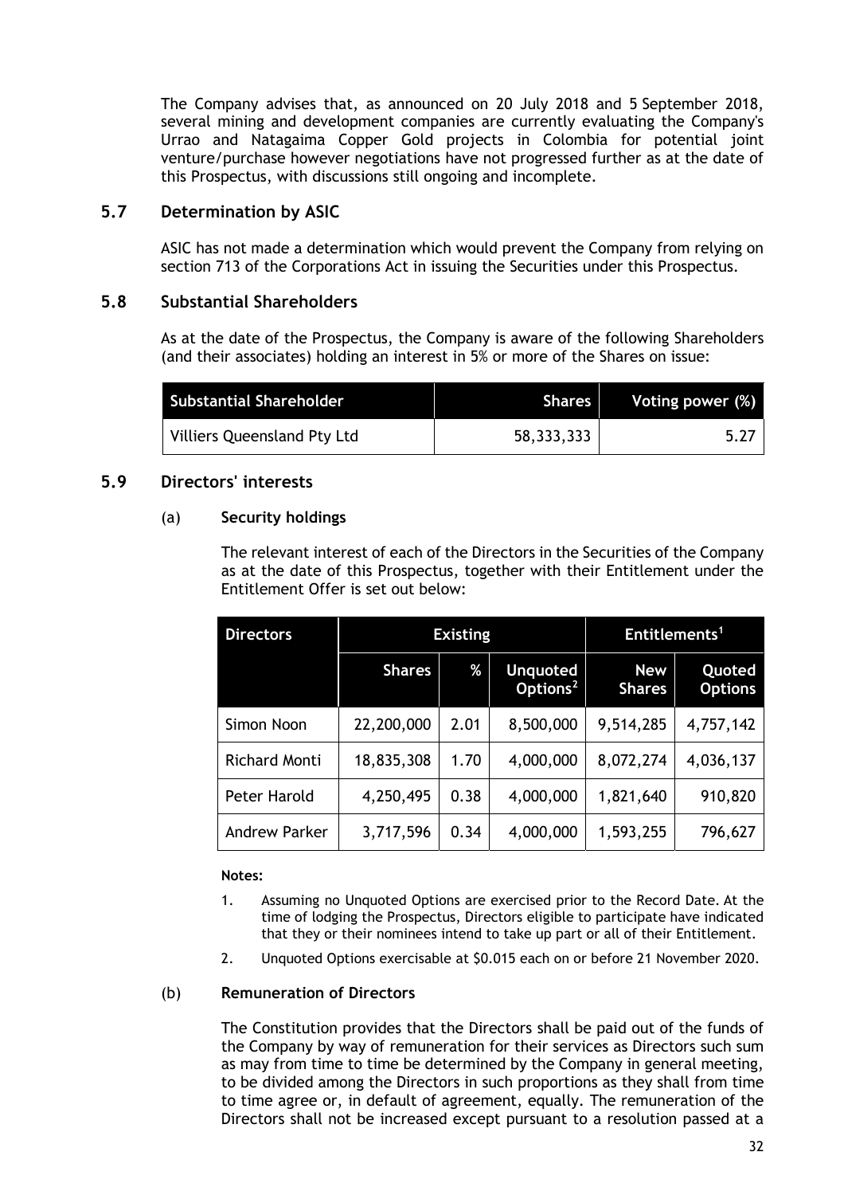The Company advises that, as announced on 20 July 2018 and 5 September 2018, several mining and development companies are currently evaluating the Company's Urrao and Natagaima Copper Gold projects in Colombia for potential joint venture/purchase however negotiations have not progressed further as at the date of this Prospectus, with discussions still ongoing and incomplete.

## 5.7 Determination by ASIC

ASIC has not made a determination which would prevent the Company from relying on section 713 of the Corporations Act in issuing the Securities under this Prospectus.

## 5.8 Substantial Shareholders

As at the date of the Prospectus, the Company is aware of the following Shareholders (and their associates) holding an interest in 5% or more of the Shares on issue:

| Substantial Shareholder | Shares | Voting power (%) |
|---|---|---|
| Villiers Queensland Pty Ltd | 58,333,333 | 5.27 |

## 5.9 Directors' interests

### (a) Security holdings

The relevant interest of each of the Directors in the Securities of the Company as at the date of this Prospectus, together with their Entitlement under the Entitlement Offer is set out below:

| Directors | Existing | | | Entitlements[1] | |
|---|---|---|---|---|---|
| | Shares | % | Unquoted Options[2] | New Shares | Quoted Options |
| Simon Noon | 22,200,000 | 2.01 | 8,500,000 | 9,514,285 | 4,757,142 |
| Richard Monti | 18,835,308 | 1.70 | 4,000,000 | 8,072,274 | 4,036,137 |
| Peter Harold | 4,250,495 | 0.38 | 4,000,000 | 1,821,640 | 910,820 |
| Andrew Parker | 3,717,596 | 0.34 | 4,000,000 | 1,593,255 | 796,627 |

**Notes:**

1. Assuming no Unquoted Options are exercised prior to the Record Date. At the time of lodging the Prospectus, Directors eligible to participate have indicated that they or their nominees intend to take up part or all of their Entitlement.
2. Unquoted Options exercisable at $0.015 each on or before 21 November 2020.

### (b) Remuneration of Directors

The Constitution provides that the Directors shall be paid out of the funds of the Company by way of remuneration for their services as Directors such sum as may from time to time be determined by the Company in general meeting, to be divided among the Directors in such proportions as they shall from time to time agree or, in default of agreement, equally. The remuneration of the Directors shall not be increased except pursuant to a resolution passed at a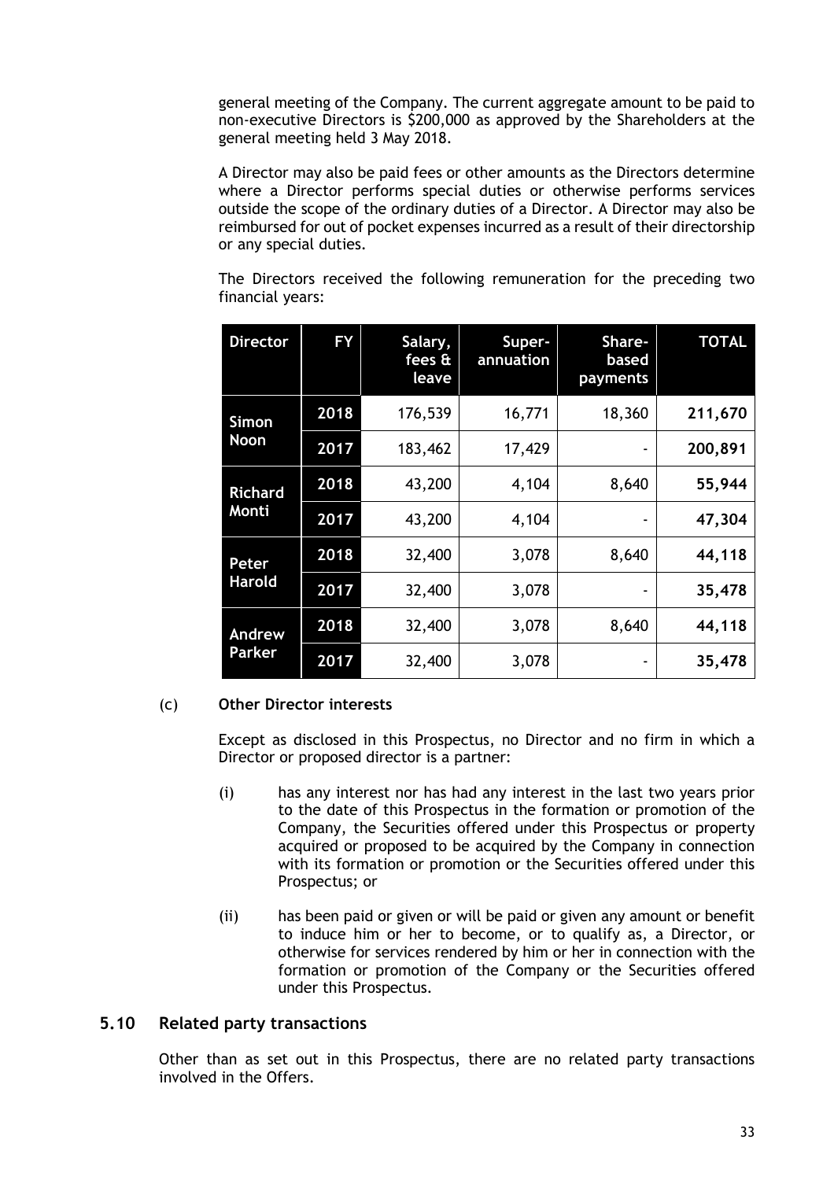general meeting of the Company. The current aggregate amount to be paid to non-executive Directors is $200,000 as approved by the Shareholders at the general meeting held 3 May 2018.

A Director may also be paid fees or other amounts as the Directors determine where a Director performs special duties or otherwise performs services outside the scope of the ordinary duties of a Director. A Director may also be reimbursed for out of pocket expenses incurred as a result of their directorship or any special duties.

The Directors received the following remuneration for the preceding two financial years:

| Director | FY | Salary, fees & leave | Super-annuation | Share-based payments | TOTAL |
|---|---|---|---|---|---|
| Simon Noon | 2018 | 176,539 | 16,771 | 18,360 | **211,670** |
| | 2017 | 183,462 | 17,429 | - | **200,891** |
| Richard Monti | 2018 | 43,200 | 4,104 | 8,640 | **55,944** |
| | 2017 | 43,200 | 4,104 | - | **47,304** |
| Peter Harold | 2018 | 32,400 | 3,078 | 8,640 | **44,118** |
| | 2017 | 32,400 | 3,078 | - | **35,478** |
| Andrew Parker | 2018 | 32,400 | 3,078 | 8,640 | **44,118** |
| | 2017 | 32,400 | 3,078 | - | **35,478** |

(c) **Other Director interests**

Except as disclosed in this Prospectus, no Director and no firm in which a Director or proposed director is a partner:

(i) has any interest nor has had any interest in the last two years prior to the date of this Prospectus in the formation or promotion of the Company, the Securities offered under this Prospectus or property acquired or proposed to be acquired by the Company in connection with its formation or promotion or the Securities offered under this Prospectus; or

(ii) has been paid or given or will be paid or given any amount or benefit to induce him or her to become, or to qualify as, a Director, or otherwise for services rendered by him or her in connection with the formation or promotion of the Company or the Securities offered under this Prospectus.

## 5.10 Related party transactions

Other than as set out in this Prospectus, there are no related party transactions involved in the Offers.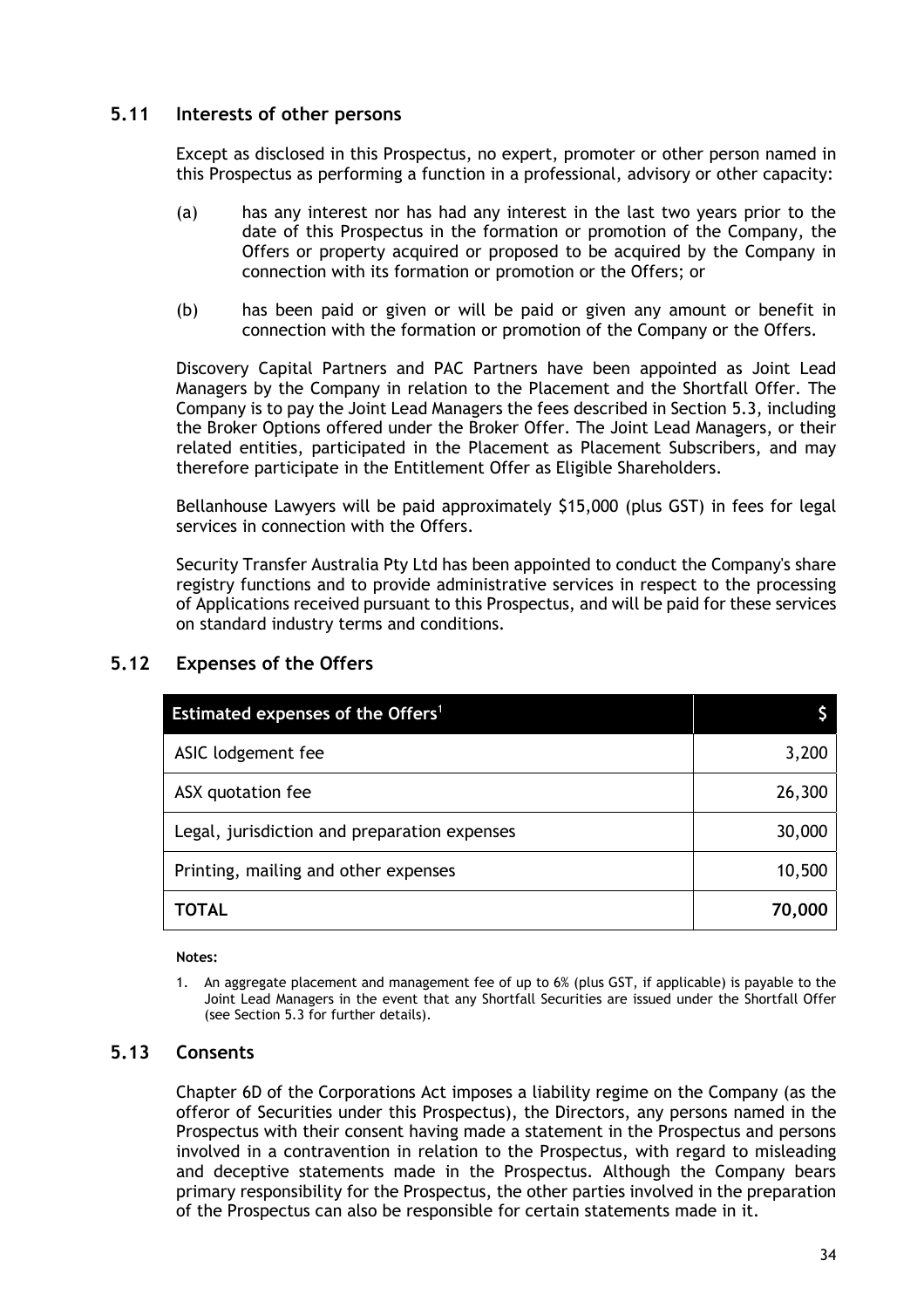## 5.11 Interests of other persons

Except as disclosed in this Prospectus, no expert, promoter or other person named in this Prospectus as performing a function in a professional, advisory or other capacity:

(a) has any interest nor has had any interest in the last two years prior to the date of this Prospectus in the formation or promotion of the Company, the Offers or property acquired or proposed to be acquired by the Company in connection with its formation or promotion or the Offers; or

(b) has been paid or given or will be paid or given any amount or benefit in connection with the formation or promotion of the Company or the Offers.

Discovery Capital Partners and PAC Partners have been appointed as Joint Lead Managers by the Company in relation to the Placement and the Shortfall Offer. The Company is to pay the Joint Lead Managers the fees described in Section 5.3, including the Broker Options offered under the Broker Offer. The Joint Lead Managers, or their related entities, participated in the Placement as Placement Subscribers, and may therefore participate in the Entitlement Offer as Eligible Shareholders.

Bellanhouse Lawyers will be paid approximately $15,000 (plus GST) in fees for legal services in connection with the Offers.

Security Transfer Australia Pty Ltd has been appointed to conduct the Company's share registry functions and to provide administrative services in respect to the processing of Applications received pursuant to this Prospectus, and will be paid for these services on standard industry terms and conditions.

## 5.12 Expenses of the Offers

| Estimated expenses of the Offers[1] | $ |
|---|---|
| ASIC lodgement fee | 3,200 |
| ASX quotation fee | 26,300 |
| Legal, jurisdiction and preparation expenses | 30,000 |
| Printing, mailing and other expenses | 10,500 |
| **TOTAL** | **70,000** |

**Notes:**

1. An aggregate placement and management fee of up to 6% (plus GST, if applicable) is payable to the Joint Lead Managers in the event that any Shortfall Securities are issued under the Shortfall Offer (see Section 5.3 for further details).

## 5.13 Consents

Chapter 6D of the Corporations Act imposes a liability regime on the Company (as the offeror of Securities under this Prospectus), the Directors, any persons named in the Prospectus with their consent having made a statement in the Prospectus and persons involved in a contravention in relation to the Prospectus, with regard to misleading and deceptive statements made in the Prospectus. Although the Company bears primary responsibility for the Prospectus, the other parties involved in the preparation of the Prospectus can also be responsible for certain statements made in it.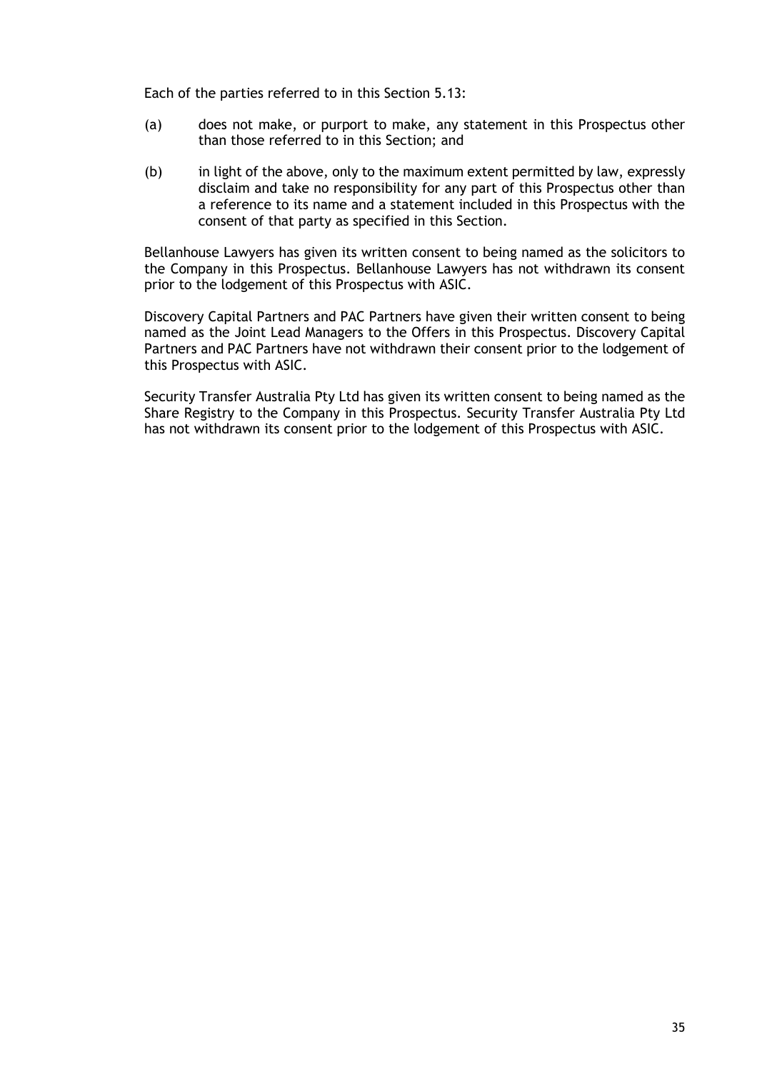Each of the parties referred to in this Section 5.13:

(a) does not make, or purport to make, any statement in this Prospectus other than those referred to in this Section; and

(b) in light of the above, only to the maximum extent permitted by law, expressly disclaim and take no responsibility for any part of this Prospectus other than a reference to its name and a statement included in this Prospectus with the consent of that party as specified in this Section.

Bellanhouse Lawyers has given its written consent to being named as the solicitors to the Company in this Prospectus. Bellanhouse Lawyers has not withdrawn its consent prior to the lodgement of this Prospectus with ASIC.

Discovery Capital Partners and PAC Partners have given their written consent to being named as the Joint Lead Managers to the Offers in this Prospectus. Discovery Capital Partners and PAC Partners have not withdrawn their consent prior to the lodgement of this Prospectus with ASIC.

Security Transfer Australia Pty Ltd has given its written consent to being named as the Share Registry to the Company in this Prospectus. Security Transfer Australia Pty Ltd has not withdrawn its consent prior to the lodgement of this Prospectus with ASIC.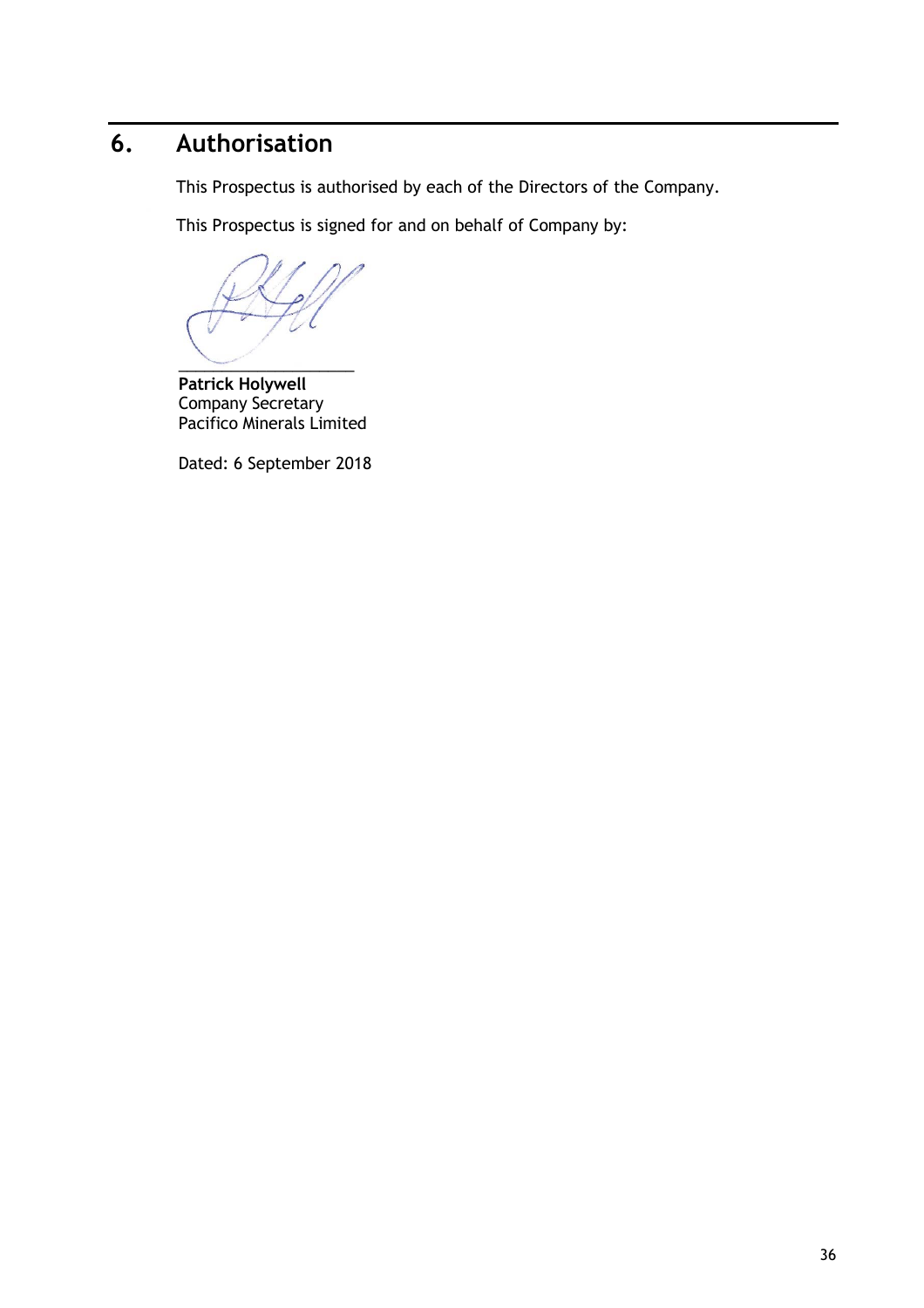# 6. Authorisation

This Prospectus is authorised by each of the Directors of the Company.

This Prospectus is signed for and on behalf of Company by:

\_\_\_\_\_\_\_\_\_\_\_\_\_\_\_\_\_\_\_\_\_\_

**Patrick Holywell**
Company Secretary
Pacifico Minerals Limited

Dated: 6 September 2018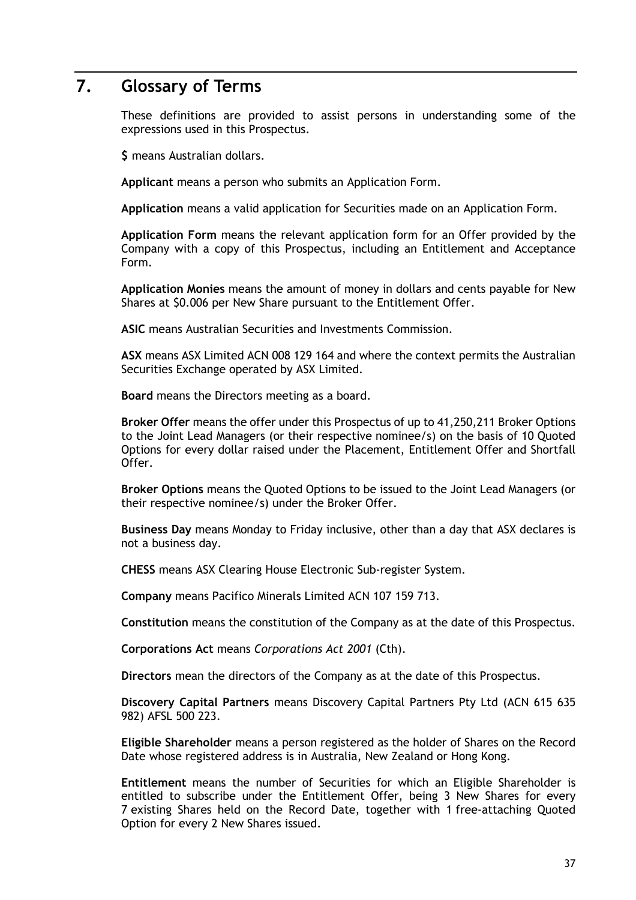# 7. Glossary of Terms

These definitions are provided to assist persons in understanding some of the expressions used in this Prospectus.

**$** means Australian dollars.

**Applicant** means a person who submits an Application Form.

**Application** means a valid application for Securities made on an Application Form.

**Application Form** means the relevant application form for an Offer provided by the Company with a copy of this Prospectus, including an Entitlement and Acceptance Form.

**Application Monies** means the amount of money in dollars and cents payable for New Shares at $0.006 per New Share pursuant to the Entitlement Offer.

**ASIC** means Australian Securities and Investments Commission.

**ASX** means ASX Limited ACN 008 129 164 and where the context permits the Australian Securities Exchange operated by ASX Limited.

**Board** means the Directors meeting as a board.

**Broker Offer** means the offer under this Prospectus of up to 41,250,211 Broker Options to the Joint Lead Managers (or their respective nominee/s) on the basis of 10 Quoted Options for every dollar raised under the Placement, Entitlement Offer and Shortfall Offer.

**Broker Options** means the Quoted Options to be issued to the Joint Lead Managers (or their respective nominee/s) under the Broker Offer.

**Business Day** means Monday to Friday inclusive, other than a day that ASX declares is not a business day.

**CHESS** means ASX Clearing House Electronic Sub-register System.

**Company** means Pacifico Minerals Limited ACN 107 159 713.

**Constitution** means the constitution of the Company as at the date of this Prospectus.

**Corporations Act** means *Corporations Act 2001* (Cth).

**Directors** mean the directors of the Company as at the date of this Prospectus.

**Discovery Capital Partners** means Discovery Capital Partners Pty Ltd (ACN 615 635 982) AFSL 500 223.

**Eligible Shareholder** means a person registered as the holder of Shares on the Record Date whose registered address is in Australia, New Zealand or Hong Kong.

**Entitlement** means the number of Securities for which an Eligible Shareholder is entitled to subscribe under the Entitlement Offer, being 3 New Shares for every 7 existing Shares held on the Record Date, together with 1 free-attaching Quoted Option for every 2 New Shares issued.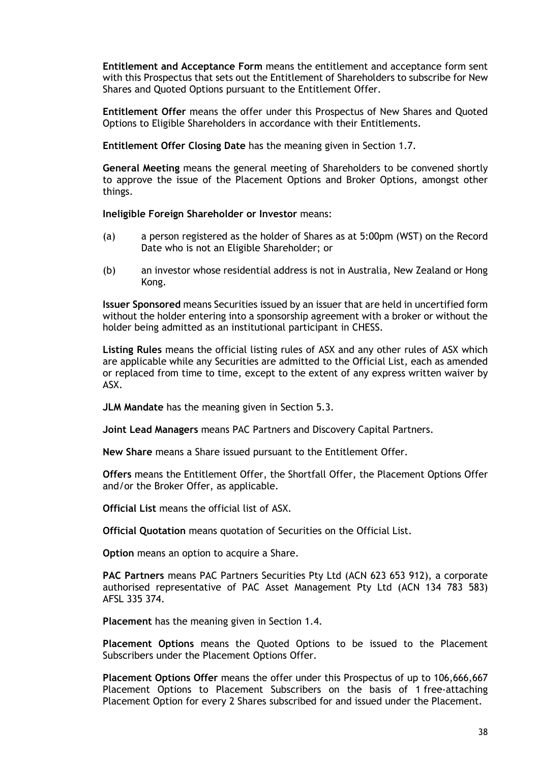**Entitlement and Acceptance Form** means the entitlement and acceptance form sent with this Prospectus that sets out the Entitlement of Shareholders to subscribe for New Shares and Quoted Options pursuant to the Entitlement Offer.

**Entitlement Offer** means the offer under this Prospectus of New Shares and Quoted Options to Eligible Shareholders in accordance with their Entitlements.

**Entitlement Offer Closing Date** has the meaning given in Section 1.7.

**General Meeting** means the general meeting of Shareholders to be convened shortly to approve the issue of the Placement Options and Broker Options, amongst other things.

**Ineligible Foreign Shareholder or Investor** means:

(a) a person registered as the holder of Shares as at 5:00pm (WST) on the Record Date who is not an Eligible Shareholder; or

(b) an investor whose residential address is not in Australia, New Zealand or Hong Kong.

**Issuer Sponsored** means Securities issued by an issuer that are held in uncertified form without the holder entering into a sponsorship agreement with a broker or without the holder being admitted as an institutional participant in CHESS.

**Listing Rules** means the official listing rules of ASX and any other rules of ASX which are applicable while any Securities are admitted to the Official List, each as amended or replaced from time to time, except to the extent of any express written waiver by ASX.

**JLM Mandate** has the meaning given in Section 5.3.

**Joint Lead Managers** means PAC Partners and Discovery Capital Partners.

**New Share** means a Share issued pursuant to the Entitlement Offer.

**Offers** means the Entitlement Offer, the Shortfall Offer, the Placement Options Offer and/or the Broker Offer, as applicable.

**Official List** means the official list of ASX.

**Official Quotation** means quotation of Securities on the Official List.

**Option** means an option to acquire a Share.

**PAC Partners** means PAC Partners Securities Pty Ltd (ACN 623 653 912), a corporate authorised representative of PAC Asset Management Pty Ltd (ACN 134 783 583) AFSL 335 374.

**Placement** has the meaning given in Section 1.4.

**Placement Options** means the Quoted Options to be issued to the Placement Subscribers under the Placement Options Offer.

**Placement Options Offer** means the offer under this Prospectus of up to 106,666,667 Placement Options to Placement Subscribers on the basis of 1 free-attaching Placement Option for every 2 Shares subscribed for and issued under the Placement.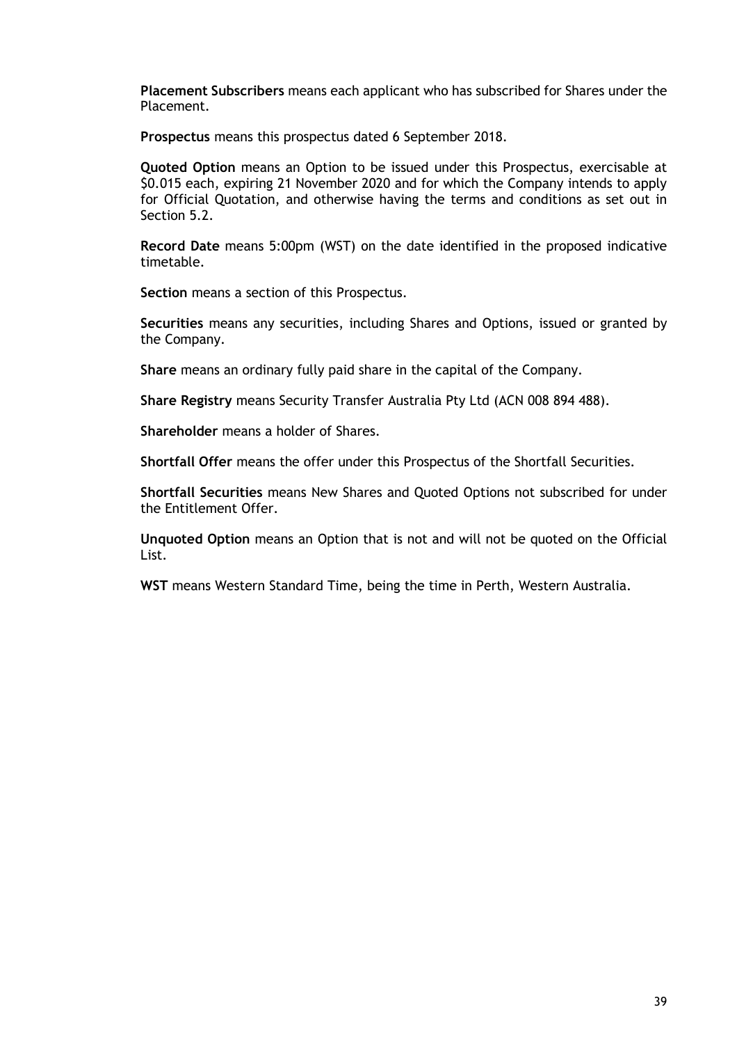**Placement Subscribers** means each applicant who has subscribed for Shares under the Placement.

**Prospectus** means this prospectus dated 6 September 2018.

**Quoted Option** means an Option to be issued under this Prospectus, exercisable at $0.015 each, expiring 21 November 2020 and for which the Company intends to apply for Official Quotation, and otherwise having the terms and conditions as set out in Section 5.2.

**Record Date** means 5:00pm (WST) on the date identified in the proposed indicative timetable.

**Section** means a section of this Prospectus.

**Securities** means any securities, including Shares and Options, issued or granted by the Company.

**Share** means an ordinary fully paid share in the capital of the Company.

**Share Registry** means Security Transfer Australia Pty Ltd (ACN 008 894 488).

**Shareholder** means a holder of Shares.

**Shortfall Offer** means the offer under this Prospectus of the Shortfall Securities.

**Shortfall Securities** means New Shares and Quoted Options not subscribed for under the Entitlement Offer.

**Unquoted Option** means an Option that is not and will not be quoted on the Official List.

**WST** means Western Standard Time, being the time in Perth, Western Australia.